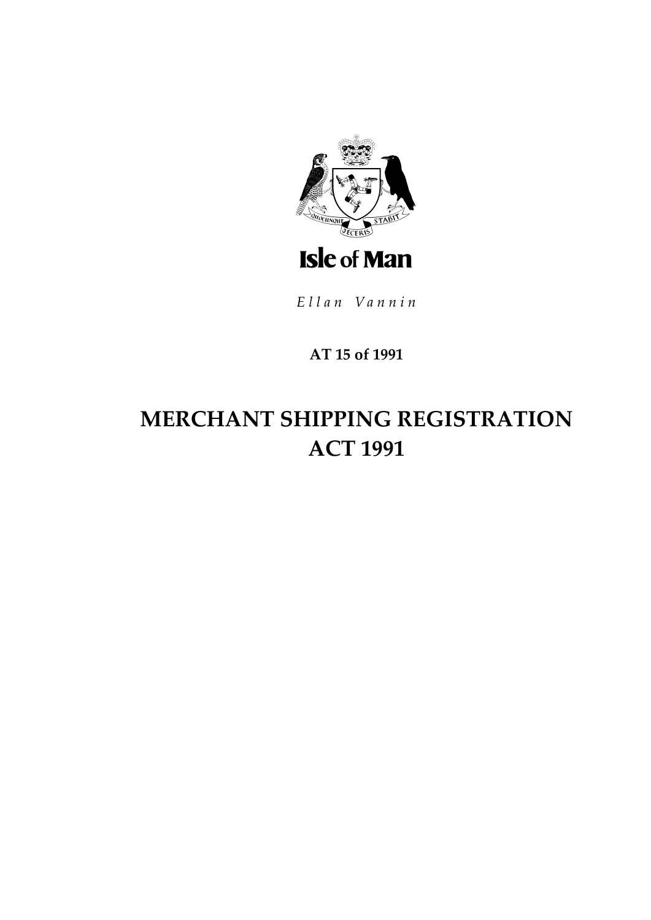Isle of Man

*Ellan Vannin*

**AT 15 of 1991**

# MERCHANT SHIPPING REGISTRATION ACT 1991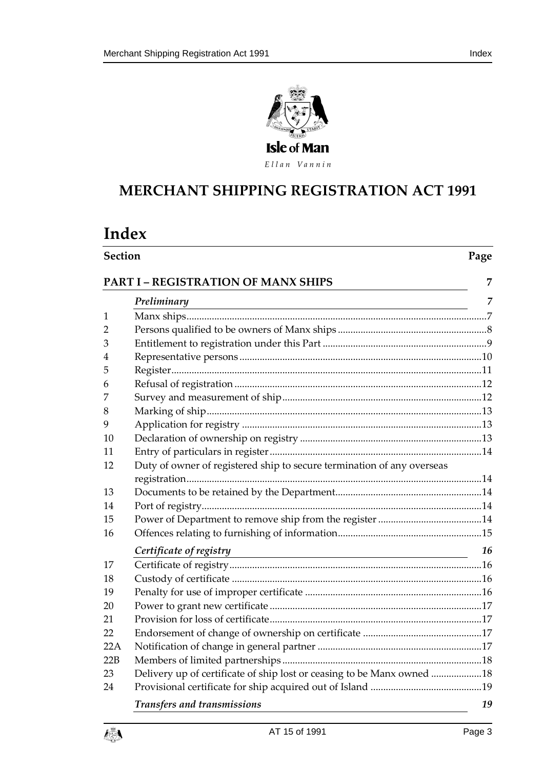Isle of Man

*Ellan Vannin*

# MERCHANT SHIPPING REGISTRATION ACT 1991

# Index

| Section | | Page |
|---|---|---|
| **PART I – REGISTRATION OF MANX SHIPS** | | **7** |
| | ***Preliminary*** | ***7*** |
| 1 | Manx ships | 7 |
| 2 | Persons qualified to be owners of Manx ships | 8 |
| 3 | Entitlement to registration under this Part | 9 |
| 4 | Representative persons | 10 |
| 5 | Register | 11 |
| 6 | Refusal of registration | 12 |
| 7 | Survey and measurement of ship | 12 |
| 8 | Marking of ship | 13 |
| 9 | Application for registry | 13 |
| 10 | Declaration of ownership on registry | 13 |
| 11 | Entry of particulars in register | 14 |
| 12 | Duty of owner of registered ship to secure termination of any overseas registration | 14 |
| 13 | Documents to be retained by the Department | 14 |
| 14 | Port of registry | 14 |
| 15 | Power of Department to remove ship from the register | 14 |
| 16 | Offences relating to furnishing of information | 15 |
| | ***Certificate of registry*** | ***16*** |
| 17 | Certificate of registry | 16 |
| 18 | Custody of certificate | 16 |
| 19 | Penalty for use of improper certificate | 16 |
| 20 | Power to grant new certificate | 17 |
| 21 | Provision for loss of certificate | 17 |
| 22 | Endorsement of change of ownership on certificate | 17 |
| 22A | Notification of change in general partner | 17 |
| 22B | Members of limited partnerships | 18 |
| 23 | Delivery up of certificate of ship lost or ceasing to be Manx owned | 18 |
| 24 | Provisional certificate for ship acquired out of Island | 19 |
| | ***Transfers and transmissions*** | ***19*** |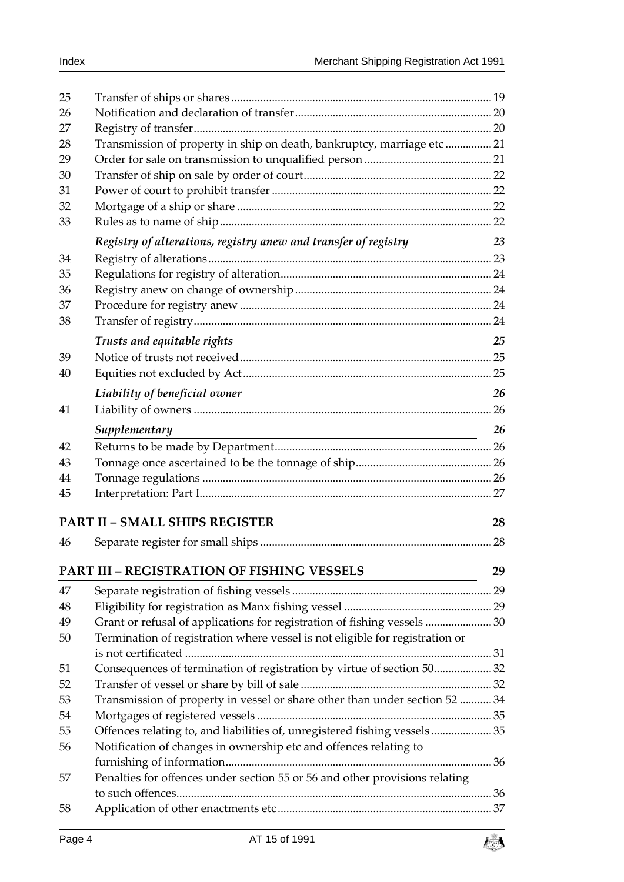| | | |
|---|---|---|
| 25 | Transfer of ships or shares | 19 |
| 26 | Notification and declaration of transfer | 20 |
| 27 | Registry of transfer | 20 |
| 28 | Transmission of property in ship on death, bankruptcy, marriage etc | 21 |
| 29 | Order for sale on transmission to unqualified person | 21 |
| 30 | Transfer of ship on sale by order of court | 22 |
| 31 | Power of court to prohibit transfer | 22 |
| 32 | Mortgage of a ship or share | 22 |
| 33 | Rules as to name of ship | 22 |
| | *Registry of alterations, registry anew and transfer of registry* | *23* |
| 34 | Registry of alterations | 23 |
| 35 | Regulations for registry of alteration | 24 |
| 36 | Registry anew on change of ownership | 24 |
| 37 | Procedure for registry anew | 24 |
| 38 | Transfer of registry | 24 |
| | *Trusts and equitable rights* | *25* |
| 39 | Notice of trusts not received | 25 |
| 40 | Equities not excluded by Act | 25 |
| | *Liability of beneficial owner* | *26* |
| 41 | Liability of owners | 26 |
| | *Supplementary* | *26* |
| 42 | Returns to be made by Department | 26 |
| 43 | Tonnage once ascertained to be the tonnage of ship | 26 |
| 44 | Tonnage regulations | 26 |
| 45 | Interpretation: Part I | 27 |
| | **PART II – SMALL SHIPS REGISTER** | **28** |
| 46 | Separate register for small ships | 28 |
| | **PART III – REGISTRATION OF FISHING VESSELS** | **29** |
| 47 | Separate registration of fishing vessels | 29 |
| 48 | Eligibility for registration as Manx fishing vessel | 29 |
| 49 | Grant or refusal of applications for registration of fishing vessels | 30 |
| 50 | Termination of registration where vessel is not eligible for registration or is not certificated | 31 |
| 51 | Consequences of termination of registration by virtue of section 50 | 32 |
| 52 | Transfer of vessel or share by bill of sale | 32 |
| 53 | Transmission of property in vessel or share other than under section 52 | 34 |
| 54 | Mortgages of registered vessels | 35 |
| 55 | Offences relating to, and liabilities of, unregistered fishing vessels | 35 |
| 56 | Notification of changes in ownership etc and offences relating to furnishing of information | 36 |
| 57 | Penalties for offences under section 55 or 56 and other provisions relating to such offences | 36 |
| 58 | Application of other enactments etc | 37 |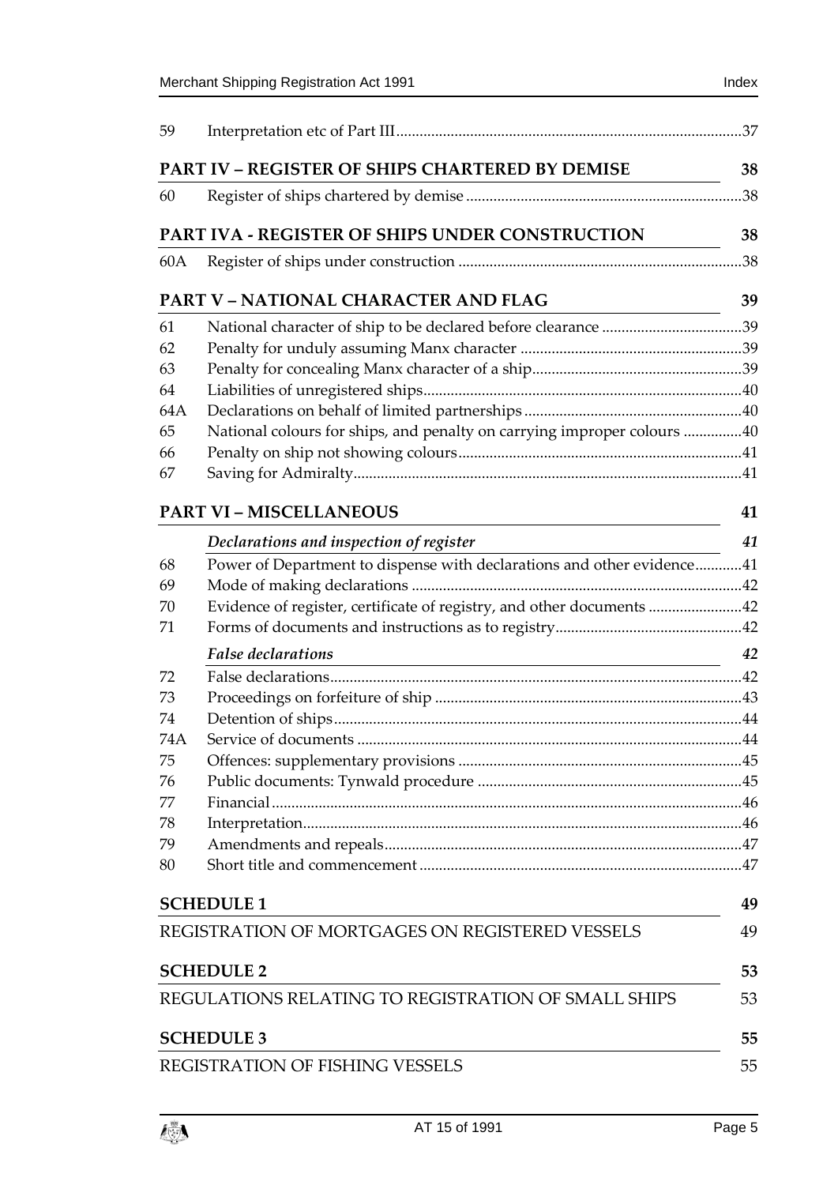| | | |
|---|---|---|
| 59 | Interpretation etc of Part III | 37 |

**PART IV – REGISTER OF SHIPS CHARTERED BY DEMISE** 38

| | | |
|---|---|---|
| 60 | Register of ships chartered by demise | 38 |

**PART IVA - REGISTER OF SHIPS UNDER CONSTRUCTION** 38

| | | |
|---|---|---|
| 60A | Register of ships under construction | 38 |

**PART V – NATIONAL CHARACTER AND FLAG** 39

| | | |
|---|---|---|
| 61 | National character of ship to be declared before clearance | 39 |
| 62 | Penalty for unduly assuming Manx character | 39 |
| 63 | Penalty for concealing Manx character of a ship | 39 |
| 64 | Liabilities of unregistered ships | 40 |
| 64A | Declarations on behalf of limited partnerships | 40 |
| 65 | National colours for ships, and penalty on carrying improper colours | 40 |
| 66 | Penalty on ship not showing colours | 41 |
| 67 | Saving for Admiralty | 41 |

**PART VI – MISCELLANEOUS** 41

*Declarations and inspection of register* 41

| | | |
|---|---|---|
| 68 | Power of Department to dispense with declarations and other evidence | 41 |
| 69 | Mode of making declarations | 42 |
| 70 | Evidence of register, certificate of registry, and other documents | 42 |
| 71 | Forms of documents and instructions as to registry | 42 |

*False declarations* 42

| | | |
|---|---|---|
| 72 | False declarations | 42 |
| 73 | Proceedings on forfeiture of ship | 43 |
| 74 | Detention of ships | 44 |
| 74A | Service of documents | 44 |
| 75 | Offences: supplementary provisions | 45 |
| 76 | Public documents: Tynwald procedure | 45 |
| 77 | Financial | 46 |
| 78 | Interpretation | 46 |
| 79 | Amendments and repeals | 47 |
| 80 | Short title and commencement | 47 |

**SCHEDULE 1** 49

REGISTRATION OF MORTGAGES ON REGISTERED VESSELS 49

**SCHEDULE 2** 53

REGULATIONS RELATING TO REGISTRATION OF SMALL SHIPS 53

**SCHEDULE 3** 55

REGISTRATION OF FISHING VESSELS 55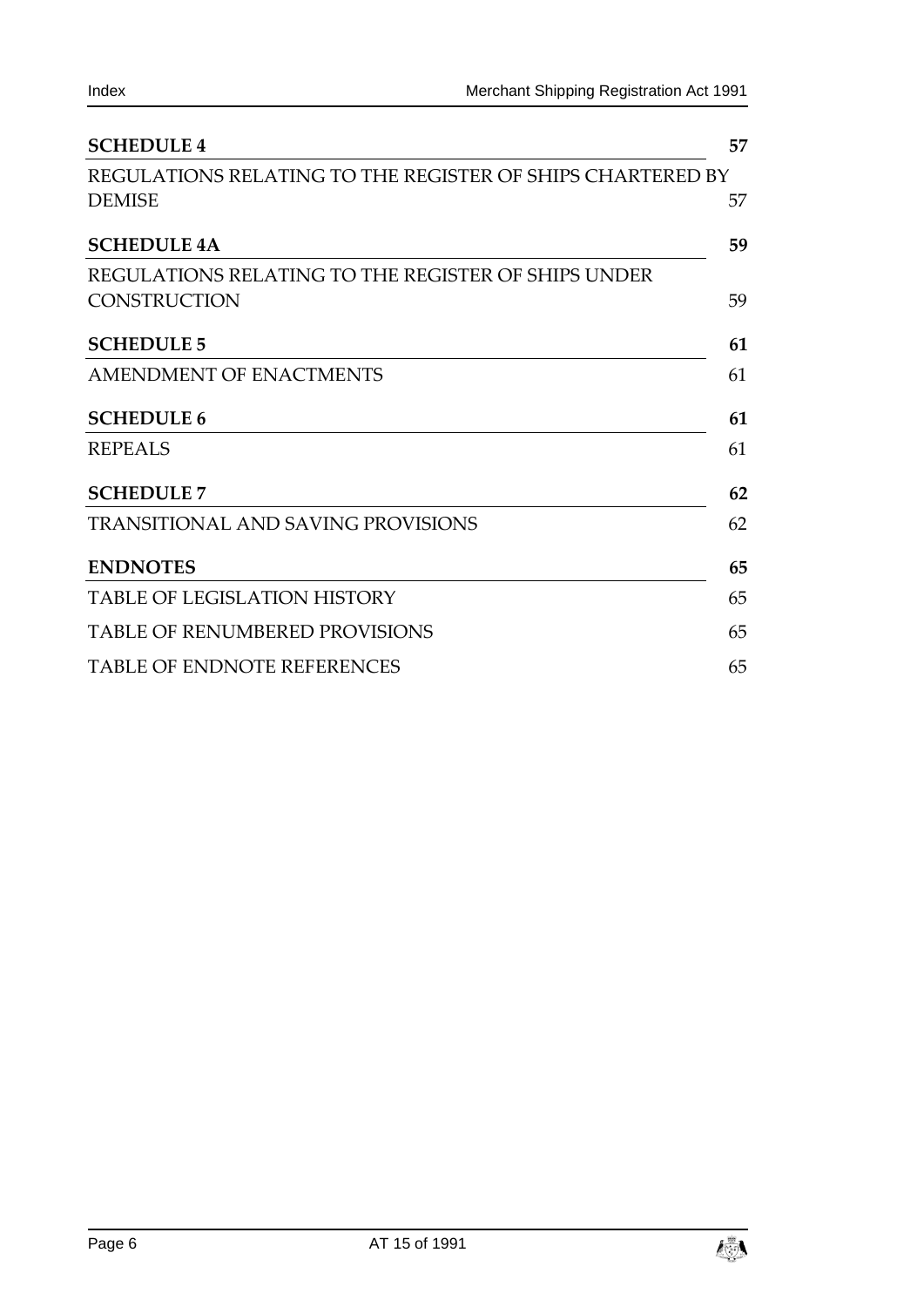**SCHEDULE 4** 57

REGULATIONS RELATING TO THE REGISTER OF SHIPS CHARTERED BY DEMISE 57

**SCHEDULE 4A** 59

REGULATIONS RELATING TO THE REGISTER OF SHIPS UNDER CONSTRUCTION 59

**SCHEDULE 5** 61

AMENDMENT OF ENACTMENTS 61

**SCHEDULE 6** 61

REPEALS 61

**SCHEDULE 7** 62

TRANSITIONAL AND SAVING PROVISIONS 62

**ENDNOTES** 65

TABLE OF LEGISLATION HISTORY 65

TABLE OF RENUMBERED PROVISIONS 65

TABLE OF ENDNOTE REFERENCES 65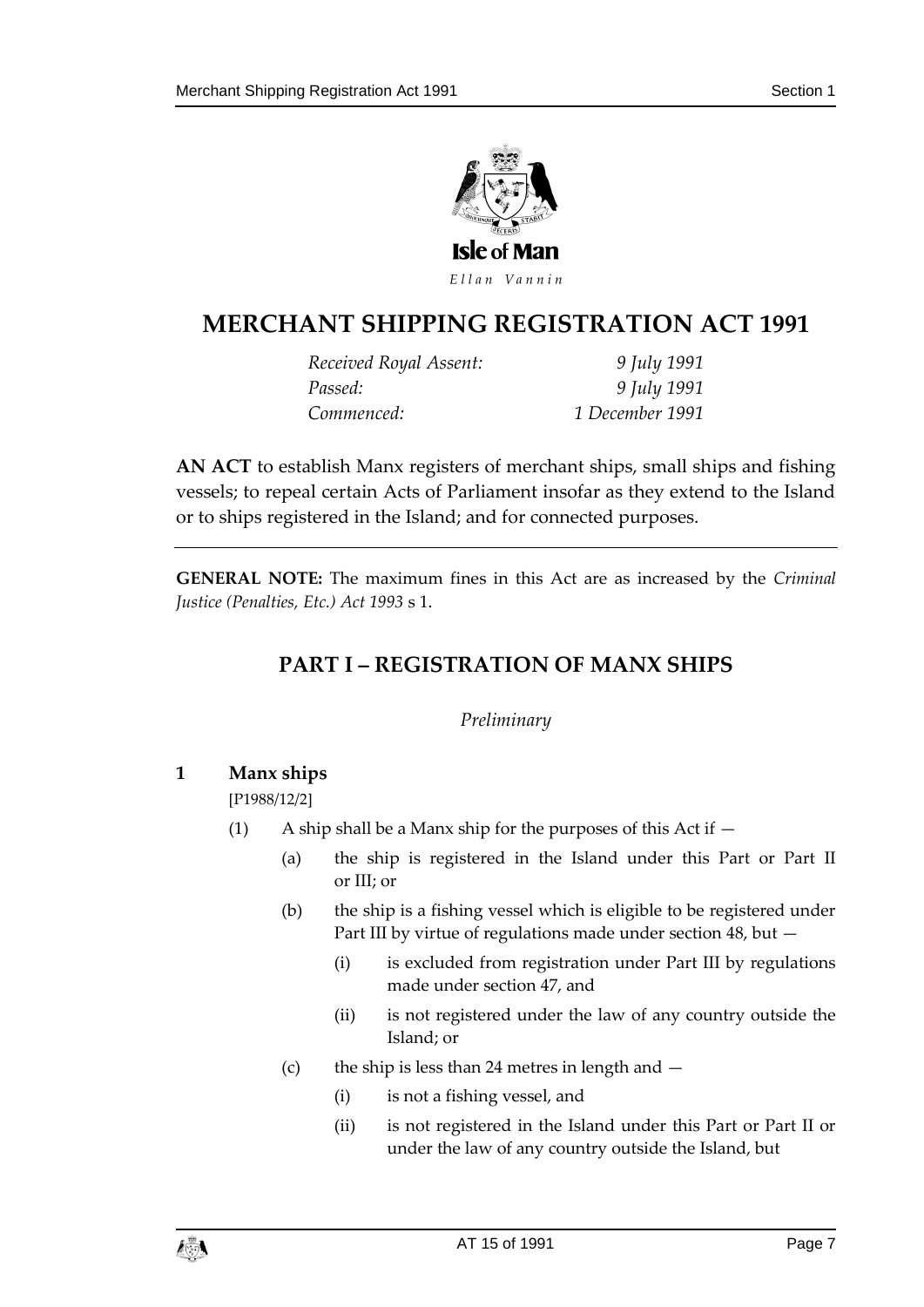Isle of Man

*Ellan Vannin*

# MERCHANT SHIPPING REGISTRATION ACT 1991

| | |
|---|---|
| *Received Royal Assent:* | *9 July 1991* |
| *Passed:* | *9 July 1991* |
| *Commenced:* | *1 December 1991* |

**AN ACT** to establish Manx registers of merchant ships, small ships and fishing vessels; to repeal certain Acts of Parliament insofar as they extend to the Island or to ships registered in the Island; and for connected purposes.

**GENERAL NOTE:** The maximum fines in this Act are as increased by the *Criminal Justice (Penalties, Etc.) Act 1993* s 1.

## PART I – REGISTRATION OF MANX SHIPS

*Preliminary*

### 1 Manx ships

[P1988/12/2]

(1) A ship shall be a Manx ship for the purposes of this Act if —

(a) the ship is registered in the Island under this Part or Part II or III; or

(b) the ship is a fishing vessel which is eligible to be registered under Part III by virtue of regulations made under section 48, but —

(i) is excluded from registration under Part III by regulations made under section 47, and

(ii) is not registered under the law of any country outside the Island; or

(c) the ship is less than 24 metres in length and —

(i) is not a fishing vessel, and

(ii) is not registered in the Island under this Part or Part II or under the law of any country outside the Island, but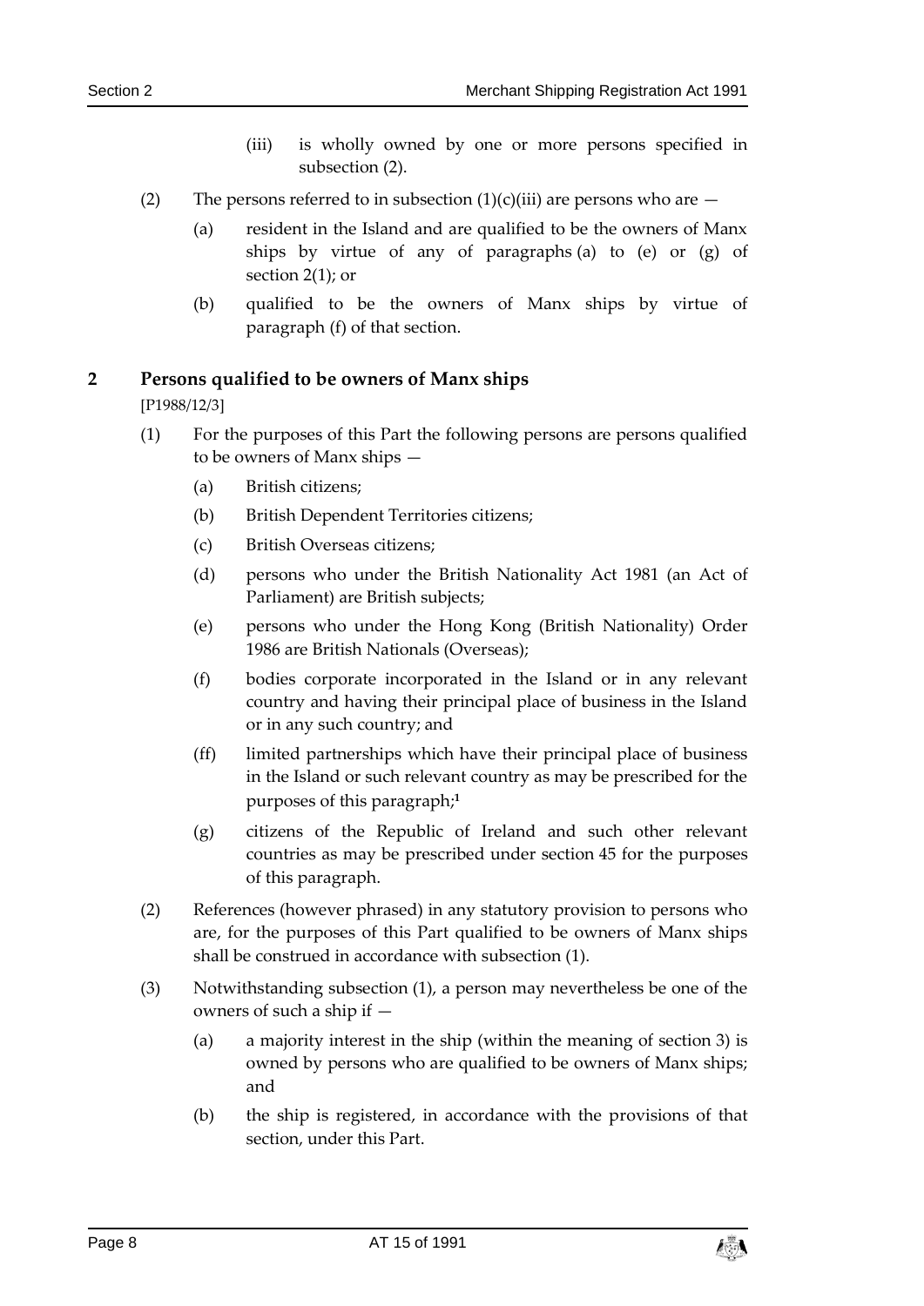(iii) is wholly owned by one or more persons specified in subsection (2).

(2) The persons referred to in subsection (1)(c)(iii) are persons who are —

(a) resident in the Island and are qualified to be the owners of Manx ships by virtue of any of paragraphs (a) to (e) or (g) of section 2(1); or

(b) qualified to be the owners of Manx ships by virtue of paragraph (f) of that section.

## 2 Persons qualified to be owners of Manx ships

[P1988/12/3]

(1) For the purposes of this Part the following persons are persons qualified to be owners of Manx ships —

(a) British citizens;

(b) British Dependent Territories citizens;

(c) British Overseas citizens;

(d) persons who under the British Nationality Act 1981 (an Act of Parliament) are British subjects;

(e) persons who under the Hong Kong (British Nationality) Order 1986 are British Nationals (Overseas);

(f) bodies corporate incorporated in the Island or in any relevant country and having their principal place of business in the Island or in any such country; and

(ff) limited partnerships which have their principal place of business in the Island or such relevant country as may be prescribed for the purposes of this paragraph;[1]

(g) citizens of the Republic of Ireland and such other relevant countries as may be prescribed under section 45 for the purposes of this paragraph.

(2) References (however phrased) in any statutory provision to persons who are, for the purposes of this Part qualified to be owners of Manx ships shall be construed in accordance with subsection (1).

(3) Notwithstanding subsection (1), a person may nevertheless be one of the owners of such a ship if —

(a) a majority interest in the ship (within the meaning of section 3) is owned by persons who are qualified to be owners of Manx ships; and

(b) the ship is registered, in accordance with the provisions of that section, under this Part.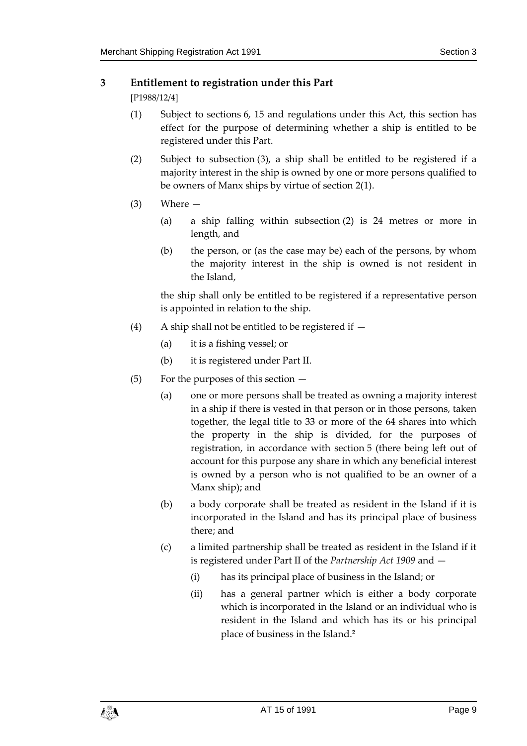## 3 Entitlement to registration under this Part

[P1988/12/4]

(1) Subject to sections 6, 15 and regulations under this Act, this section has effect for the purpose of determining whether a ship is entitled to be registered under this Part.

(2) Subject to subsection (3), a ship shall be entitled to be registered if a majority interest in the ship is owned by one or more persons qualified to be owners of Manx ships by virtue of section 2(1).

(3) Where —

(a) a ship falling within subsection (2) is 24 metres or more in length, and

(b) the person, or (as the case may be) each of the persons, by whom the majority interest in the ship is owned is not resident in the Island,

the ship shall only be entitled to be registered if a representative person is appointed in relation to the ship.

(4) A ship shall not be entitled to be registered if —

(a) it is a fishing vessel; or

(b) it is registered under Part II.

(5) For the purposes of this section —

(a) one or more persons shall be treated as owning a majority interest in a ship if there is vested in that person or in those persons, taken together, the legal title to 33 or more of the 64 shares into which the property in the ship is divided, for the purposes of registration, in accordance with section 5 (there being left out of account for this purpose any share in which any beneficial interest is owned by a person who is not qualified to be an owner of a Manx ship); and

(b) a body corporate shall be treated as resident in the Island if it is incorporated in the Island and has its principal place of business there; and

(c) a limited partnership shall be treated as resident in the Island if it is registered under Part II of the *Partnership Act 1909* and —

(i) has its principal place of business in the Island; or

(ii) has a general partner which is either a body corporate which is incorporated in the Island or an individual who is resident in the Island and which has its or his principal place of business in the Island.[2]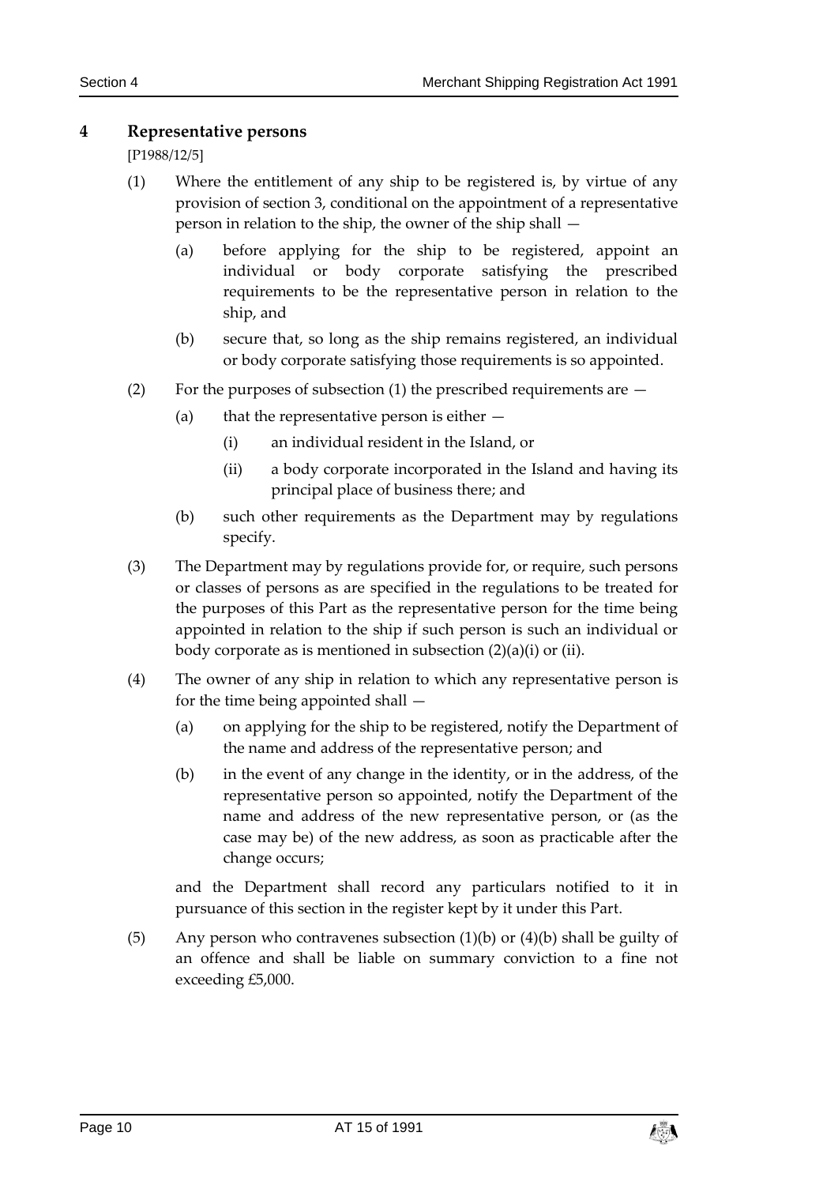## 4 Representative persons

[P1988/12/5]

(1) Where the entitlement of any ship to be registered is, by virtue of any provision of section 3, conditional on the appointment of a representative person in relation to the ship, the owner of the ship shall —

(a) before applying for the ship to be registered, appoint an individual or body corporate satisfying the prescribed requirements to be the representative person in relation to the ship, and

(b) secure that, so long as the ship remains registered, an individual or body corporate satisfying those requirements is so appointed.

(2) For the purposes of subsection (1) the prescribed requirements are —

(a) that the representative person is either —

(i) an individual resident in the Island, or

(ii) a body corporate incorporated in the Island and having its principal place of business there; and

(b) such other requirements as the Department may by regulations specify.

(3) The Department may by regulations provide for, or require, such persons or classes of persons as are specified in the regulations to be treated for the purposes of this Part as the representative person for the time being appointed in relation to the ship if such person is such an individual or body corporate as is mentioned in subsection (2)(a)(i) or (ii).

(4) The owner of any ship in relation to which any representative person is for the time being appointed shall —

(a) on applying for the ship to be registered, notify the Department of the name and address of the representative person; and

(b) in the event of any change in the identity, or in the address, of the representative person so appointed, notify the Department of the name and address of the new representative person, or (as the case may be) of the new address, as soon as practicable after the change occurs;

and the Department shall record any particulars notified to it in pursuance of this section in the register kept by it under this Part.

(5) Any person who contravenes subsection (1)(b) or (4)(b) shall be guilty of an offence and shall be liable on summary conviction to a fine not exceeding £5,000.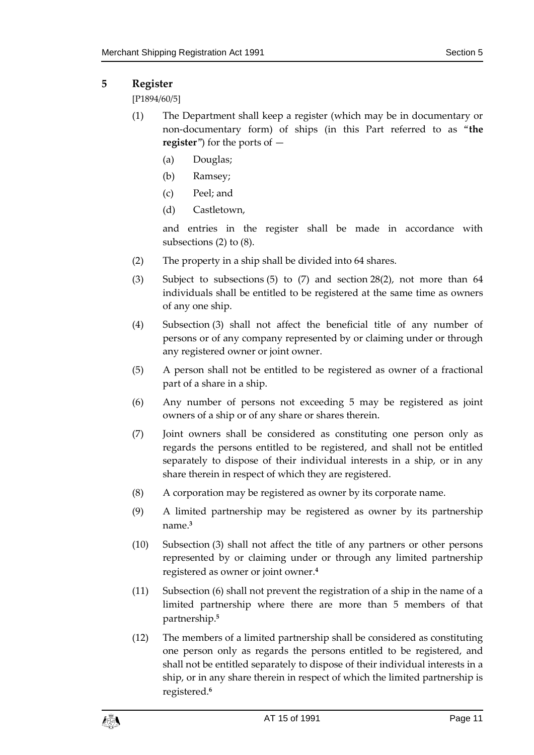## 5 Register

[P1894/60/5]

(1) The Department shall keep a register (which may be in documentary or non-documentary form) of ships (in this Part referred to as "**the register**") for the ports of —

- (a) Douglas;
- (b) Ramsey;
- (c) Peel; and
- (d) Castletown,

and entries in the register shall be made in accordance with subsections (2) to (8).

(2) The property in a ship shall be divided into 64 shares.

(3) Subject to subsections (5) to (7) and section 28(2), not more than 64 individuals shall be entitled to be registered at the same time as owners of any one ship.

(4) Subsection (3) shall not affect the beneficial title of any number of persons or of any company represented by or claiming under or through any registered owner or joint owner.

(5) A person shall not be entitled to be registered as owner of a fractional part of a share in a ship.

(6) Any number of persons not exceeding 5 may be registered as joint owners of a ship or of any share or shares therein.

(7) Joint owners shall be considered as constituting one person only as regards the persons entitled to be registered, and shall not be entitled separately to dispose of their individual interests in a ship, or in any share therein in respect of which they are registered.

(8) A corporation may be registered as owner by its corporate name.

(9) A limited partnership may be registered as owner by its partnership name.[3]

(10) Subsection (3) shall not affect the title of any partners or other persons represented by or claiming under or through any limited partnership registered as owner or joint owner.[4]

(11) Subsection (6) shall not prevent the registration of a ship in the name of a limited partnership where there are more than 5 members of that partnership.[5]

(12) The members of a limited partnership shall be considered as constituting one person only as regards the persons entitled to be registered, and shall not be entitled separately to dispose of their individual interests in a ship, or in any share therein in respect of which the limited partnership is registered.[6]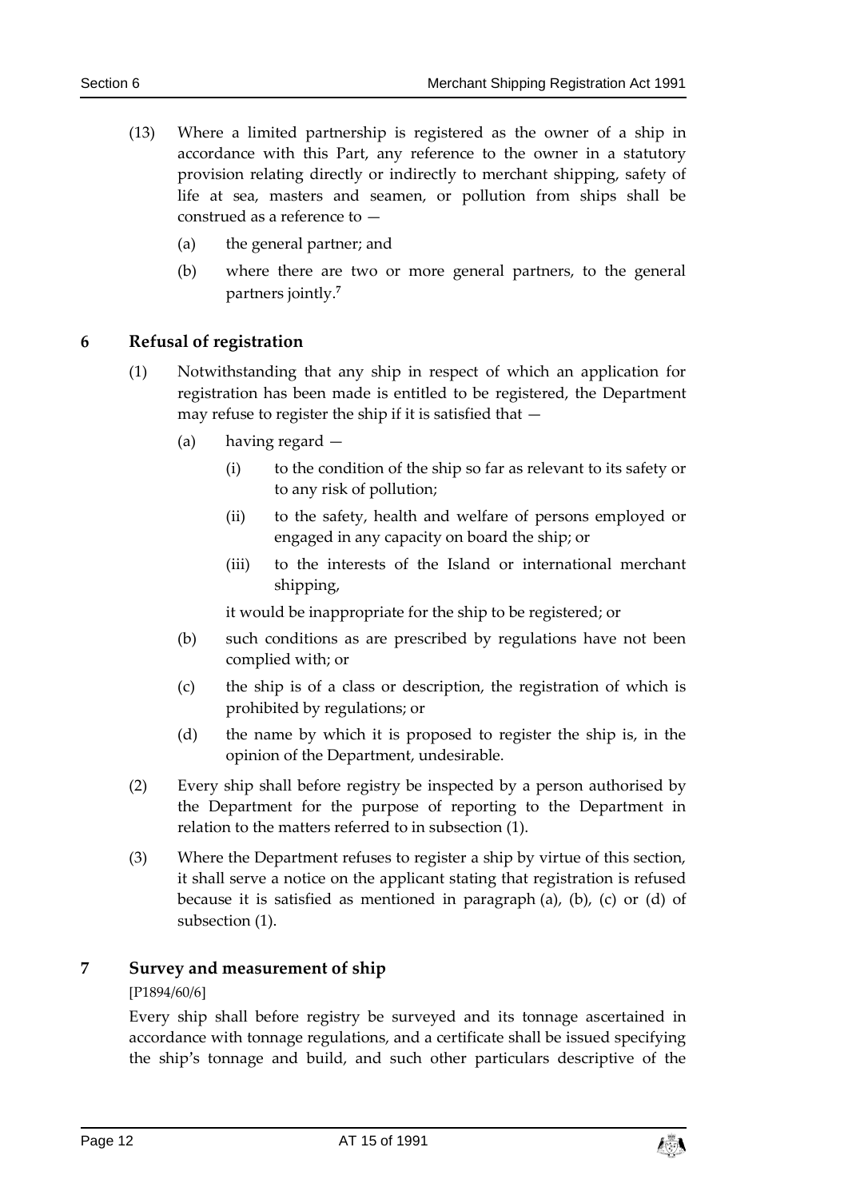(13) Where a limited partnership is registered as the owner of a ship in accordance with this Part, any reference to the owner in a statutory provision relating directly or indirectly to merchant shipping, safety of life at sea, masters and seamen, or pollution from ships shall be construed as a reference to —

   (a) the general partner; and

   (b) where there are two or more general partners, to the general partners jointly.[7]

## 6 Refusal of registration

(1) Notwithstanding that any ship in respect of which an application for registration has been made is entitled to be registered, the Department may refuse to register the ship if it is satisfied that —

   (a) having regard —

      (i) to the condition of the ship so far as relevant to its safety or to any risk of pollution;

      (ii) to the safety, health and welfare of persons employed or engaged in any capacity on board the ship; or

      (iii) to the interests of the Island or international merchant shipping,

   it would be inappropriate for the ship to be registered; or

   (b) such conditions as are prescribed by regulations have not been complied with; or

   (c) the ship is of a class or description, the registration of which is prohibited by regulations; or

   (d) the name by which it is proposed to register the ship is, in the opinion of the Department, undesirable.

(2) Every ship shall before registry be inspected by a person authorised by the Department for the purpose of reporting to the Department in relation to the matters referred to in subsection (1).

(3) Where the Department refuses to register a ship by virtue of this section, it shall serve a notice on the applicant stating that registration is refused because it is satisfied as mentioned in paragraph (a), (b), (c) or (d) of subsection (1).

## 7 Survey and measurement of ship

[P1894/60/6]

Every ship shall before registry be surveyed and its tonnage ascertained in accordance with tonnage regulations, and a certificate shall be issued specifying the ship's tonnage and build, and such other particulars descriptive of the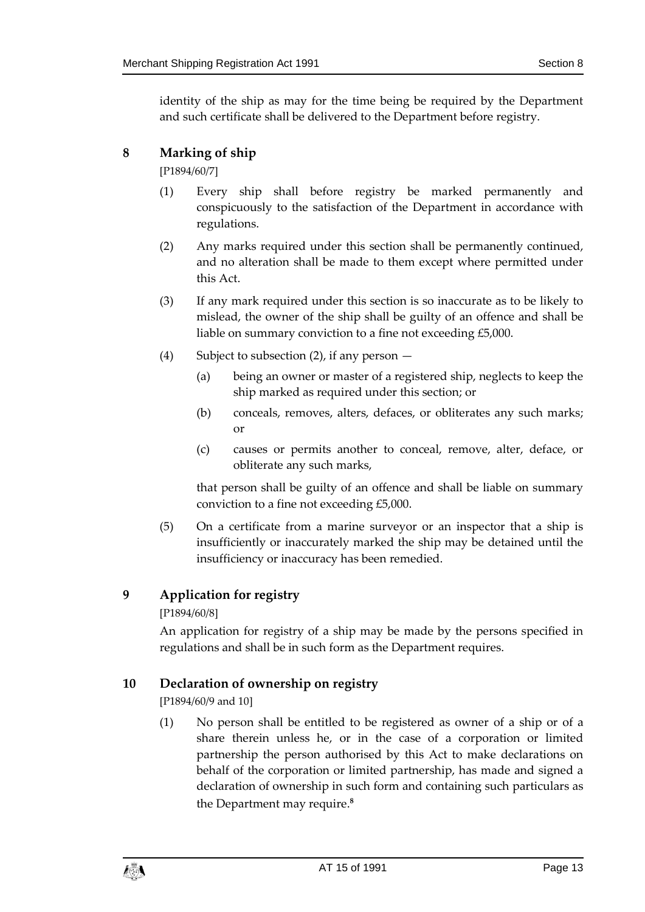identity of the ship as may for the time being be required by the Department and such certificate shall be delivered to the Department before registry.

## 8 Marking of ship

[P1894/60/7]

(1) Every ship shall before registry be marked permanently and conspicuously to the satisfaction of the Department in accordance with regulations.

(2) Any marks required under this section shall be permanently continued, and no alteration shall be made to them except where permitted under this Act.

(3) If any mark required under this section is so inaccurate as to be likely to mislead, the owner of the ship shall be guilty of an offence and shall be liable on summary conviction to a fine not exceeding £5,000.

(4) Subject to subsection (2), if any person —

(a) being an owner or master of a registered ship, neglects to keep the ship marked as required under this section; or

(b) conceals, removes, alters, defaces, or obliterates any such marks; or

(c) causes or permits another to conceal, remove, alter, deface, or obliterate any such marks,

that person shall be guilty of an offence and shall be liable on summary conviction to a fine not exceeding £5,000.

(5) On a certificate from a marine surveyor or an inspector that a ship is insufficiently or inaccurately marked the ship may be detained until the insufficiency or inaccuracy has been remedied.

## 9 Application for registry

[P1894/60/8]

An application for registry of a ship may be made by the persons specified in regulations and shall be in such form as the Department requires.

## 10 Declaration of ownership on registry

[P1894/60/9 and 10]

(1) No person shall be entitled to be registered as owner of a ship or of a share therein unless he, or in the case of a corporation or limited partnership the person authorised by this Act to make declarations on behalf of the corporation or limited partnership, has made and signed a declaration of ownership in such form and containing such particulars as the Department may require.[8]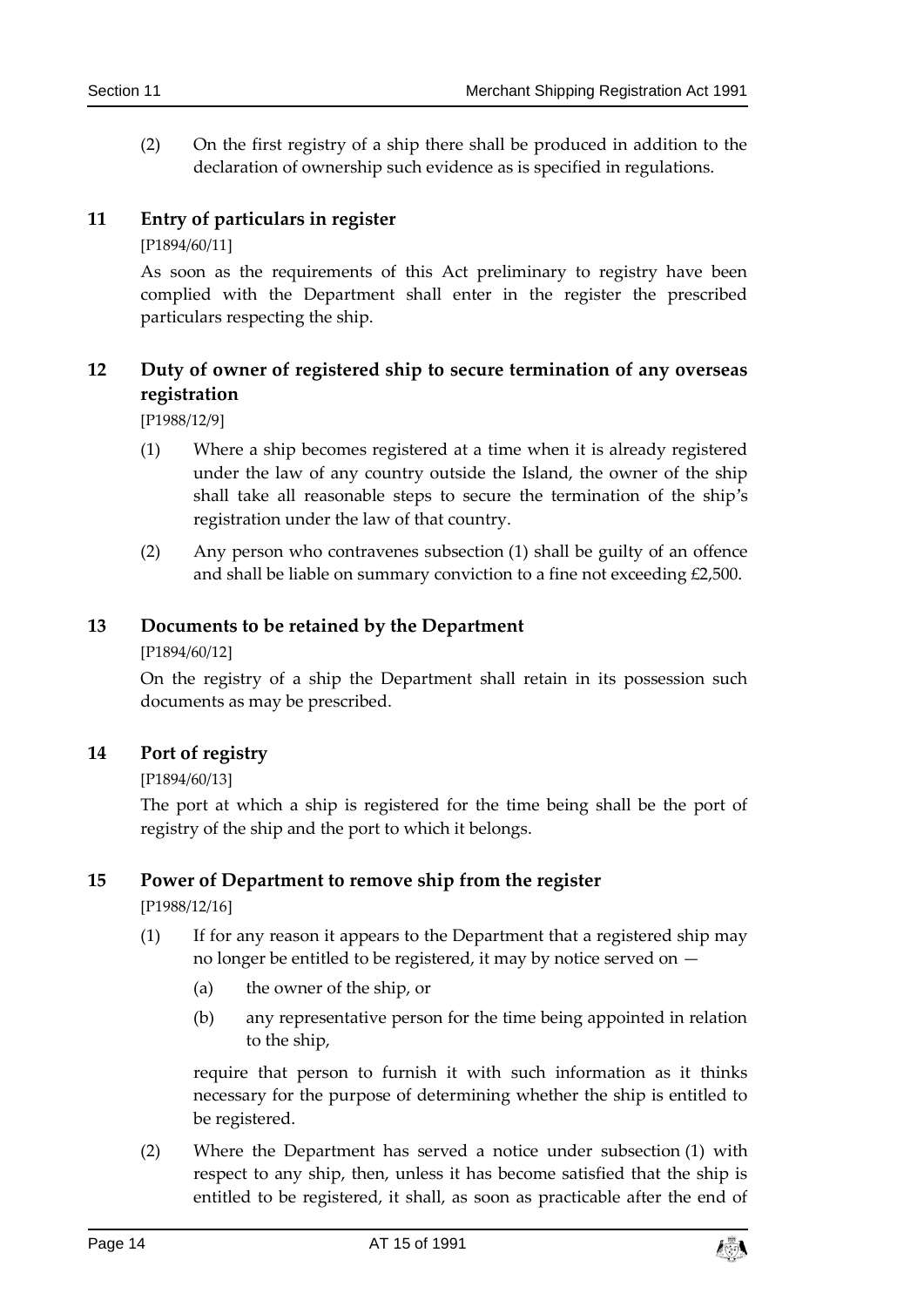(2) On the first registry of a ship there shall be produced in addition to the declaration of ownership such evidence as is specified in regulations.

## 11 Entry of particulars in register

[P1894/60/11]

As soon as the requirements of this Act preliminary to registry have been complied with the Department shall enter in the register the prescribed particulars respecting the ship.

## 12 Duty of owner of registered ship to secure termination of any overseas registration

[P1988/12/9]

(1) Where a ship becomes registered at a time when it is already registered under the law of any country outside the Island, the owner of the ship shall take all reasonable steps to secure the termination of the ship's registration under the law of that country.

(2) Any person who contravenes subsection (1) shall be guilty of an offence and shall be liable on summary conviction to a fine not exceeding £2,500.

## 13 Documents to be retained by the Department

[P1894/60/12]

On the registry of a ship the Department shall retain in its possession such documents as may be prescribed.

## 14 Port of registry

[P1894/60/13]

The port at which a ship is registered for the time being shall be the port of registry of the ship and the port to which it belongs.

## 15 Power of Department to remove ship from the register

[P1988/12/16]

(1) If for any reason it appears to the Department that a registered ship may no longer be entitled to be registered, it may by notice served on —

(a) the owner of the ship, or

(b) any representative person for the time being appointed in relation to the ship,

require that person to furnish it with such information as it thinks necessary for the purpose of determining whether the ship is entitled to be registered.

(2) Where the Department has served a notice under subsection (1) with respect to any ship, then, unless it has become satisfied that the ship is entitled to be registered, it shall, as soon as practicable after the end of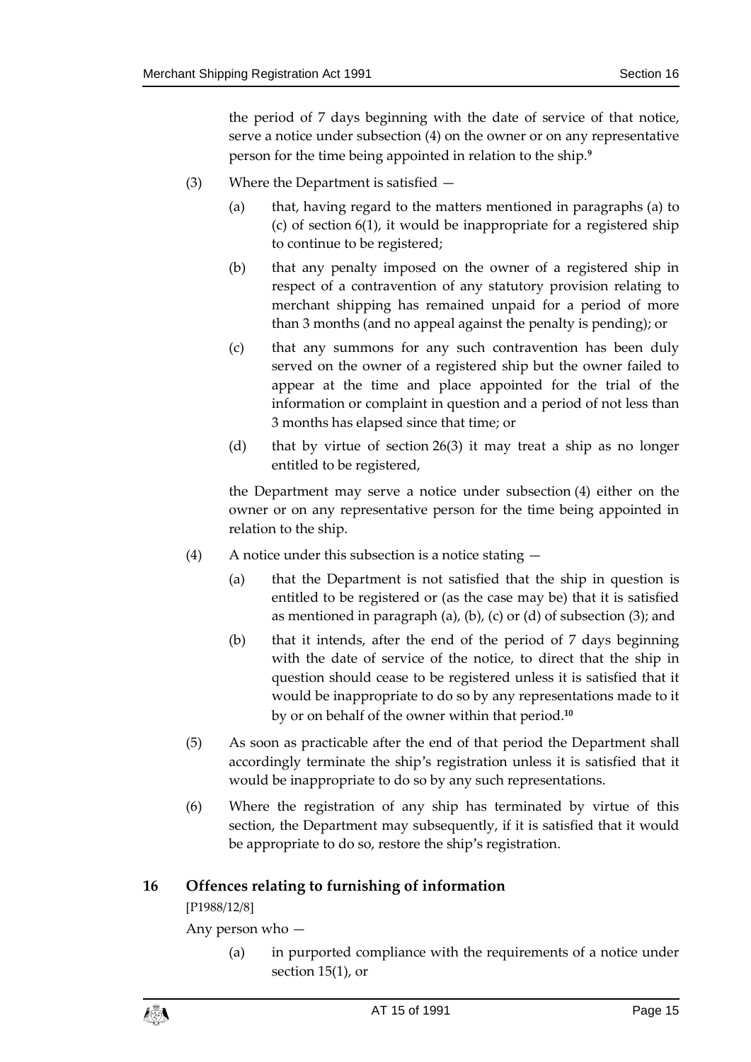the period of 7 days beginning with the date of service of that notice, serve a notice under subsection (4) on the owner or on any representative person for the time being appointed in relation to the ship.[9]

(3) Where the Department is satisfied —

(a) that, having regard to the matters mentioned in paragraphs (a) to (c) of section 6(1), it would be inappropriate for a registered ship to continue to be registered;

(b) that any penalty imposed on the owner of a registered ship in respect of a contravention of any statutory provision relating to merchant shipping has remained unpaid for a period of more than 3 months (and no appeal against the penalty is pending); or

(c) that any summons for any such contravention has been duly served on the owner of a registered ship but the owner failed to appear at the time and place appointed for the trial of the information or complaint in question and a period of not less than 3 months has elapsed since that time; or

(d) that by virtue of section 26(3) it may treat a ship as no longer entitled to be registered,

the Department may serve a notice under subsection (4) either on the owner or on any representative person for the time being appointed in relation to the ship.

(4) A notice under this subsection is a notice stating —

(a) that the Department is not satisfied that the ship in question is entitled to be registered or (as the case may be) that it is satisfied as mentioned in paragraph (a), (b), (c) or (d) of subsection (3); and

(b) that it intends, after the end of the period of 7 days beginning with the date of service of the notice, to direct that the ship in question should cease to be registered unless it is satisfied that it would be inappropriate to do so by any representations made to it by or on behalf of the owner within that period.[10]

(5) As soon as practicable after the end of that period the Department shall accordingly terminate the ship's registration unless it is satisfied that it would be inappropriate to do so by any such representations.

(6) Where the registration of any ship has terminated by virtue of this section, the Department may subsequently, if it is satisfied that it would be appropriate to do so, restore the ship's registration.

## 16 Offences relating to furnishing of information

[P1988/12/8]

Any person who —

(a) in purported compliance with the requirements of a notice under section 15(1), or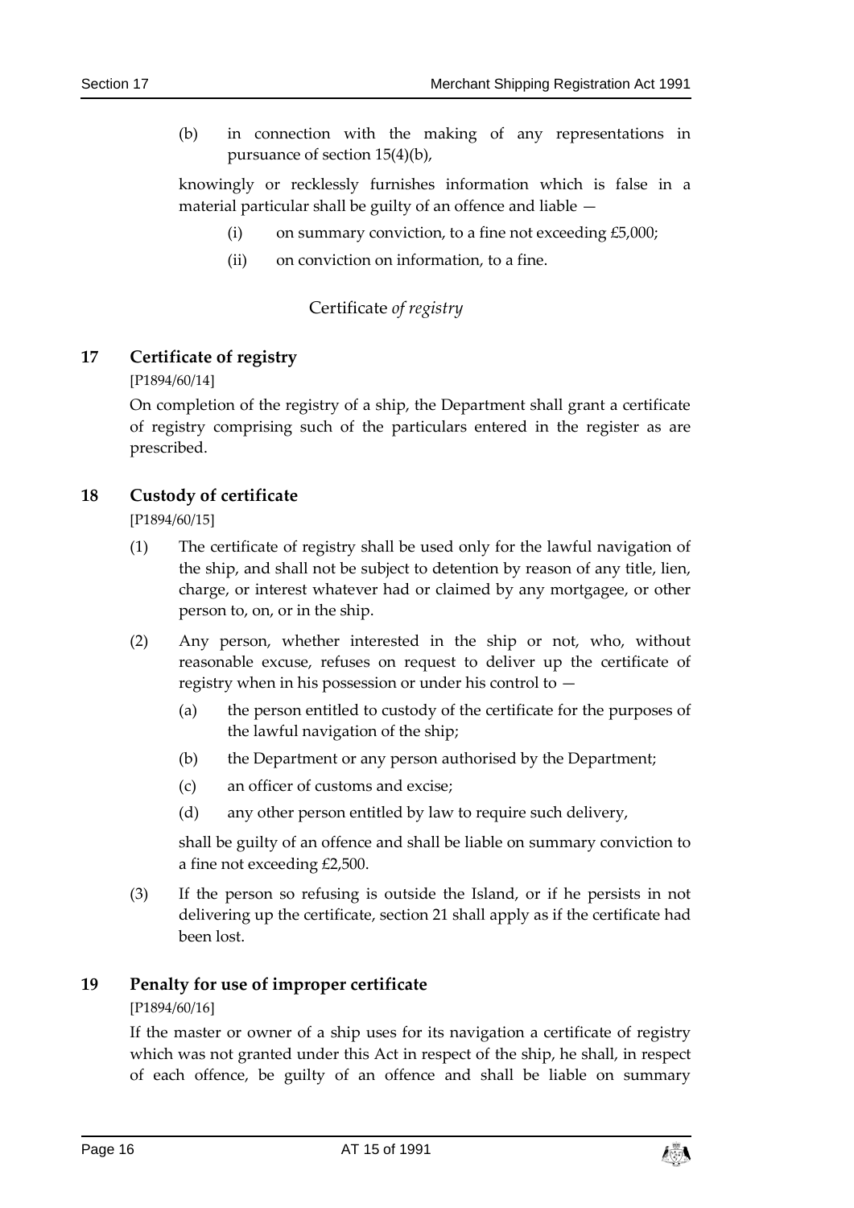(b) in connection with the making of any representations in pursuance of section 15(4)(b),

knowingly or recklessly furnishes information which is false in a material particular shall be guilty of an offence and liable —

(i) on summary conviction, to a fine not exceeding £5,000;

(ii) on conviction on information, to a fine.

Certificate *of registry*

## 17 Certificate of registry

[P1894/60/14]

On completion of the registry of a ship, the Department shall grant a certificate of registry comprising such of the particulars entered in the register as are prescribed.

## 18 Custody of certificate

[P1894/60/15]

(1) The certificate of registry shall be used only for the lawful navigation of the ship, and shall not be subject to detention by reason of any title, lien, charge, or interest whatever had or claimed by any mortgagee, or other person to, on, or in the ship.

(2) Any person, whether interested in the ship or not, who, without reasonable excuse, refuses on request to deliver up the certificate of registry when in his possession or under his control to —

(a) the person entitled to custody of the certificate for the purposes of the lawful navigation of the ship;

(b) the Department or any person authorised by the Department;

(c) an officer of customs and excise;

(d) any other person entitled by law to require such delivery,

shall be guilty of an offence and shall be liable on summary conviction to a fine not exceeding £2,500.

(3) If the person so refusing is outside the Island, or if he persists in not delivering up the certificate, section 21 shall apply as if the certificate had been lost.

## 19 Penalty for use of improper certificate

[P1894/60/16]

If the master or owner of a ship uses for its navigation a certificate of registry which was not granted under this Act in respect of the ship, he shall, in respect of each offence, be guilty of an offence and shall be liable on summary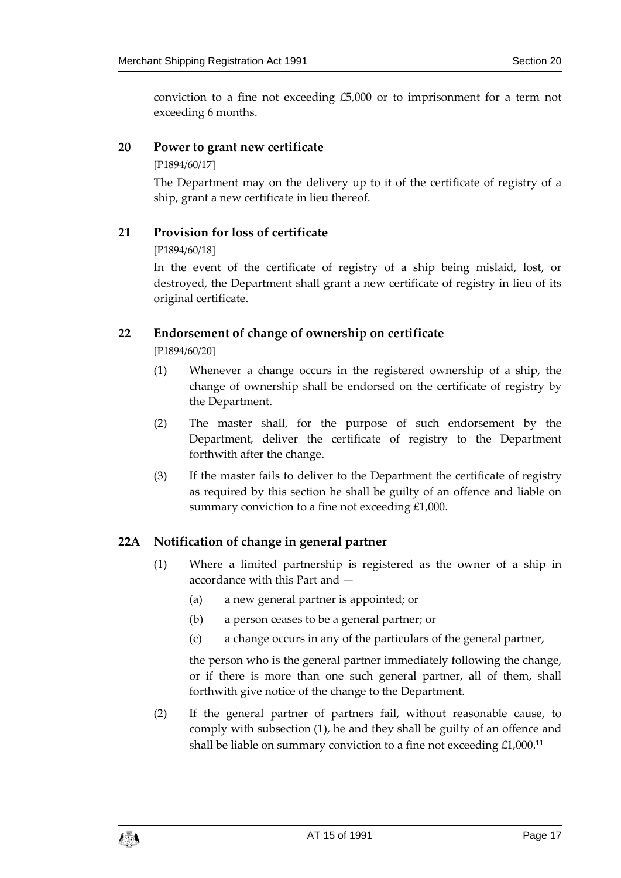conviction to a fine not exceeding £5,000 or to imprisonment for a term not exceeding 6 months.

## 20 Power to grant new certificate

[P1894/60/17]

The Department may on the delivery up to it of the certificate of registry of a ship, grant a new certificate in lieu thereof.

## 21 Provision for loss of certificate

[P1894/60/18]

In the event of the certificate of registry of a ship being mislaid, lost, or destroyed, the Department shall grant a new certificate of registry in lieu of its original certificate.

## 22 Endorsement of change of ownership on certificate

[P1894/60/20]

(1) Whenever a change occurs in the registered ownership of a ship, the change of ownership shall be endorsed on the certificate of registry by the Department.

(2) The master shall, for the purpose of such endorsement by the Department, deliver the certificate of registry to the Department forthwith after the change.

(3) If the master fails to deliver to the Department the certificate of registry as required by this section he shall be guilty of an offence and liable on summary conviction to a fine not exceeding £1,000.

## 22A Notification of change in general partner

(1) Where a limited partnership is registered as the owner of a ship in accordance with this Part and —

(a) a new general partner is appointed; or

(b) a person ceases to be a general partner; or

(c) a change occurs in any of the particulars of the general partner,

the person who is the general partner immediately following the change, or if there is more than one such general partner, all of them, shall forthwith give notice of the change to the Department.

(2) If the general partner of partners fail, without reasonable cause, to comply with subsection (1), he and they shall be guilty of an offence and shall be liable on summary conviction to a fine not exceeding £1,000.[11]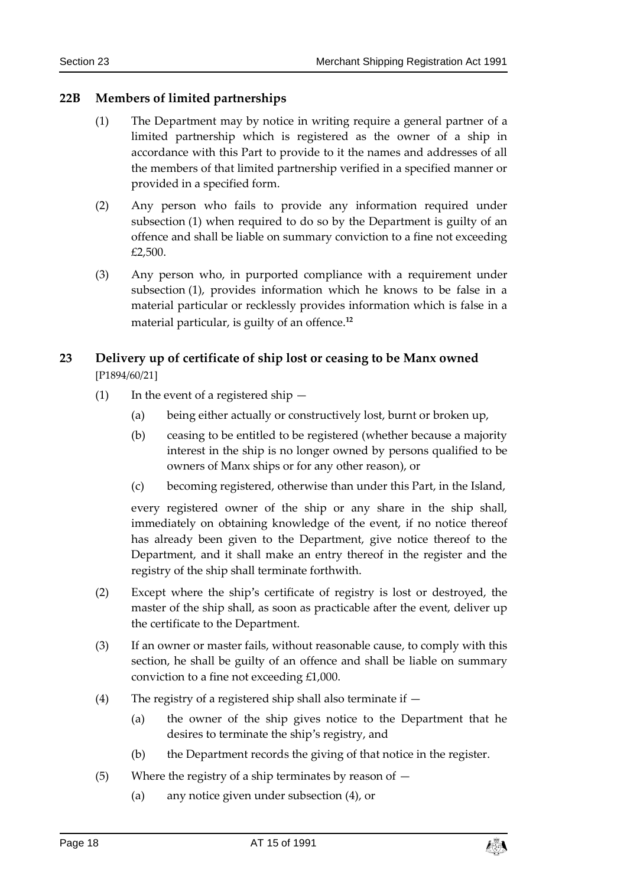### 22B Members of limited partnerships

(1) The Department may by notice in writing require a general partner of a limited partnership which is registered as the owner of a ship in accordance with this Part to provide to it the names and addresses of all the members of that limited partnership verified in a specified manner or provided in a specified form.

(2) Any person who fails to provide any information required under subsection (1) when required to do so by the Department is guilty of an offence and shall be liable on summary conviction to a fine not exceeding £2,500.

(3) Any person who, in purported compliance with a requirement under subsection (1), provides information which he knows to be false in a material particular or recklessly provides information which is false in a material particular, is guilty of an offence.[12]

### 23 Delivery up of certificate of ship lost or ceasing to be Manx owned

[P1894/60/21]

(1) In the event of a registered ship —

(a) being either actually or constructively lost, burnt or broken up,

(b) ceasing to be entitled to be registered (whether because a majority interest in the ship is no longer owned by persons qualified to be owners of Manx ships or for any other reason), or

(c) becoming registered, otherwise than under this Part, in the Island,

every registered owner of the ship or any share in the ship shall, immediately on obtaining knowledge of the event, if no notice thereof has already been given to the Department, give notice thereof to the Department, and it shall make an entry thereof in the register and the registry of the ship shall terminate forthwith.

(2) Except where the ship's certificate of registry is lost or destroyed, the master of the ship shall, as soon as practicable after the event, deliver up the certificate to the Department.

(3) If an owner or master fails, without reasonable cause, to comply with this section, he shall be guilty of an offence and shall be liable on summary conviction to a fine not exceeding £1,000.

(4) The registry of a registered ship shall also terminate if —

(a) the owner of the ship gives notice to the Department that he desires to terminate the ship's registry, and

(b) the Department records the giving of that notice in the register.

(5) Where the registry of a ship terminates by reason of —

(a) any notice given under subsection (4), or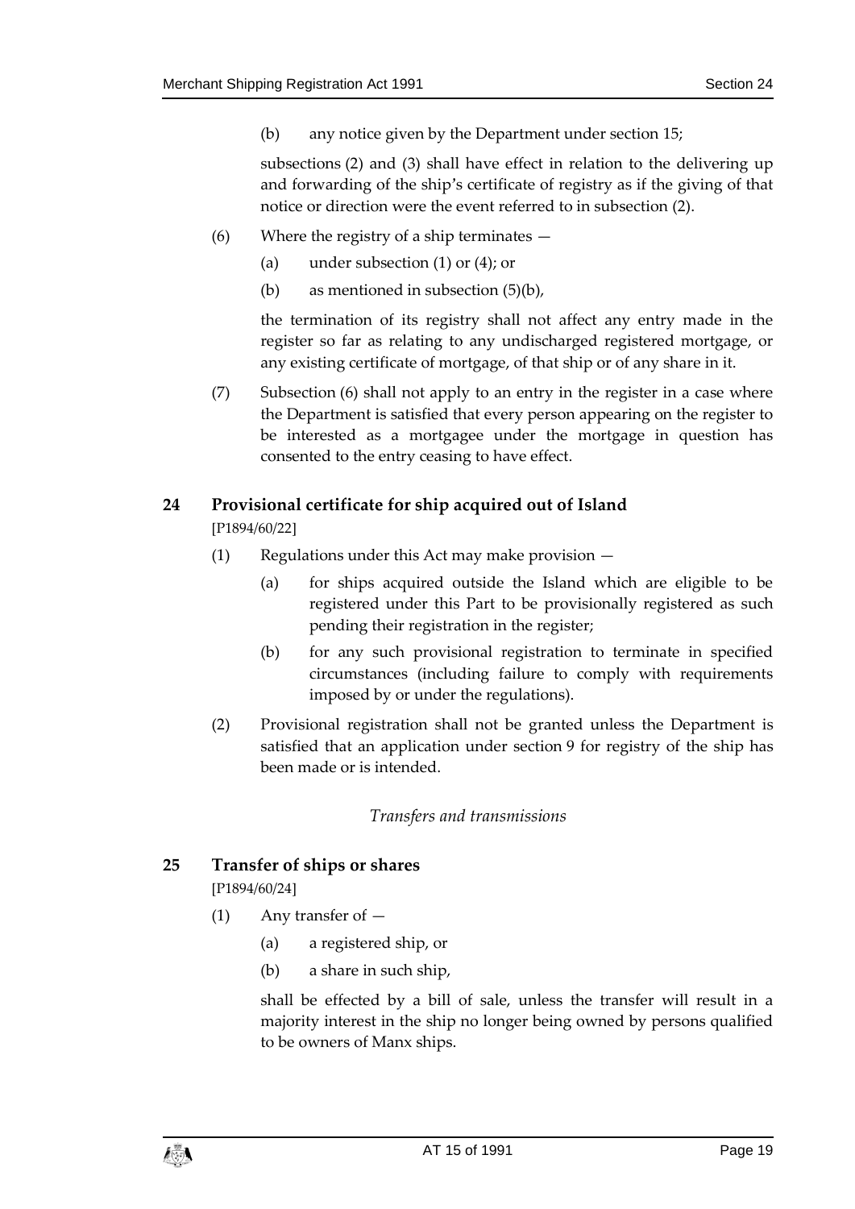(b) any notice given by the Department under section 15;

subsections (2) and (3) shall have effect in relation to the delivering up and forwarding of the ship's certificate of registry as if the giving of that notice or direction were the event referred to in subsection (2).

(6) Where the registry of a ship terminates —

(a) under subsection (1) or (4); or

(b) as mentioned in subsection (5)(b),

the termination of its registry shall not affect any entry made in the register so far as relating to any undischarged registered mortgage, or any existing certificate of mortgage, of that ship or of any share in it.

(7) Subsection (6) shall not apply to an entry in the register in a case where the Department is satisfied that every person appearing on the register to be interested as a mortgagee under the mortgage in question has consented to the entry ceasing to have effect.

## 24 Provisional certificate for ship acquired out of Island

[P1894/60/22]

(1) Regulations under this Act may make provision —

(a) for ships acquired outside the Island which are eligible to be registered under this Part to be provisionally registered as such pending their registration in the register;

(b) for any such provisional registration to terminate in specified circumstances (including failure to comply with requirements imposed by or under the regulations).

(2) Provisional registration shall not be granted unless the Department is satisfied that an application under section 9 for registry of the ship has been made or is intended.

*Transfers and transmissions*

## 25 Transfer of ships or shares

[P1894/60/24]

(1) Any transfer of —

(a) a registered ship, or

(b) a share in such ship,

shall be effected by a bill of sale, unless the transfer will result in a majority interest in the ship no longer being owned by persons qualified to be owners of Manx ships.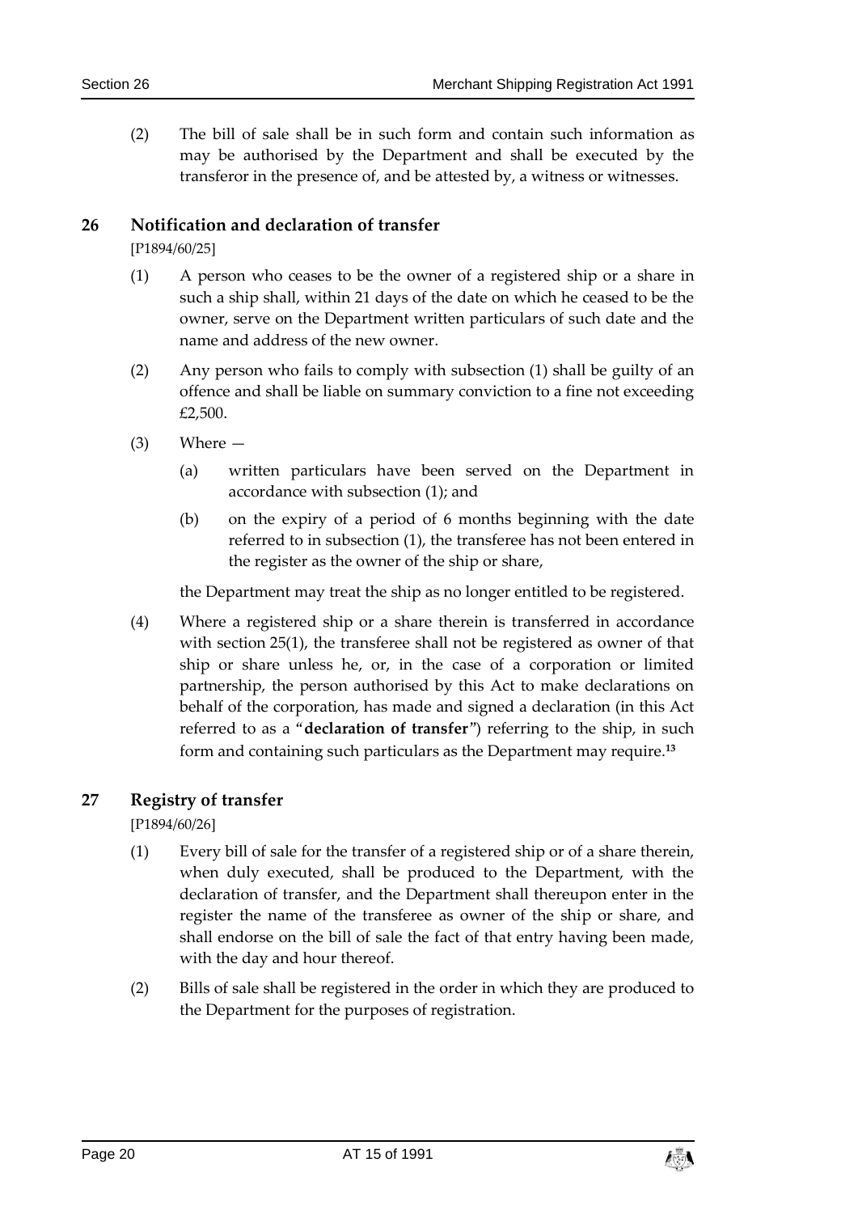(2) The bill of sale shall be in such form and contain such information as may be authorised by the Department and shall be executed by the transferor in the presence of, and be attested by, a witness or witnesses.

## 26 Notification and declaration of transfer

[P1894/60/25]

(1) A person who ceases to be the owner of a registered ship or a share in such a ship shall, within 21 days of the date on which he ceased to be the owner, serve on the Department written particulars of such date and the name and address of the new owner.

(2) Any person who fails to comply with subsection (1) shall be guilty of an offence and shall be liable on summary conviction to a fine not exceeding £2,500.

(3) Where —

(a) written particulars have been served on the Department in accordance with subsection (1); and

(b) on the expiry of a period of 6 months beginning with the date referred to in subsection (1), the transferee has not been entered in the register as the owner of the ship or share,

the Department may treat the ship as no longer entitled to be registered.

(4) Where a registered ship or a share therein is transferred in accordance with section 25(1), the transferee shall not be registered as owner of that ship or share unless he, or, in the case of a corporation or limited partnership, the person authorised by this Act to make declarations on behalf of the corporation, has made and signed a declaration (in this Act referred to as a "**declaration of transfer**") referring to the ship, in such form and containing such particulars as the Department may require.[13]

## 27 Registry of transfer

[P1894/60/26]

(1) Every bill of sale for the transfer of a registered ship or of a share therein, when duly executed, shall be produced to the Department, with the declaration of transfer, and the Department shall thereupon enter in the register the name of the transferee as owner of the ship or share, and shall endorse on the bill of sale the fact of that entry having been made, with the day and hour thereof.

(2) Bills of sale shall be registered in the order in which they are produced to the Department for the purposes of registration.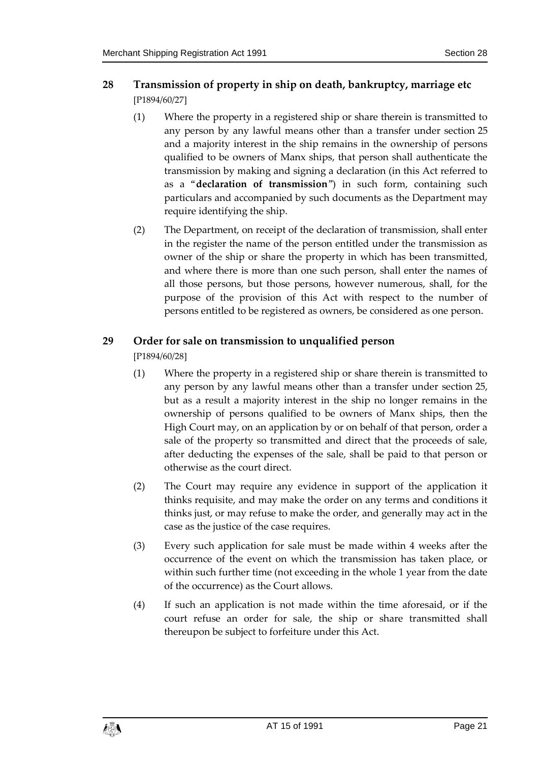## 28 Transmission of property in ship on death, bankruptcy, marriage etc

[P1894/60/27]

(1) Where the property in a registered ship or share therein is transmitted to any person by any lawful means other than a transfer under section 25 and a majority interest in the ship remains in the ownership of persons qualified to be owners of Manx ships, that person shall authenticate the transmission by making and signing a declaration (in this Act referred to as a "**declaration of transmission**") in such form, containing such particulars and accompanied by such documents as the Department may require identifying the ship.

(2) The Department, on receipt of the declaration of transmission, shall enter in the register the name of the person entitled under the transmission as owner of the ship or share the property in which has been transmitted, and where there is more than one such person, shall enter the names of all those persons, but those persons, however numerous, shall, for the purpose of the provision of this Act with respect to the number of persons entitled to be registered as owners, be considered as one person.

## 29 Order for sale on transmission to unqualified person

[P1894/60/28]

(1) Where the property in a registered ship or share therein is transmitted to any person by any lawful means other than a transfer under section 25, but as a result a majority interest in the ship no longer remains in the ownership of persons qualified to be owners of Manx ships, then the High Court may, on an application by or on behalf of that person, order a sale of the property so transmitted and direct that the proceeds of sale, after deducting the expenses of the sale, shall be paid to that person or otherwise as the court direct.

(2) The Court may require any evidence in support of the application it thinks requisite, and may make the order on any terms and conditions it thinks just, or may refuse to make the order, and generally may act in the case as the justice of the case requires.

(3) Every such application for sale must be made within 4 weeks after the occurrence of the event on which the transmission has taken place, or within such further time (not exceeding in the whole 1 year from the date of the occurrence) as the Court allows.

(4) If such an application is not made within the time aforesaid, or if the court refuse an order for sale, the ship or share transmitted shall thereupon be subject to forfeiture under this Act.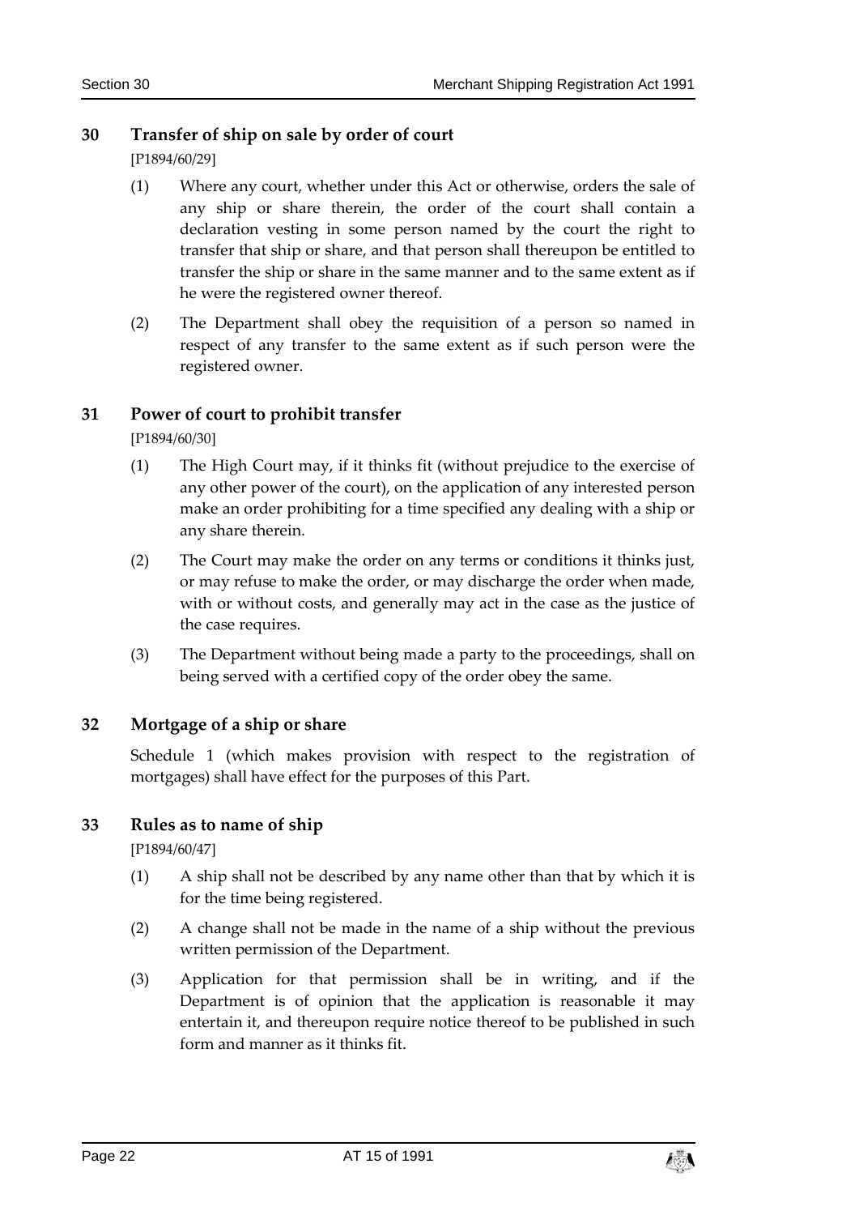## 30 Transfer of ship on sale by order of court

[P1894/60/29]

(1) Where any court, whether under this Act or otherwise, orders the sale of any ship or share therein, the order of the court shall contain a declaration vesting in some person named by the court the right to transfer that ship or share, and that person shall thereupon be entitled to transfer the ship or share in the same manner and to the same extent as if he were the registered owner thereof.

(2) The Department shall obey the requisition of a person so named in respect of any transfer to the same extent as if such person were the registered owner.

## 31 Power of court to prohibit transfer

[P1894/60/30]

(1) The High Court may, if it thinks fit (without prejudice to the exercise of any other power of the court), on the application of any interested person make an order prohibiting for a time specified any dealing with a ship or any share therein.

(2) The Court may make the order on any terms or conditions it thinks just, or may refuse to make the order, or may discharge the order when made, with or without costs, and generally may act in the case as the justice of the case requires.

(3) The Department without being made a party to the proceedings, shall on being served with a certified copy of the order obey the same.

## 32 Mortgage of a ship or share

Schedule 1 (which makes provision with respect to the registration of mortgages) shall have effect for the purposes of this Part.

## 33 Rules as to name of ship

[P1894/60/47]

(1) A ship shall not be described by any name other than that by which it is for the time being registered.

(2) A change shall not be made in the name of a ship without the previous written permission of the Department.

(3) Application for that permission shall be in writing, and if the Department is of opinion that the application is reasonable it may entertain it, and thereupon require notice thereof to be published in such form and manner as it thinks fit.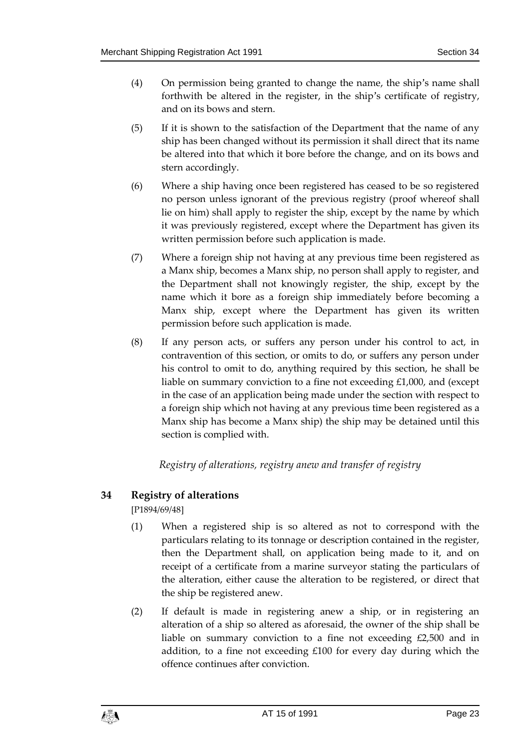(4) On permission being granted to change the name, the ship's name shall forthwith be altered in the register, in the ship's certificate of registry, and on its bows and stern.

(5) If it is shown to the satisfaction of the Department that the name of any ship has been changed without its permission it shall direct that its name be altered into that which it bore before the change, and on its bows and stern accordingly.

(6) Where a ship having once been registered has ceased to be so registered no person unless ignorant of the previous registry (proof whereof shall lie on him) shall apply to register the ship, except by the name by which it was previously registered, except where the Department has given its written permission before such application is made.

(7) Where a foreign ship not having at any previous time been registered as a Manx ship, becomes a Manx ship, no person shall apply to register, and the Department shall not knowingly register, the ship, except by the name which it bore as a foreign ship immediately before becoming a Manx ship, except where the Department has given its written permission before such application is made.

(8) If any person acts, or suffers any person under his control to act, in contravention of this section, or omits to do, or suffers any person under his control to omit to do, anything required by this section, he shall be liable on summary conviction to a fine not exceeding £1,000, and (except in the case of an application being made under the section with respect to a foreign ship which not having at any previous time been registered as a Manx ship has become a Manx ship) the ship may be detained until this section is complied with.

*Registry of alterations, registry anew and transfer of registry*

## 34 Registry of alterations

[P1894/69/48]

(1) When a registered ship is so altered as not to correspond with the particulars relating to its tonnage or description contained in the register, then the Department shall, on application being made to it, and on receipt of a certificate from a marine surveyor stating the particulars of the alteration, either cause the alteration to be registered, or direct that the ship be registered anew.

(2) If default is made in registering anew a ship, or in registering an alteration of a ship so altered as aforesaid, the owner of the ship shall be liable on summary conviction to a fine not exceeding £2,500 and in addition, to a fine not exceeding £100 for every day during which the offence continues after conviction.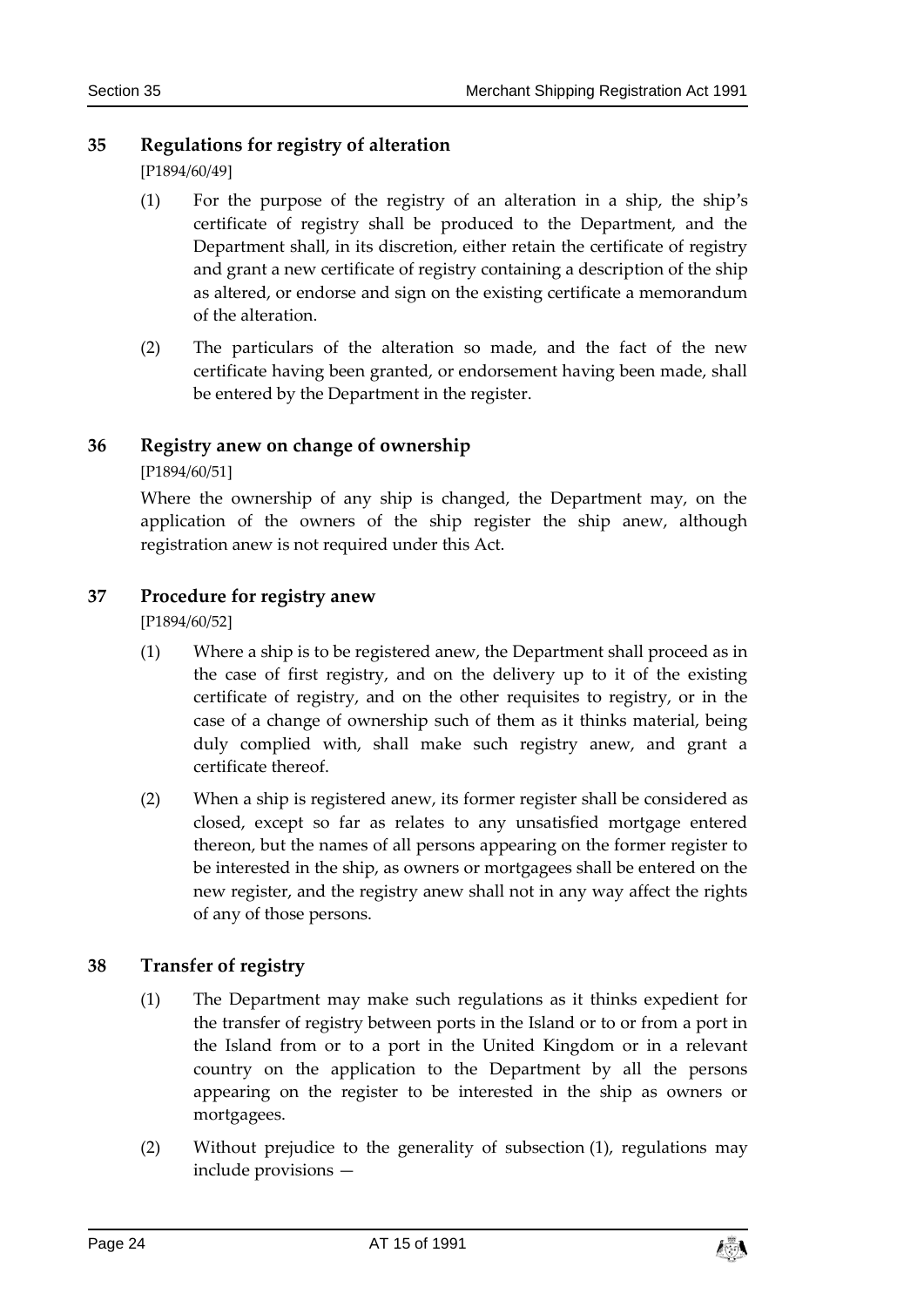## 35 Regulations for registry of alteration

[P1894/60/49]

(1) For the purpose of the registry of an alteration in a ship, the ship's certificate of registry shall be produced to the Department, and the Department shall, in its discretion, either retain the certificate of registry and grant a new certificate of registry containing a description of the ship as altered, or endorse and sign on the existing certificate a memorandum of the alteration.

(2) The particulars of the alteration so made, and the fact of the new certificate having been granted, or endorsement having been made, shall be entered by the Department in the register.

## 36 Registry anew on change of ownership

[P1894/60/51]

Where the ownership of any ship is changed, the Department may, on the application of the owners of the ship register the ship anew, although registration anew is not required under this Act.

## 37 Procedure for registry anew

[P1894/60/52]

(1) Where a ship is to be registered anew, the Department shall proceed as in the case of first registry, and on the delivery up to it of the existing certificate of registry, and on the other requisites to registry, or in the case of a change of ownership such of them as it thinks material, being duly complied with, shall make such registry anew, and grant a certificate thereof.

(2) When a ship is registered anew, its former register shall be considered as closed, except so far as relates to any unsatisfied mortgage entered thereon, but the names of all persons appearing on the former register to be interested in the ship, as owners or mortgagees shall be entered on the new register, and the registry anew shall not in any way affect the rights of any of those persons.

## 38 Transfer of registry

(1) The Department may make such regulations as it thinks expedient for the transfer of registry between ports in the Island or to or from a port in the Island from or to a port in the United Kingdom or in a relevant country on the application to the Department by all the persons appearing on the register to be interested in the ship as owners or mortgagees.

(2) Without prejudice to the generality of subsection (1), regulations may include provisions —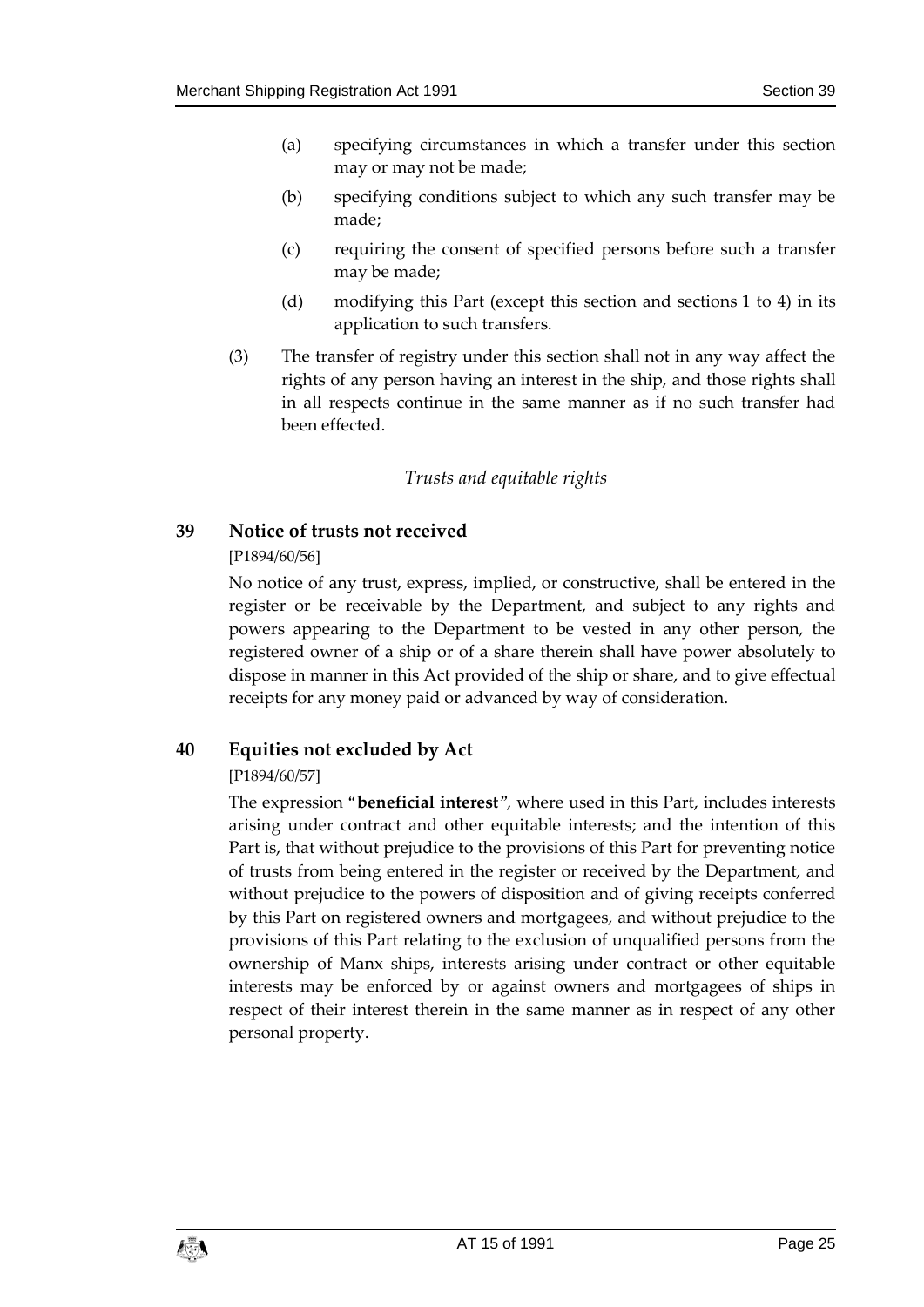(a) specifying circumstances in which a transfer under this section may or may not be made;

(b) specifying conditions subject to which any such transfer may be made;

(c) requiring the consent of specified persons before such a transfer may be made;

(d) modifying this Part (except this section and sections 1 to 4) in its application to such transfers.

(3) The transfer of registry under this section shall not in any way affect the rights of any person having an interest in the ship, and those rights shall in all respects continue in the same manner as if no such transfer had been effected.

*Trusts and equitable rights*

### 39 Notice of trusts not received

[P1894/60/56]

No notice of any trust, express, implied, or constructive, shall be entered in the register or be receivable by the Department, and subject to any rights and powers appearing to the Department to be vested in any other person, the registered owner of a ship or of a share therein shall have power absolutely to dispose in manner in this Act provided of the ship or share, and to give effectual receipts for any money paid or advanced by way of consideration.

### 40 Equities not excluded by Act

[P1894/60/57]

The expression "**beneficial interest**", where used in this Part, includes interests arising under contract and other equitable interests; and the intention of this Part is, that without prejudice to the provisions of this Part for preventing notice of trusts from being entered in the register or received by the Department, and without prejudice to the powers of disposition and of giving receipts conferred by this Part on registered owners and mortgagees, and without prejudice to the provisions of this Part relating to the exclusion of unqualified persons from the ownership of Manx ships, interests arising under contract or other equitable interests may be enforced by or against owners and mortgagees of ships in respect of their interest therein in the same manner as in respect of any other personal property.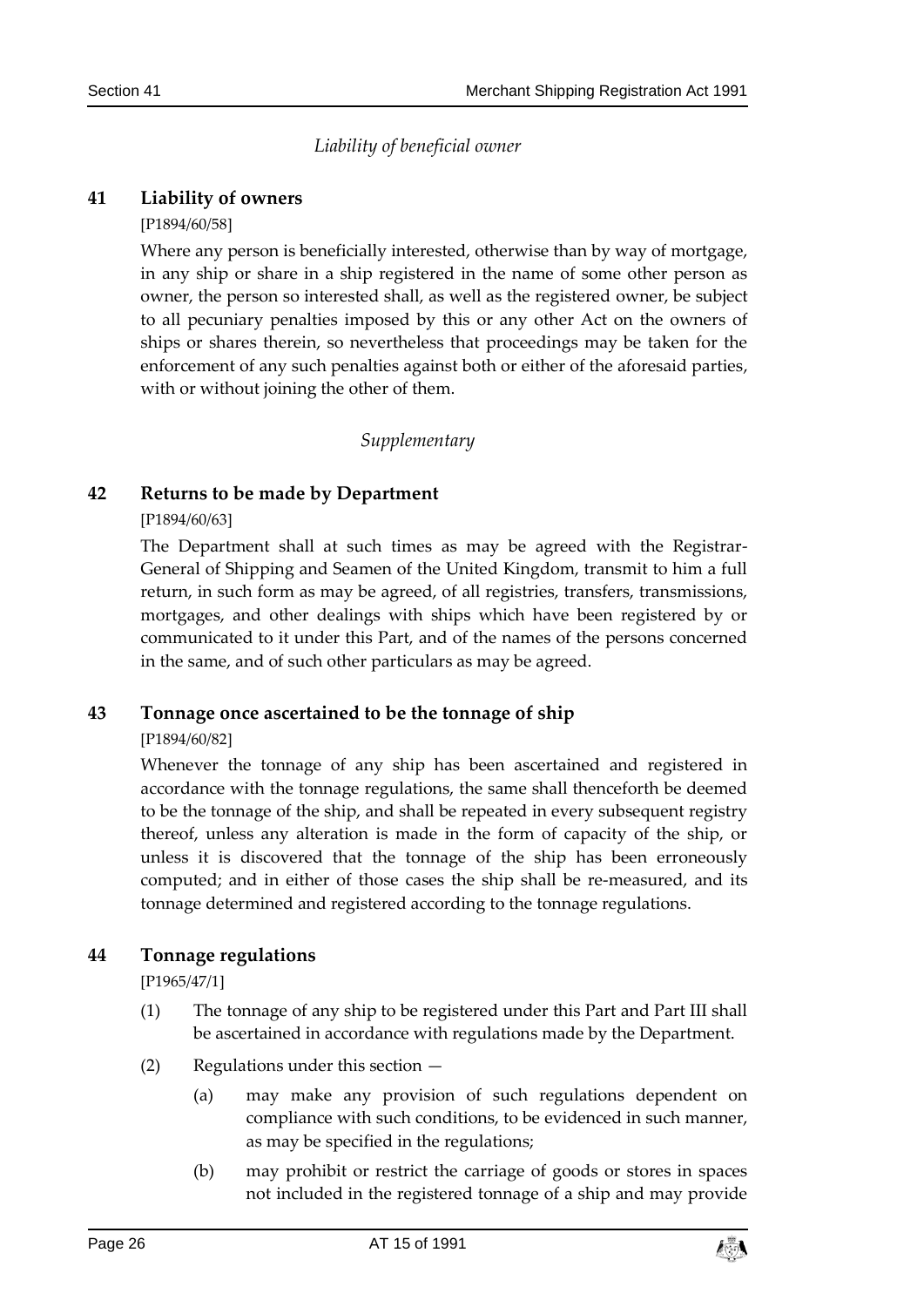*Liability of beneficial owner*

## 41 Liability of owners

[P1894/60/58]

Where any person is beneficially interested, otherwise than by way of mortgage, in any ship or share in a ship registered in the name of some other person as owner, the person so interested shall, as well as the registered owner, be subject to all pecuniary penalties imposed by this or any other Act on the owners of ships or shares therein, so nevertheless that proceedings may be taken for the enforcement of any such penalties against both or either of the aforesaid parties, with or without joining the other of them.

*Supplementary*

## 42 Returns to be made by Department

[P1894/60/63]

The Department shall at such times as may be agreed with the Registrar-General of Shipping and Seamen of the United Kingdom, transmit to him a full return, in such form as may be agreed, of all registries, transfers, transmissions, mortgages, and other dealings with ships which have been registered by or communicated to it under this Part, and of the names of the persons concerned in the same, and of such other particulars as may be agreed.

## 43 Tonnage once ascertained to be the tonnage of ship

[P1894/60/82]

Whenever the tonnage of any ship has been ascertained and registered in accordance with the tonnage regulations, the same shall thenceforth be deemed to be the tonnage of the ship, and shall be repeated in every subsequent registry thereof, unless any alteration is made in the form of capacity of the ship, or unless it is discovered that the tonnage of the ship has been erroneously computed; and in either of those cases the ship shall be re-measured, and its tonnage determined and registered according to the tonnage regulations.

## 44 Tonnage regulations

[P1965/47/1]

(1) The tonnage of any ship to be registered under this Part and Part III shall be ascertained in accordance with regulations made by the Department.

(2) Regulations under this section —

(a) may make any provision of such regulations dependent on compliance with such conditions, to be evidenced in such manner, as may be specified in the regulations;

(b) may prohibit or restrict the carriage of goods or stores in spaces not included in the registered tonnage of a ship and may provide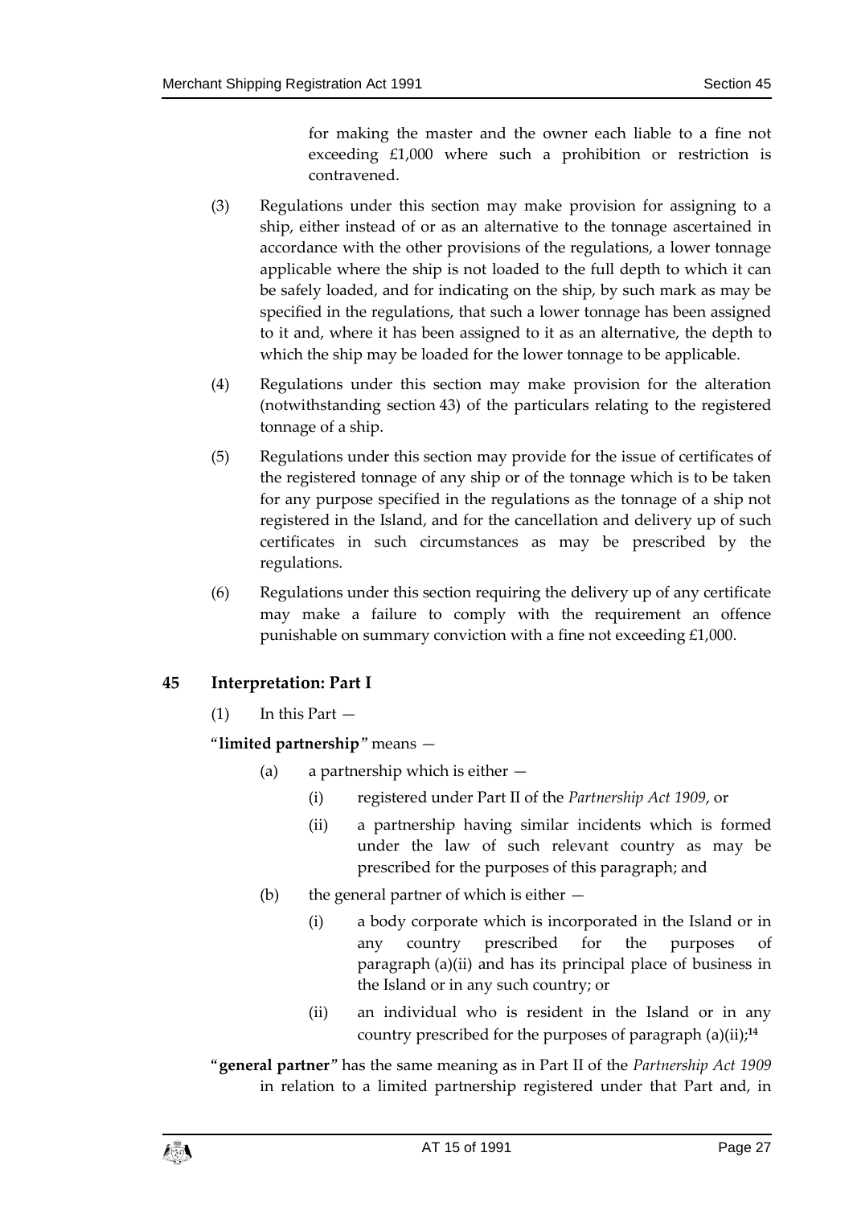for making the master and the owner each liable to a fine not exceeding £1,000 where such a prohibition or restriction is contravened.

(3) Regulations under this section may make provision for assigning to a ship, either instead of or as an alternative to the tonnage ascertained in accordance with the other provisions of the regulations, a lower tonnage applicable where the ship is not loaded to the full depth to which it can be safely loaded, and for indicating on the ship, by such mark as may be specified in the regulations, that such a lower tonnage has been assigned to it and, where it has been assigned to it as an alternative, the depth to which the ship may be loaded for the lower tonnage to be applicable.

(4) Regulations under this section may make provision for the alteration (notwithstanding section 43) of the particulars relating to the registered tonnage of a ship.

(5) Regulations under this section may provide for the issue of certificates of the registered tonnage of any ship or of the tonnage which is to be taken for any purpose specified in the regulations as the tonnage of a ship not registered in the Island, and for the cancellation and delivery up of such certificates in such circumstances as may be prescribed by the regulations.

(6) Regulations under this section requiring the delivery up of any certificate may make a failure to comply with the requirement an offence punishable on summary conviction with a fine not exceeding £1,000.

## 45 Interpretation: Part I

(1) In this Part —

"**limited partnership**" means —

(a) a partnership which is either —

(i) registered under Part II of the *Partnership Act 1909*, or

(ii) a partnership having similar incidents which is formed under the law of such relevant country as may be prescribed for the purposes of this paragraph; and

(b) the general partner of which is either —

(i) a body corporate which is incorporated in the Island or in any country prescribed for the purposes of paragraph (a)(ii) and has its principal place of business in the Island or in any such country; or

(ii) an individual who is resident in the Island or in any country prescribed for the purposes of paragraph (a)(ii);[14]

"**general partner**" has the same meaning as in Part II of the *Partnership Act 1909* in relation to a limited partnership registered under that Part and, in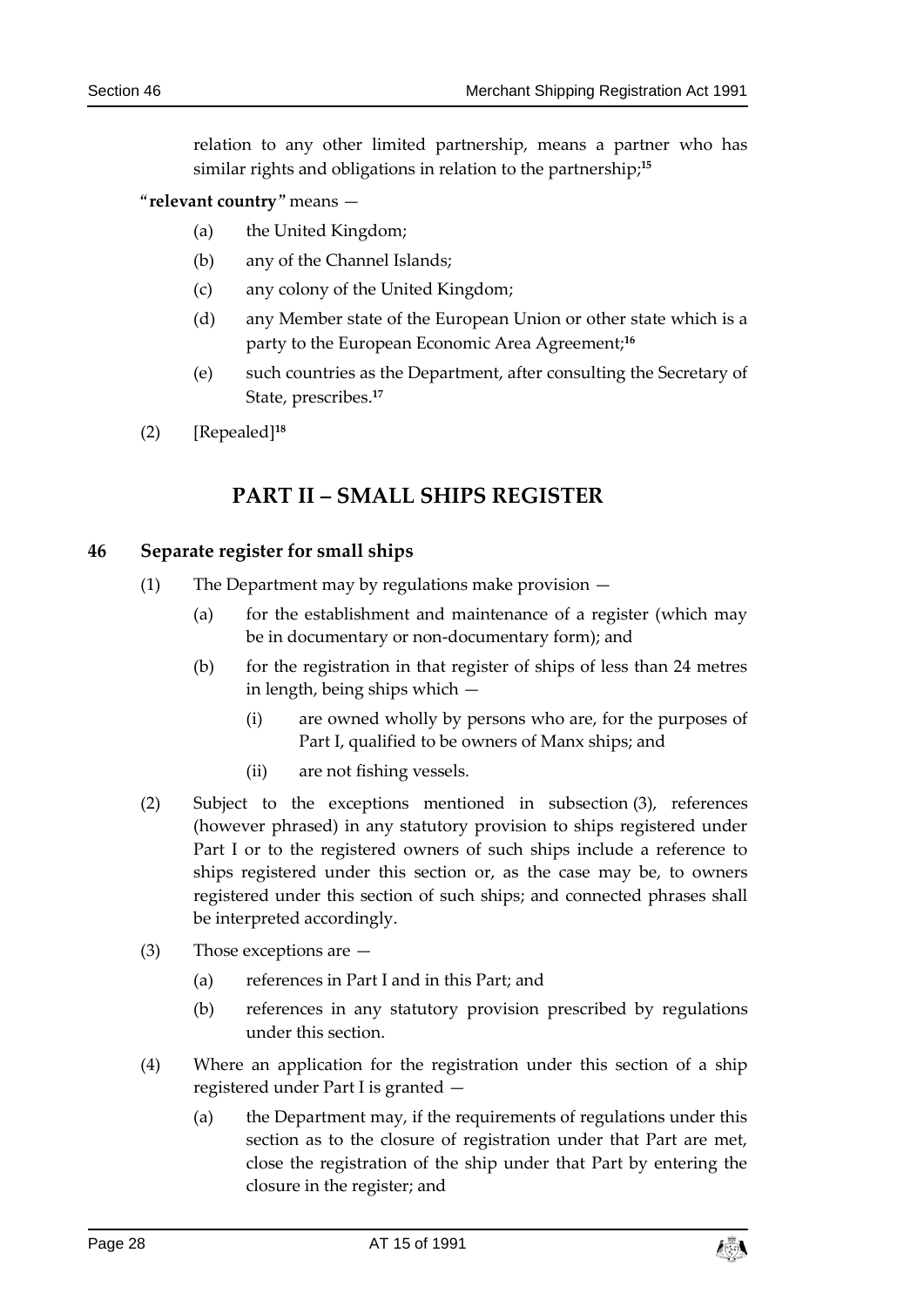relation to any other limited partnership, means a partner who has similar rights and obligations in relation to the partnership;[15]

"**relevant country**" means —

(a) the United Kingdom;

(b) any of the Channel Islands;

(c) any colony of the United Kingdom;

(d) any Member state of the European Union or other state which is a party to the European Economic Area Agreement;[16]

(e) such countries as the Department, after consulting the Secretary of State, prescribes.[17]

(2) [Repealed][18]

# PART II – SMALL SHIPS REGISTER

## 46 Separate register for small ships

(1) The Department may by regulations make provision —

(a) for the establishment and maintenance of a register (which may be in documentary or non-documentary form); and

(b) for the registration in that register of ships of less than 24 metres in length, being ships which —

(i) are owned wholly by persons who are, for the purposes of Part I, qualified to be owners of Manx ships; and

(ii) are not fishing vessels.

(2) Subject to the exceptions mentioned in subsection (3), references (however phrased) in any statutory provision to ships registered under Part I or to the registered owners of such ships include a reference to ships registered under this section or, as the case may be, to owners registered under this section of such ships; and connected phrases shall be interpreted accordingly.

(3) Those exceptions are —

(a) references in Part I and in this Part; and

(b) references in any statutory provision prescribed by regulations under this section.

(4) Where an application for the registration under this section of a ship registered under Part I is granted —

(a) the Department may, if the requirements of regulations under this section as to the closure of registration under that Part are met, close the registration of the ship under that Part by entering the closure in the register; and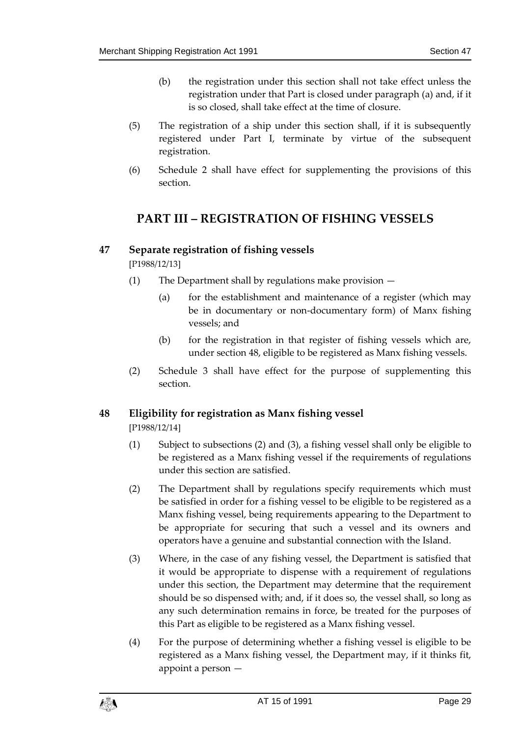(b) the registration under this section shall not take effect unless the registration under that Part is closed under paragraph (a) and, if it is so closed, shall take effect at the time of closure.

(5) The registration of a ship under this section shall, if it is subsequently registered under Part I, terminate by virtue of the subsequent registration.

(6) Schedule 2 shall have effect for supplementing the provisions of this section.

## PART III – REGISTRATION OF FISHING VESSELS

### 47 Separate registration of fishing vessels

[P1988/12/13]

(1) The Department shall by regulations make provision —

(a) for the establishment and maintenance of a register (which may be in documentary or non-documentary form) of Manx fishing vessels; and

(b) for the registration in that register of fishing vessels which are, under section 48, eligible to be registered as Manx fishing vessels.

(2) Schedule 3 shall have effect for the purpose of supplementing this section.

### 48 Eligibility for registration as Manx fishing vessel

[P1988/12/14]

(1) Subject to subsections (2) and (3), a fishing vessel shall only be eligible to be registered as a Manx fishing vessel if the requirements of regulations under this section are satisfied.

(2) The Department shall by regulations specify requirements which must be satisfied in order for a fishing vessel to be eligible to be registered as a Manx fishing vessel, being requirements appearing to the Department to be appropriate for securing that such a vessel and its owners and operators have a genuine and substantial connection with the Island.

(3) Where, in the case of any fishing vessel, the Department is satisfied that it would be appropriate to dispense with a requirement of regulations under this section, the Department may determine that the requirement should be so dispensed with; and, if it does so, the vessel shall, so long as any such determination remains in force, be treated for the purposes of this Part as eligible to be registered as a Manx fishing vessel.

(4) For the purpose of determining whether a fishing vessel is eligible to be registered as a Manx fishing vessel, the Department may, if it thinks fit, appoint a person —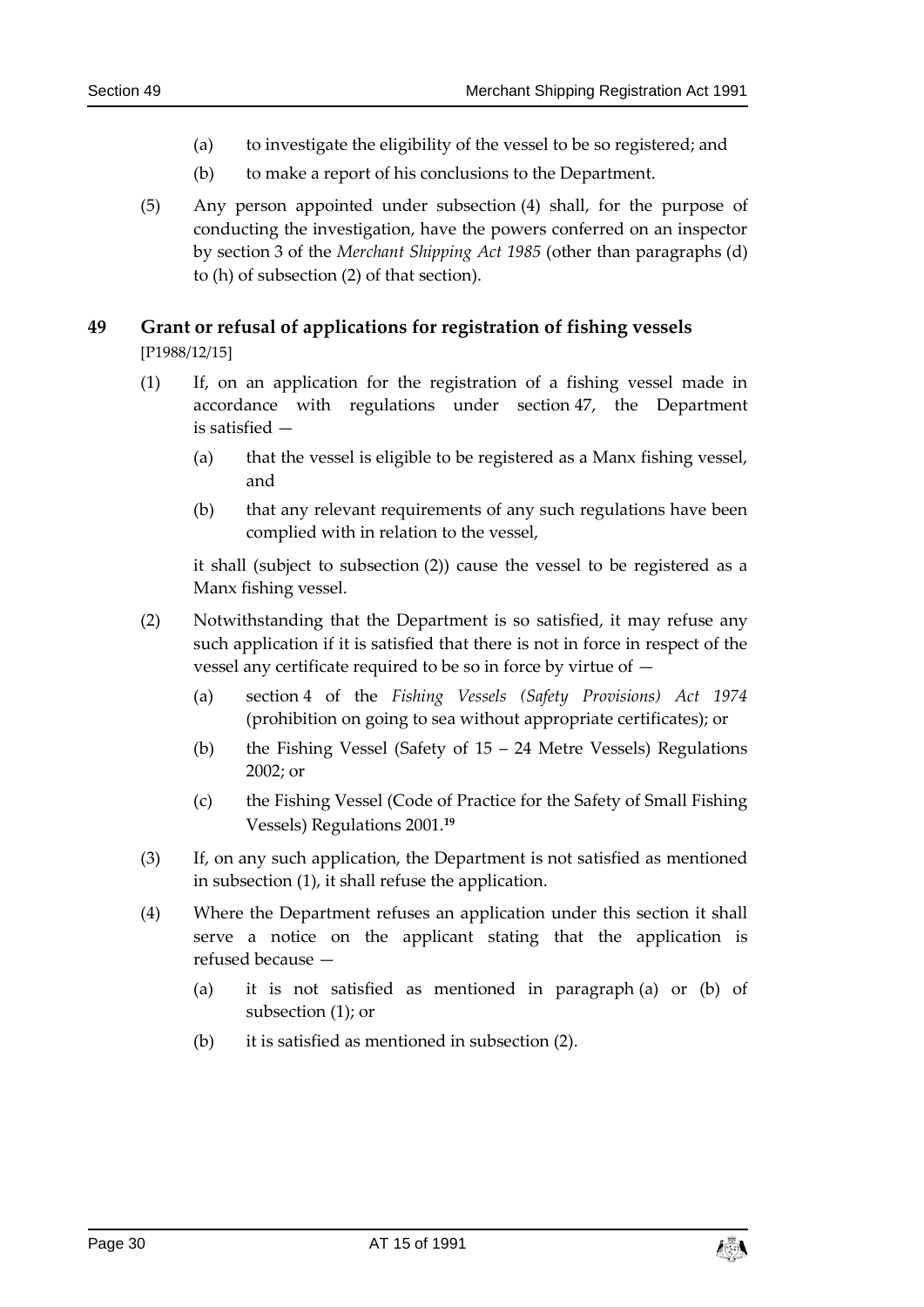(a) to investigate the eligibility of the vessel to be so registered; and

(b) to make a report of his conclusions to the Department.

(5) Any person appointed under subsection (4) shall, for the purpose of conducting the investigation, have the powers conferred on an inspector by section 3 of the *Merchant Shipping Act 1985* (other than paragraphs (d) to (h) of subsection (2) of that section).

## 49 Grant or refusal of applications for registration of fishing vessels

[P1988/12/15]

(1) If, on an application for the registration of a fishing vessel made in accordance with regulations under section 47, the Department is satisfied —

(a) that the vessel is eligible to be registered as a Manx fishing vessel, and

(b) that any relevant requirements of any such regulations have been complied with in relation to the vessel,

it shall (subject to subsection (2)) cause the vessel to be registered as a Manx fishing vessel.

(2) Notwithstanding that the Department is so satisfied, it may refuse any such application if it is satisfied that there is not in force in respect of the vessel any certificate required to be so in force by virtue of —

(a) section 4 of the *Fishing Vessels (Safety Provisions) Act 1974* (prohibition on going to sea without appropriate certificates); or

(b) the Fishing Vessel (Safety of 15 – 24 Metre Vessels) Regulations 2002; or

(c) the Fishing Vessel (Code of Practice for the Safety of Small Fishing Vessels) Regulations 2001.[19]

(3) If, on any such application, the Department is not satisfied as mentioned in subsection (1), it shall refuse the application.

(4) Where the Department refuses an application under this section it shall serve a notice on the applicant stating that the application is refused because —

(a) it is not satisfied as mentioned in paragraph (a) or (b) of subsection (1); or

(b) it is satisfied as mentioned in subsection (2).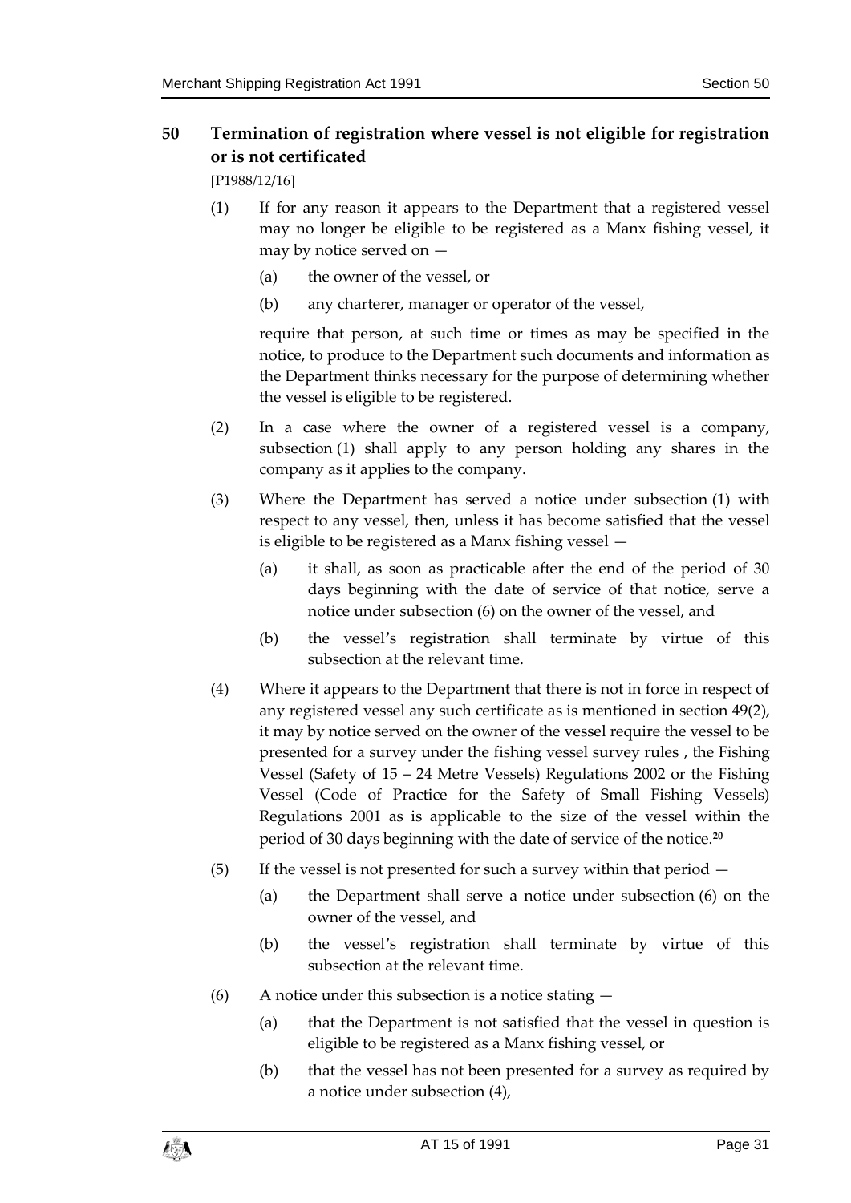## 50 Termination of registration where vessel is not eligible for registration or is not certificated

[P1988/12/16]

(1) If for any reason it appears to the Department that a registered vessel may no longer be eligible to be registered as a Manx fishing vessel, it may by notice served on —

(a) the owner of the vessel, or

(b) any charterer, manager or operator of the vessel,

require that person, at such time or times as may be specified in the notice, to produce to the Department such documents and information as the Department thinks necessary for the purpose of determining whether the vessel is eligible to be registered.

(2) In a case where the owner of a registered vessel is a company, subsection (1) shall apply to any person holding any shares in the company as it applies to the company.

(3) Where the Department has served a notice under subsection (1) with respect to any vessel, then, unless it has become satisfied that the vessel is eligible to be registered as a Manx fishing vessel —

(a) it shall, as soon as practicable after the end of the period of 30 days beginning with the date of service of that notice, serve a notice under subsection (6) on the owner of the vessel, and

(b) the vessel's registration shall terminate by virtue of this subsection at the relevant time.

(4) Where it appears to the Department that there is not in force in respect of any registered vessel any such certificate as is mentioned in section 49(2), it may by notice served on the owner of the vessel require the vessel to be presented for a survey under the fishing vessel survey rules , the Fishing Vessel (Safety of 15 – 24 Metre Vessels) Regulations 2002 or the Fishing Vessel (Code of Practice for the Safety of Small Fishing Vessels) Regulations 2001 as is applicable to the size of the vessel within the period of 30 days beginning with the date of service of the notice.[20]

(5) If the vessel is not presented for such a survey within that period —

(a) the Department shall serve a notice under subsection (6) on the owner of the vessel, and

(b) the vessel's registration shall terminate by virtue of this subsection at the relevant time.

(6) A notice under this subsection is a notice stating —

(a) that the Department is not satisfied that the vessel in question is eligible to be registered as a Manx fishing vessel, or

(b) that the vessel has not been presented for a survey as required by a notice under subsection (4),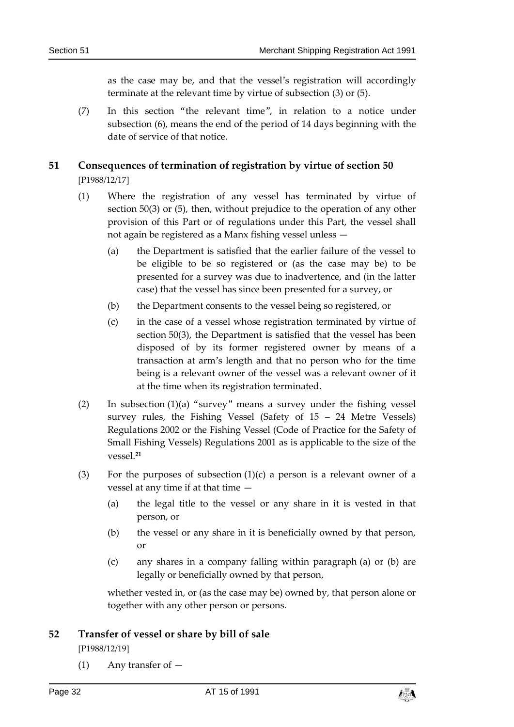as the case may be, and that the vessel's registration will accordingly terminate at the relevant time by virtue of subsection (3) or (5).

(7) In this section "the relevant time", in relation to a notice under subsection (6), means the end of the period of 14 days beginning with the date of service of that notice.

## 51 Consequences of termination of registration by virtue of section 50

[P1988/12/17]

(1) Where the registration of any vessel has terminated by virtue of section 50(3) or (5), then, without prejudice to the operation of any other provision of this Part or of regulations under this Part, the vessel shall not again be registered as a Manx fishing vessel unless —

(a) the Department is satisfied that the earlier failure of the vessel to be eligible to be so registered or (as the case may be) to be presented for a survey was due to inadvertence, and (in the latter case) that the vessel has since been presented for a survey, or

(b) the Department consents to the vessel being so registered, or

(c) in the case of a vessel whose registration terminated by virtue of section 50(3), the Department is satisfied that the vessel has been disposed of by its former registered owner by means of a transaction at arm's length and that no person who for the time being is a relevant owner of the vessel was a relevant owner of it at the time when its registration terminated.

(2) In subsection (1)(a) "survey" means a survey under the fishing vessel survey rules, the Fishing Vessel (Safety of 15 – 24 Metre Vessels) Regulations 2002 or the Fishing Vessel (Code of Practice for the Safety of Small Fishing Vessels) Regulations 2001 as is applicable to the size of the vessel.[21]

(3) For the purposes of subsection (1)(c) a person is a relevant owner of a vessel at any time if at that time —

(a) the legal title to the vessel or any share in it is vested in that person, or

(b) the vessel or any share in it is beneficially owned by that person, or

(c) any shares in a company falling within paragraph (a) or (b) are legally or beneficially owned by that person,

whether vested in, or (as the case may be) owned by, that person alone or together with any other person or persons.

## 52 Transfer of vessel or share by bill of sale

[P1988/12/19]

(1) Any transfer of —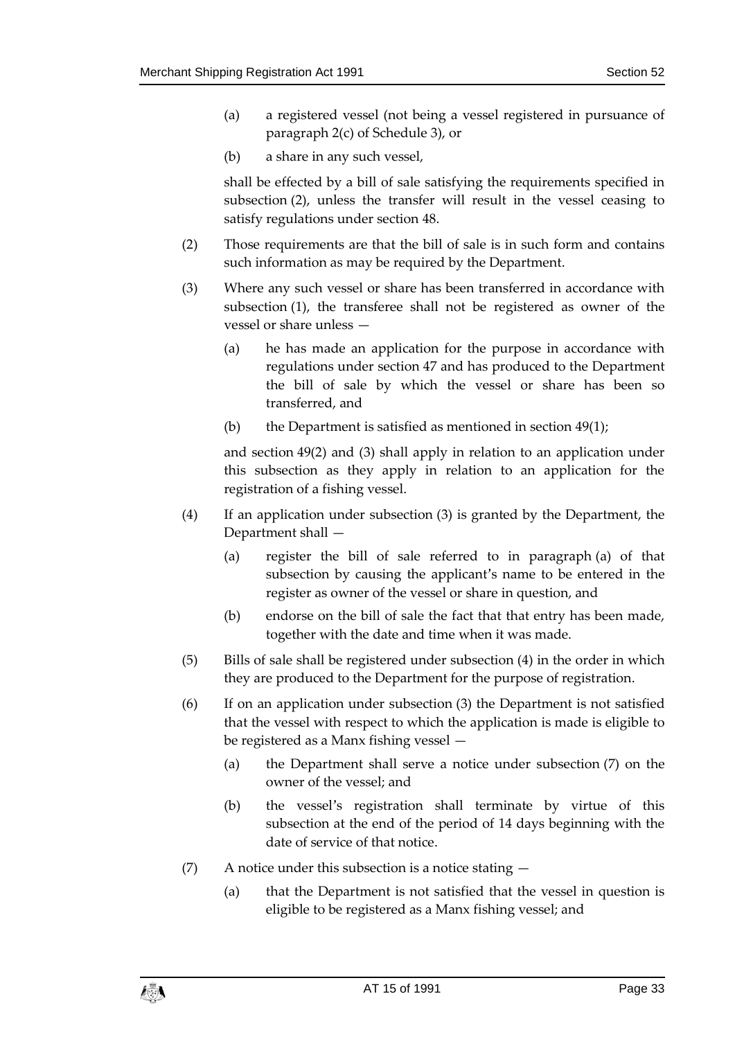(a) a registered vessel (not being a vessel registered in pursuance of paragraph 2(c) of Schedule 3), or

(b) a share in any such vessel,

shall be effected by a bill of sale satisfying the requirements specified in subsection (2), unless the transfer will result in the vessel ceasing to satisfy regulations under section 48.

(2) Those requirements are that the bill of sale is in such form and contains such information as may be required by the Department.

(3) Where any such vessel or share has been transferred in accordance with subsection (1), the transferee shall not be registered as owner of the vessel or share unless —

(a) he has made an application for the purpose in accordance with regulations under section 47 and has produced to the Department the bill of sale by which the vessel or share has been so transferred, and

(b) the Department is satisfied as mentioned in section 49(1);

and section 49(2) and (3) shall apply in relation to an application under this subsection as they apply in relation to an application for the registration of a fishing vessel.

(4) If an application under subsection (3) is granted by the Department, the Department shall —

(a) register the bill of sale referred to in paragraph (a) of that subsection by causing the applicant's name to be entered in the register as owner of the vessel or share in question, and

(b) endorse on the bill of sale the fact that that entry has been made, together with the date and time when it was made.

(5) Bills of sale shall be registered under subsection (4) in the order in which they are produced to the Department for the purpose of registration.

(6) If on an application under subsection (3) the Department is not satisfied that the vessel with respect to which the application is made is eligible to be registered as a Manx fishing vessel —

(a) the Department shall serve a notice under subsection (7) on the owner of the vessel; and

(b) the vessel's registration shall terminate by virtue of this subsection at the end of the period of 14 days beginning with the date of service of that notice.

(7) A notice under this subsection is a notice stating —

(a) that the Department is not satisfied that the vessel in question is eligible to be registered as a Manx fishing vessel; and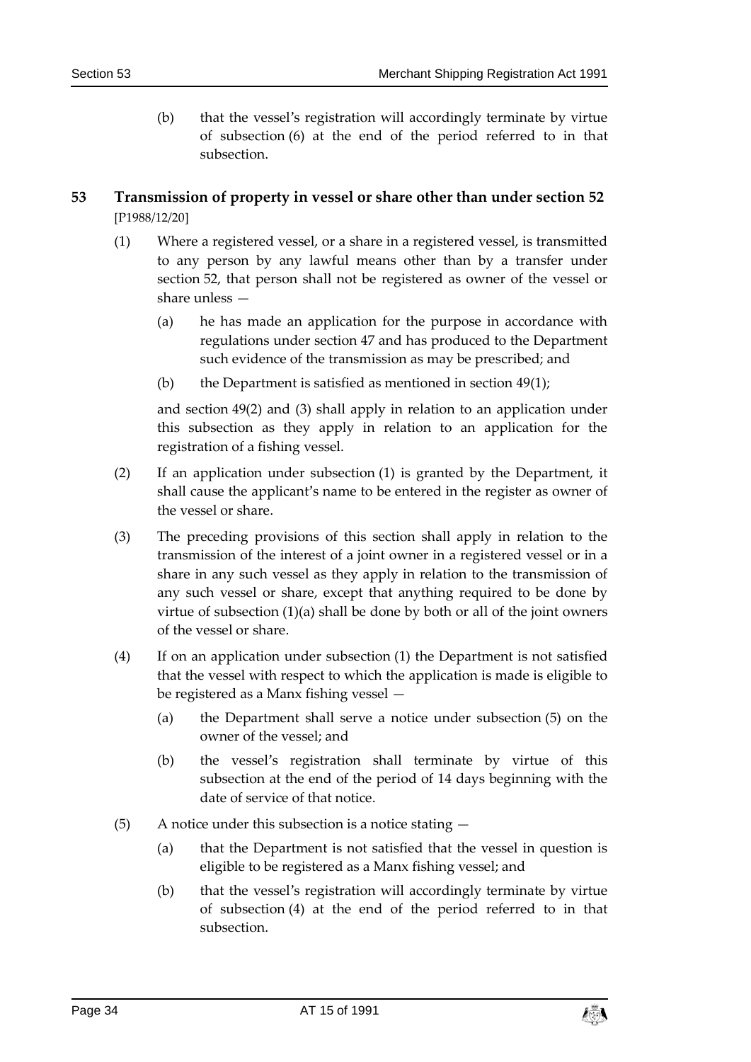(b) that the vessel's registration will accordingly terminate by virtue of subsection (6) at the end of the period referred to in that subsection.

## 53 Transmission of property in vessel or share other than under section 52

[P1988/12/20]

(1) Where a registered vessel, or a share in a registered vessel, is transmitted to any person by any lawful means other than by a transfer under section 52, that person shall not be registered as owner of the vessel or share unless —

(a) he has made an application for the purpose in accordance with regulations under section 47 and has produced to the Department such evidence of the transmission as may be prescribed; and

(b) the Department is satisfied as mentioned in section 49(1);

and section 49(2) and (3) shall apply in relation to an application under this subsection as they apply in relation to an application for the registration of a fishing vessel.

(2) If an application under subsection (1) is granted by the Department, it shall cause the applicant's name to be entered in the register as owner of the vessel or share.

(3) The preceding provisions of this section shall apply in relation to the transmission of the interest of a joint owner in a registered vessel or in a share in any such vessel as they apply in relation to the transmission of any such vessel or share, except that anything required to be done by virtue of subsection (1)(a) shall be done by both or all of the joint owners of the vessel or share.

(4) If on an application under subsection (1) the Department is not satisfied that the vessel with respect to which the application is made is eligible to be registered as a Manx fishing vessel —

(a) the Department shall serve a notice under subsection (5) on the owner of the vessel; and

(b) the vessel's registration shall terminate by virtue of this subsection at the end of the period of 14 days beginning with the date of service of that notice.

(5) A notice under this subsection is a notice stating —

(a) that the Department is not satisfied that the vessel in question is eligible to be registered as a Manx fishing vessel; and

(b) that the vessel's registration will accordingly terminate by virtue of subsection (4) at the end of the period referred to in that subsection.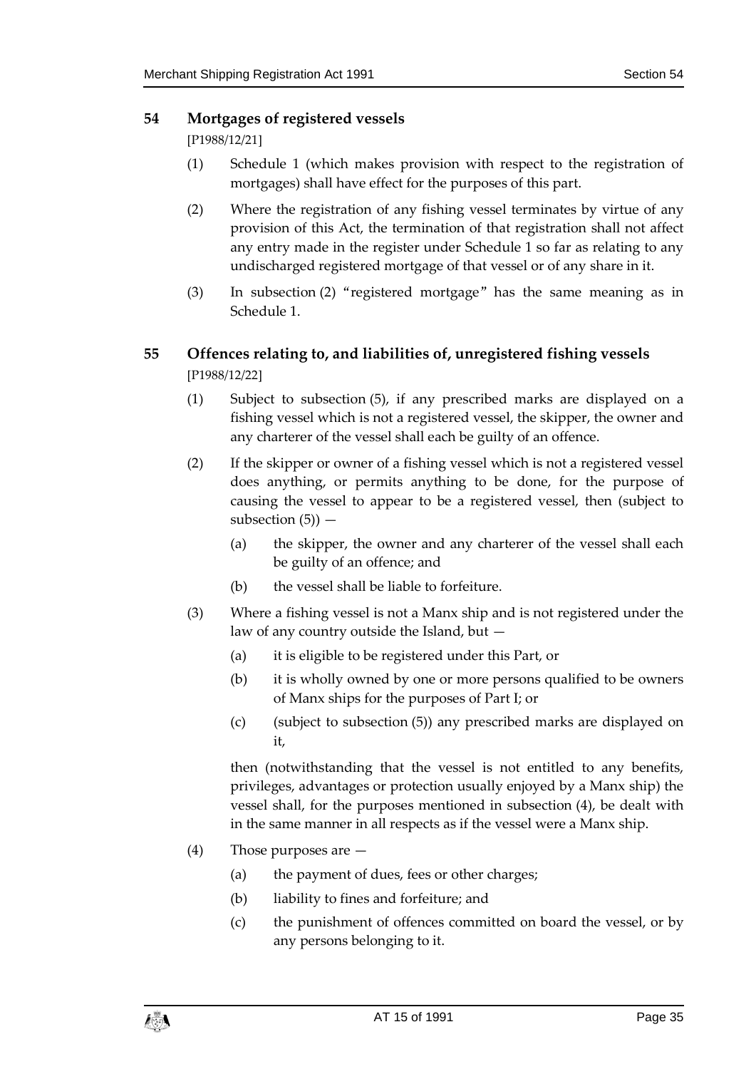## 54 Mortgages of registered vessels

[P1988/12/21]

(1) Schedule 1 (which makes provision with respect to the registration of mortgages) shall have effect for the purposes of this part.

(2) Where the registration of any fishing vessel terminates by virtue of any provision of this Act, the termination of that registration shall not affect any entry made in the register under Schedule 1 so far as relating to any undischarged registered mortgage of that vessel or of any share in it.

(3) In subsection (2) "registered mortgage" has the same meaning as in Schedule 1.

## 55 Offences relating to, and liabilities of, unregistered fishing vessels

[P1988/12/22]

(1) Subject to subsection (5), if any prescribed marks are displayed on a fishing vessel which is not a registered vessel, the skipper, the owner and any charterer of the vessel shall each be guilty of an offence.

(2) If the skipper or owner of a fishing vessel which is not a registered vessel does anything, or permits anything to be done, for the purpose of causing the vessel to appear to be a registered vessel, then (subject to subsection (5)) —

(a) the skipper, the owner and any charterer of the vessel shall each be guilty of an offence; and

(b) the vessel shall be liable to forfeiture.

(3) Where a fishing vessel is not a Manx ship and is not registered under the law of any country outside the Island, but —

(a) it is eligible to be registered under this Part, or

(b) it is wholly owned by one or more persons qualified to be owners of Manx ships for the purposes of Part I; or

(c) (subject to subsection (5)) any prescribed marks are displayed on it,

then (notwithstanding that the vessel is not entitled to any benefits, privileges, advantages or protection usually enjoyed by a Manx ship) the vessel shall, for the purposes mentioned in subsection (4), be dealt with in the same manner in all respects as if the vessel were a Manx ship.

(4) Those purposes are —

(a) the payment of dues, fees or other charges;

(b) liability to fines and forfeiture; and

(c) the punishment of offences committed on board the vessel, or by any persons belonging to it.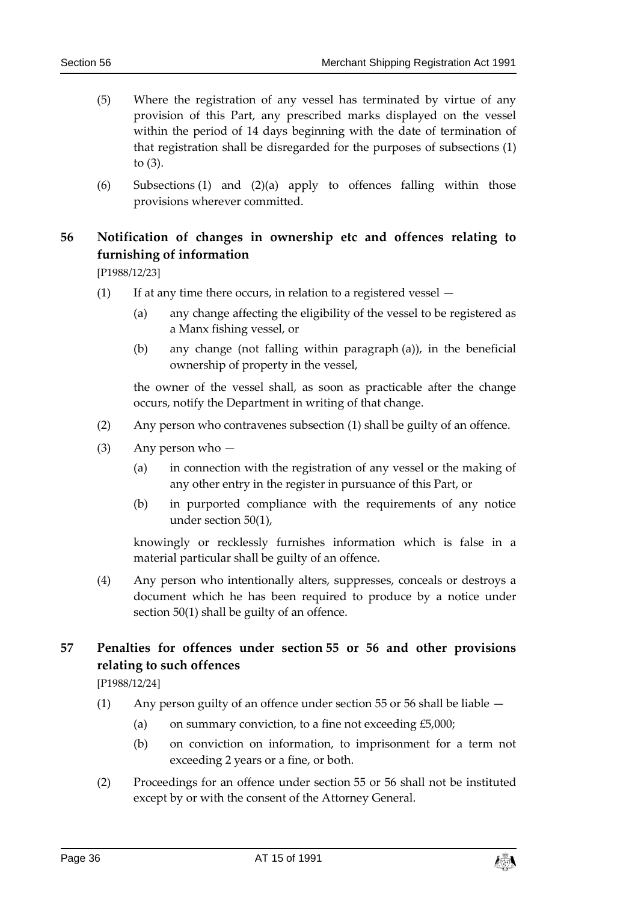(5) Where the registration of any vessel has terminated by virtue of any provision of this Part, any prescribed marks displayed on the vessel within the period of 14 days beginning with the date of termination of that registration shall be disregarded for the purposes of subsections (1) to (3).

(6) Subsections (1) and (2)(a) apply to offences falling within those provisions wherever committed.

## 56 Notification of changes in ownership etc and offences relating to furnishing of information

[P1988/12/23]

(1) If at any time there occurs, in relation to a registered vessel —

(a) any change affecting the eligibility of the vessel to be registered as a Manx fishing vessel, or

(b) any change (not falling within paragraph (a)), in the beneficial ownership of property in the vessel,

the owner of the vessel shall, as soon as practicable after the change occurs, notify the Department in writing of that change.

(2) Any person who contravenes subsection (1) shall be guilty of an offence.

(3) Any person who —

(a) in connection with the registration of any vessel or the making of any other entry in the register in pursuance of this Part, or

(b) in purported compliance with the requirements of any notice under section 50(1),

knowingly or recklessly furnishes information which is false in a material particular shall be guilty of an offence.

(4) Any person who intentionally alters, suppresses, conceals or destroys a document which he has been required to produce by a notice under section 50(1) shall be guilty of an offence.

## 57 Penalties for offences under section 55 or 56 and other provisions relating to such offences

[P1988/12/24]

(1) Any person guilty of an offence under section 55 or 56 shall be liable —

(a) on summary conviction, to a fine not exceeding £5,000;

(b) on conviction on information, to imprisonment for a term not exceeding 2 years or a fine, or both.

(2) Proceedings for an offence under section 55 or 56 shall not be instituted except by or with the consent of the Attorney General.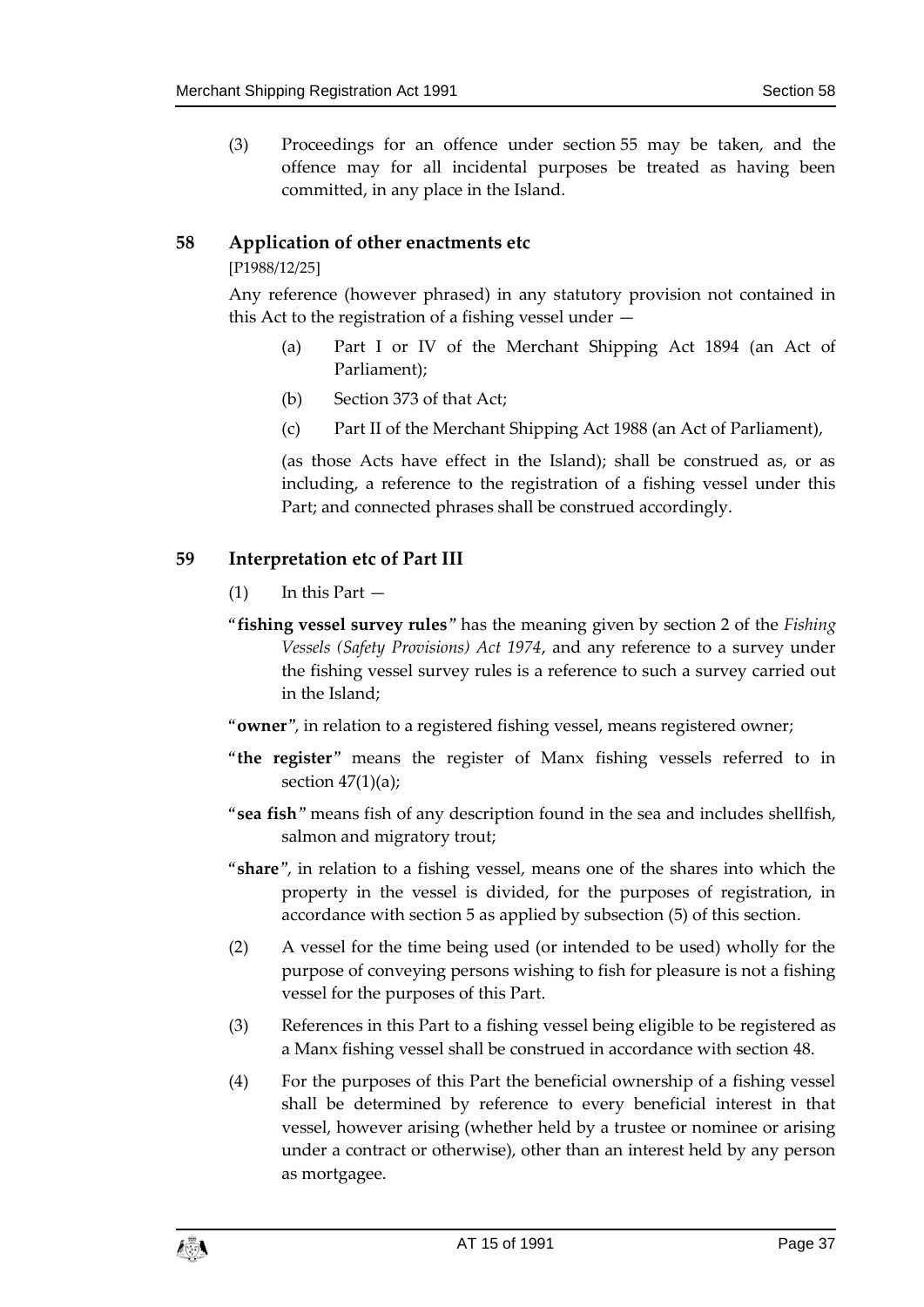(3) Proceedings for an offence under section 55 may be taken, and the offence may for all incidental purposes be treated as having been committed, in any place in the Island.

## 58 Application of other enactments etc

[P1988/12/25]

Any reference (however phrased) in any statutory provision not contained in this Act to the registration of a fishing vessel under —

(a) Part I or IV of the Merchant Shipping Act 1894 (an Act of Parliament);

(b) Section 373 of that Act;

(c) Part II of the Merchant Shipping Act 1988 (an Act of Parliament),

(as those Acts have effect in the Island); shall be construed as, or as including, a reference to the registration of a fishing vessel under this Part; and connected phrases shall be construed accordingly.

## 59 Interpretation etc of Part III

(1) In this Part —

"**fishing vessel survey rules**" has the meaning given by section 2 of the *Fishing Vessels (Safety Provisions) Act 1974*, and any reference to a survey under the fishing vessel survey rules is a reference to such a survey carried out in the Island;

"**owner**", in relation to a registered fishing vessel, means registered owner;

"**the register**" means the register of Manx fishing vessels referred to in section 47(1)(a);

"**sea fish**" means fish of any description found in the sea and includes shellfish, salmon and migratory trout;

"**share**", in relation to a fishing vessel, means one of the shares into which the property in the vessel is divided, for the purposes of registration, in accordance with section 5 as applied by subsection (5) of this section.

(2) A vessel for the time being used (or intended to be used) wholly for the purpose of conveying persons wishing to fish for pleasure is not a fishing vessel for the purposes of this Part.

(3) References in this Part to a fishing vessel being eligible to be registered as a Manx fishing vessel shall be construed in accordance with section 48.

(4) For the purposes of this Part the beneficial ownership of a fishing vessel shall be determined by reference to every beneficial interest in that vessel, however arising (whether held by a trustee or nominee or arising under a contract or otherwise), other than an interest held by any person as mortgagee.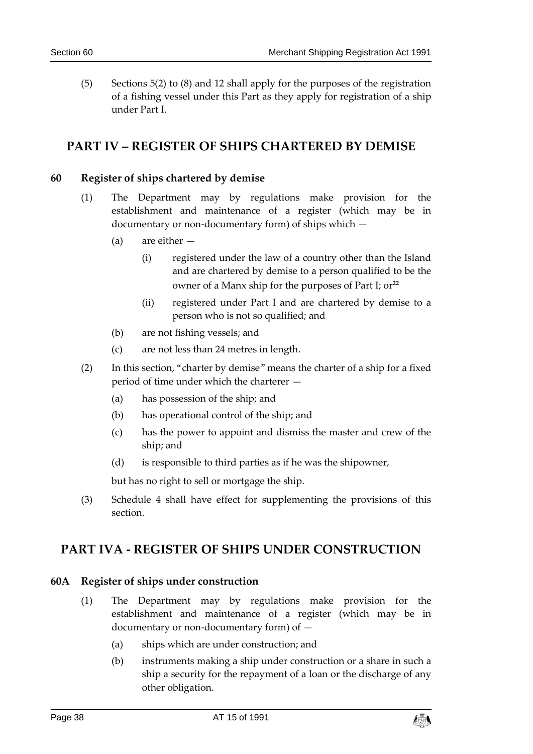(5) Sections 5(2) to (8) and 12 shall apply for the purposes of the registration of a fishing vessel under this Part as they apply for registration of a ship under Part I.

## PART IV – REGISTER OF SHIPS CHARTERED BY DEMISE

### 60 Register of ships chartered by demise

(1) The Department may by regulations make provision for the establishment and maintenance of a register (which may be in documentary or non-documentary form) of ships which —

- (a) are either —
  - (i) registered under the law of a country other than the Island and are chartered by demise to a person qualified to be the owner of a Manx ship for the purposes of Part I; or[22]
  - (ii) registered under Part I and are chartered by demise to a person who is not so qualified; and
- (b) are not fishing vessels; and
- (c) are not less than 24 metres in length.

(2) In this section, "charter by demise" means the charter of a ship for a fixed period of time under which the charterer —

- (a) has possession of the ship; and
- (b) has operational control of the ship; and
- (c) has the power to appoint and dismiss the master and crew of the ship; and
- (d) is responsible to third parties as if he was the shipowner,

but has no right to sell or mortgage the ship.

(3) Schedule 4 shall have effect for supplementing the provisions of this section.

## PART IVA - REGISTER OF SHIPS UNDER CONSTRUCTION

### 60A Register of ships under construction

(1) The Department may by regulations make provision for the establishment and maintenance of a register (which may be in documentary or non-documentary form) of —

- (a) ships which are under construction; and
- (b) instruments making a ship under construction or a share in such a ship a security for the repayment of a loan or the discharge of any other obligation.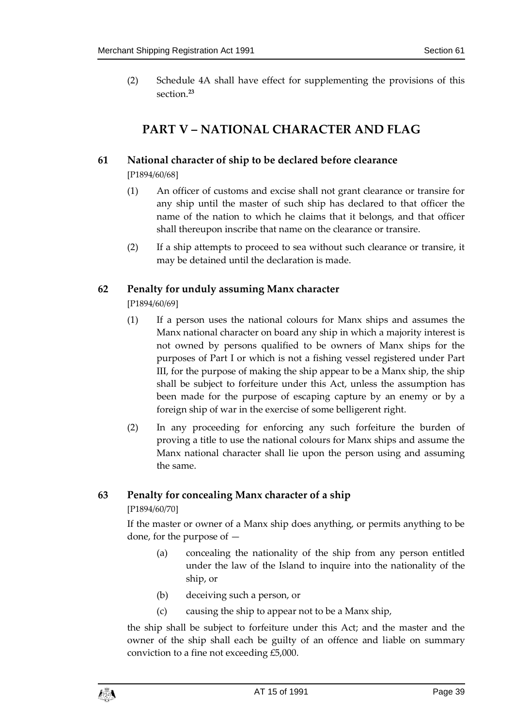(2) Schedule 4A shall have effect for supplementing the provisions of this section.[23]

## PART V – NATIONAL CHARACTER AND FLAG

### 61 National character of ship to be declared before clearance

[P1894/60/68]

(1) An officer of customs and excise shall not grant clearance or transire for any ship until the master of such ship has declared to that officer the name of the nation to which he claims that it belongs, and that officer shall thereupon inscribe that name on the clearance or transire.

(2) If a ship attempts to proceed to sea without such clearance or transire, it may be detained until the declaration is made.

### 62 Penalty for unduly assuming Manx character

[P1894/60/69]

(1) If a person uses the national colours for Manx ships and assumes the Manx national character on board any ship in which a majority interest is not owned by persons qualified to be owners of Manx ships for the purposes of Part I or which is not a fishing vessel registered under Part III, for the purpose of making the ship appear to be a Manx ship, the ship shall be subject to forfeiture under this Act, unless the assumption has been made for the purpose of escaping capture by an enemy or by a foreign ship of war in the exercise of some belligerent right.

(2) In any proceeding for enforcing any such forfeiture the burden of proving a title to use the national colours for Manx ships and assume the Manx national character shall lie upon the person using and assuming the same.

### 63 Penalty for concealing Manx character of a ship

[P1894/60/70]

If the master or owner of a Manx ship does anything, or permits anything to be done, for the purpose of —

(a) concealing the nationality of the ship from any person entitled under the law of the Island to inquire into the nationality of the ship, or

(b) deceiving such a person, or

(c) causing the ship to appear not to be a Manx ship,

the ship shall be subject to forfeiture under this Act; and the master and the owner of the ship shall each be guilty of an offence and liable on summary conviction to a fine not exceeding £5,000.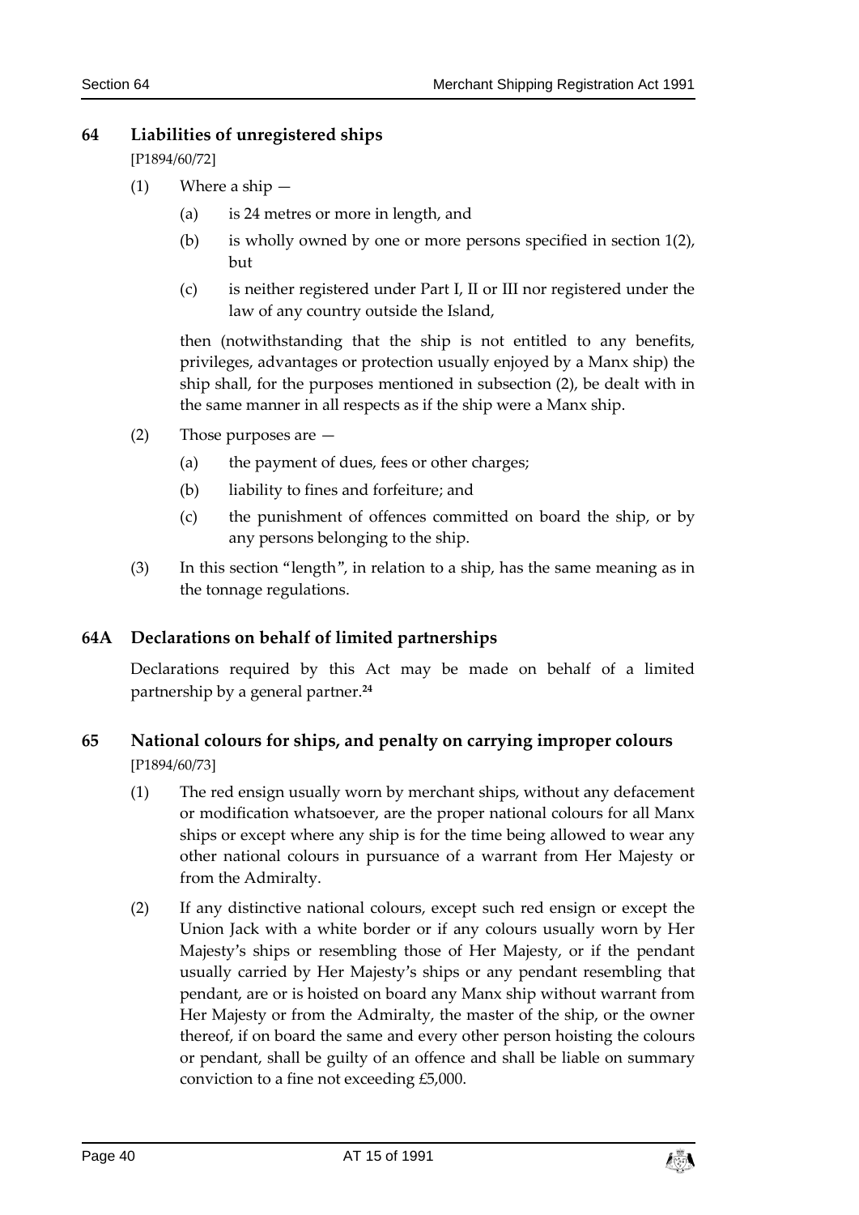## 64 Liabilities of unregistered ships

[P1894/60/72]

(1) Where a ship —

(a) is 24 metres or more in length, and

(b) is wholly owned by one or more persons specified in section 1(2), but

(c) is neither registered under Part I, II or III nor registered under the law of any country outside the Island,

then (notwithstanding that the ship is not entitled to any benefits, privileges, advantages or protection usually enjoyed by a Manx ship) the ship shall, for the purposes mentioned in subsection (2), be dealt with in the same manner in all respects as if the ship were a Manx ship.

(2) Those purposes are —

(a) the payment of dues, fees or other charges;

(b) liability to fines and forfeiture; and

(c) the punishment of offences committed on board the ship, or by any persons belonging to the ship.

(3) In this section "length", in relation to a ship, has the same meaning as in the tonnage regulations.

## 64A Declarations on behalf of limited partnerships

Declarations required by this Act may be made on behalf of a limited partnership by a general partner.[24]

## 65 National colours for ships, and penalty on carrying improper colours

[P1894/60/73]

(1) The red ensign usually worn by merchant ships, without any defacement or modification whatsoever, are the proper national colours for all Manx ships or except where any ship is for the time being allowed to wear any other national colours in pursuance of a warrant from Her Majesty or from the Admiralty.

(2) If any distinctive national colours, except such red ensign or except the Union Jack with a white border or if any colours usually worn by Her Majesty's ships or resembling those of Her Majesty, or if the pendant usually carried by Her Majesty's ships or any pendant resembling that pendant, are or is hoisted on board any Manx ship without warrant from Her Majesty or from the Admiralty, the master of the ship, or the owner thereof, if on board the same and every other person hoisting the colours or pendant, shall be guilty of an offence and shall be liable on summary conviction to a fine not exceeding £5,000.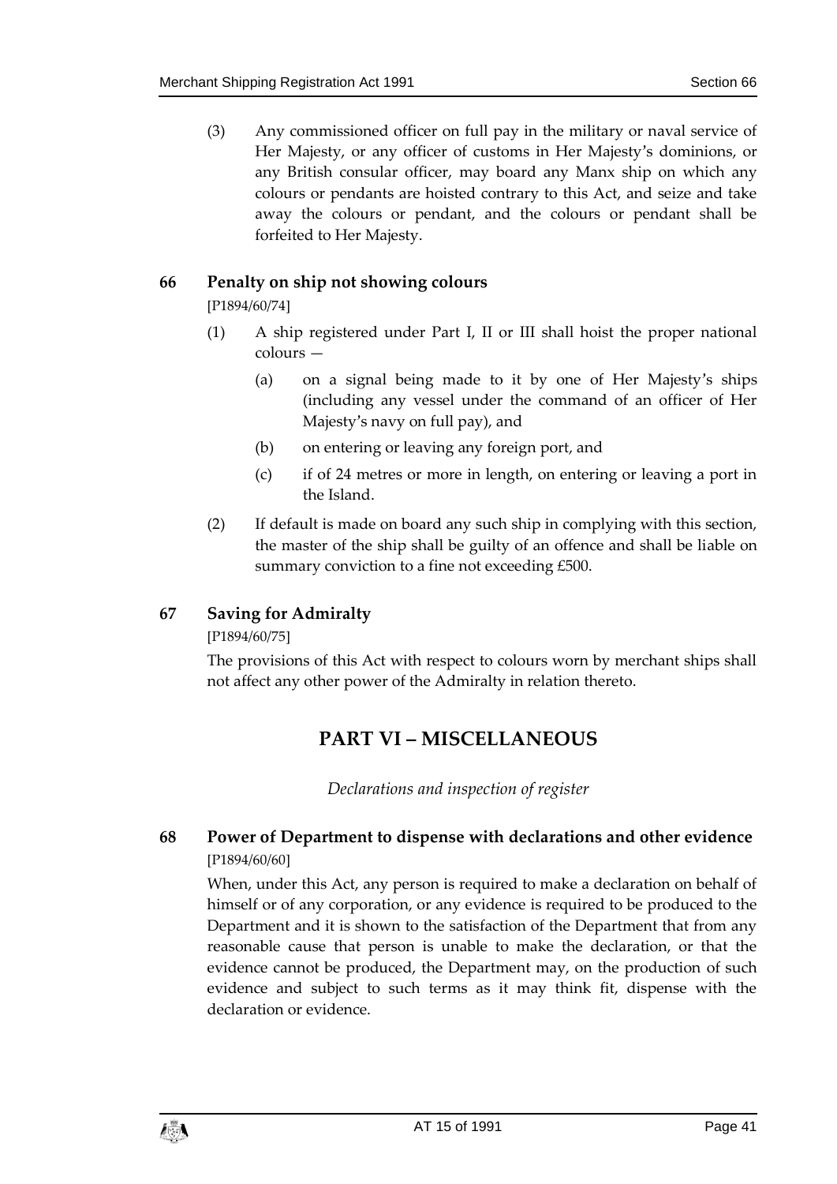(3) Any commissioned officer on full pay in the military or naval service of Her Majesty, or any officer of customs in Her Majesty's dominions, or any British consular officer, may board any Manx ship on which any colours or pendants are hoisted contrary to this Act, and seize and take away the colours or pendant, and the colours or pendant shall be forfeited to Her Majesty.

### 66 Penalty on ship not showing colours

[P1894/60/74]

(1) A ship registered under Part I, II or III shall hoist the proper national colours —

(a) on a signal being made to it by one of Her Majesty's ships (including any vessel under the command of an officer of Her Majesty's navy on full pay), and

(b) on entering or leaving any foreign port, and

(c) if of 24 metres or more in length, on entering or leaving a port in the Island.

(2) If default is made on board any such ship in complying with this section, the master of the ship shall be guilty of an offence and shall be liable on summary conviction to a fine not exceeding £500.

### 67 Saving for Admiralty

[P1894/60/75]

The provisions of this Act with respect to colours worn by merchant ships shall not affect any other power of the Admiralty in relation thereto.

## PART VI – MISCELLANEOUS

*Declarations and inspection of register*

### 68 Power of Department to dispense with declarations and other evidence

[P1894/60/60]

When, under this Act, any person is required to make a declaration on behalf of himself or of any corporation, or any evidence is required to be produced to the Department and it is shown to the satisfaction of the Department that from any reasonable cause that person is unable to make the declaration, or that the evidence cannot be produced, the Department may, on the production of such evidence and subject to such terms as it may think fit, dispense with the declaration or evidence.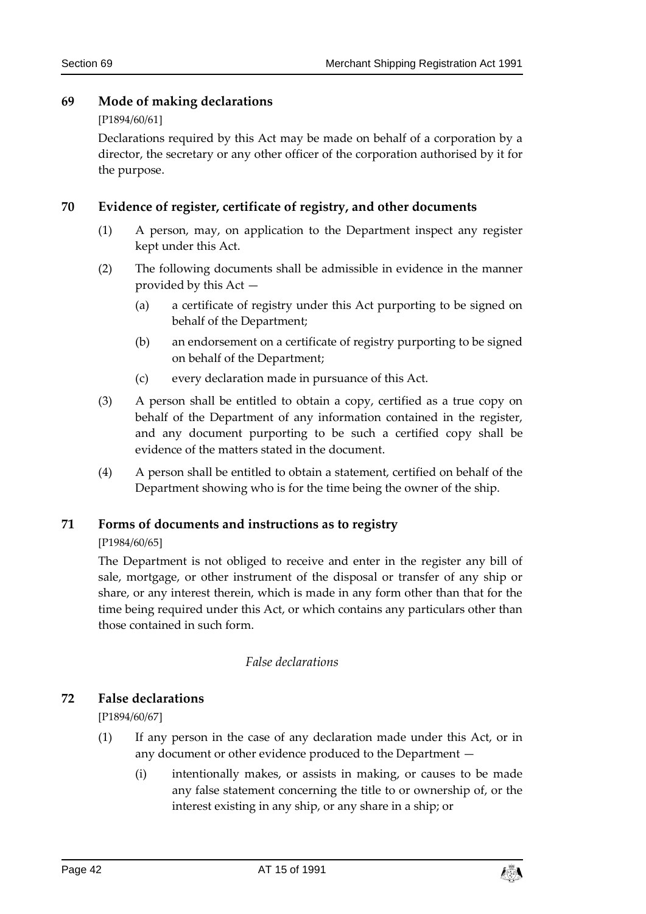## 69 Mode of making declarations

[P1894/60/61]

Declarations required by this Act may be made on behalf of a corporation by a director, the secretary or any other officer of the corporation authorised by it for the purpose.

## 70 Evidence of register, certificate of registry, and other documents

(1) A person, may, on application to the Department inspect any register kept under this Act.

(2) The following documents shall be admissible in evidence in the manner provided by this Act —

(a) a certificate of registry under this Act purporting to be signed on behalf of the Department;

(b) an endorsement on a certificate of registry purporting to be signed on behalf of the Department;

(c) every declaration made in pursuance of this Act.

(3) A person shall be entitled to obtain a copy, certified as a true copy on behalf of the Department of any information contained in the register, and any document purporting to be such a certified copy shall be evidence of the matters stated in the document.

(4) A person shall be entitled to obtain a statement, certified on behalf of the Department showing who is for the time being the owner of the ship.

## 71 Forms of documents and instructions as to registry

[P1984/60/65]

The Department is not obliged to receive and enter in the register any bill of sale, mortgage, or other instrument of the disposal or transfer of any ship or share, or any interest therein, which is made in any form other than that for the time being required under this Act, or which contains any particulars other than those contained in such form.

*False declarations*

## 72 False declarations

[P1894/60/67]

(1) If any person in the case of any declaration made under this Act, or in any document or other evidence produced to the Department —

(i) intentionally makes, or assists in making, or causes to be made any false statement concerning the title to or ownership of, or the interest existing in any ship, or any share in a ship; or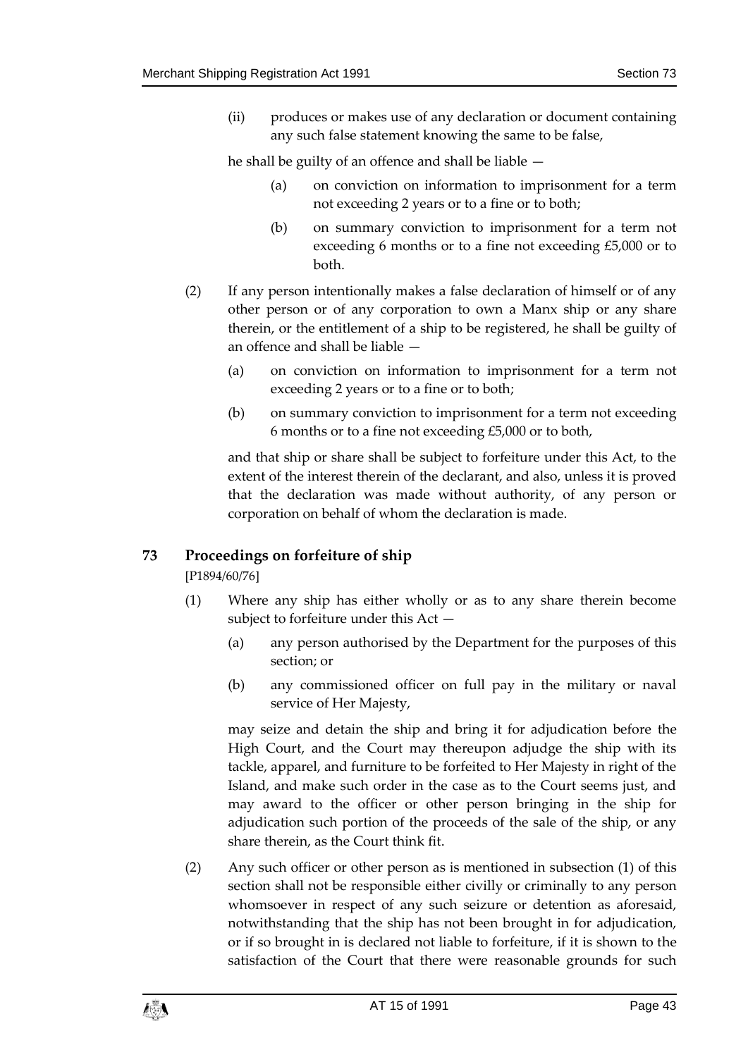(ii) produces or makes use of any declaration or document containing any such false statement knowing the same to be false,

he shall be guilty of an offence and shall be liable —

(a) on conviction on information to imprisonment for a term not exceeding 2 years or to a fine or to both;

(b) on summary conviction to imprisonment for a term not exceeding 6 months or to a fine not exceeding £5,000 or to both.

(2) If any person intentionally makes a false declaration of himself or of any other person or of any corporation to own a Manx ship or any share therein, or the entitlement of a ship to be registered, he shall be guilty of an offence and shall be liable —

(a) on conviction on information to imprisonment for a term not exceeding 2 years or to a fine or to both;

(b) on summary conviction to imprisonment for a term not exceeding 6 months or to a fine not exceeding £5,000 or to both,

and that ship or share shall be subject to forfeiture under this Act, to the extent of the interest therein of the declarant, and also, unless it is proved that the declaration was made without authority, of any person or corporation on behalf of whom the declaration is made.

## 73 Proceedings on forfeiture of ship

[P1894/60/76]

(1) Where any ship has either wholly or as to any share therein become subject to forfeiture under this Act —

(a) any person authorised by the Department for the purposes of this section; or

(b) any commissioned officer on full pay in the military or naval service of Her Majesty,

may seize and detain the ship and bring it for adjudication before the High Court, and the Court may thereupon adjudge the ship with its tackle, apparel, and furniture to be forfeited to Her Majesty in right of the Island, and make such order in the case as to the Court seems just, and may award to the officer or other person bringing in the ship for adjudication such portion of the proceeds of the sale of the ship, or any share therein, as the Court think fit.

(2) Any such officer or other person as is mentioned in subsection (1) of this section shall not be responsible either civilly or criminally to any person whomsoever in respect of any such seizure or detention as aforesaid, notwithstanding that the ship has not been brought in for adjudication, or if so brought in is declared not liable to forfeiture, if it is shown to the satisfaction of the Court that there were reasonable grounds for such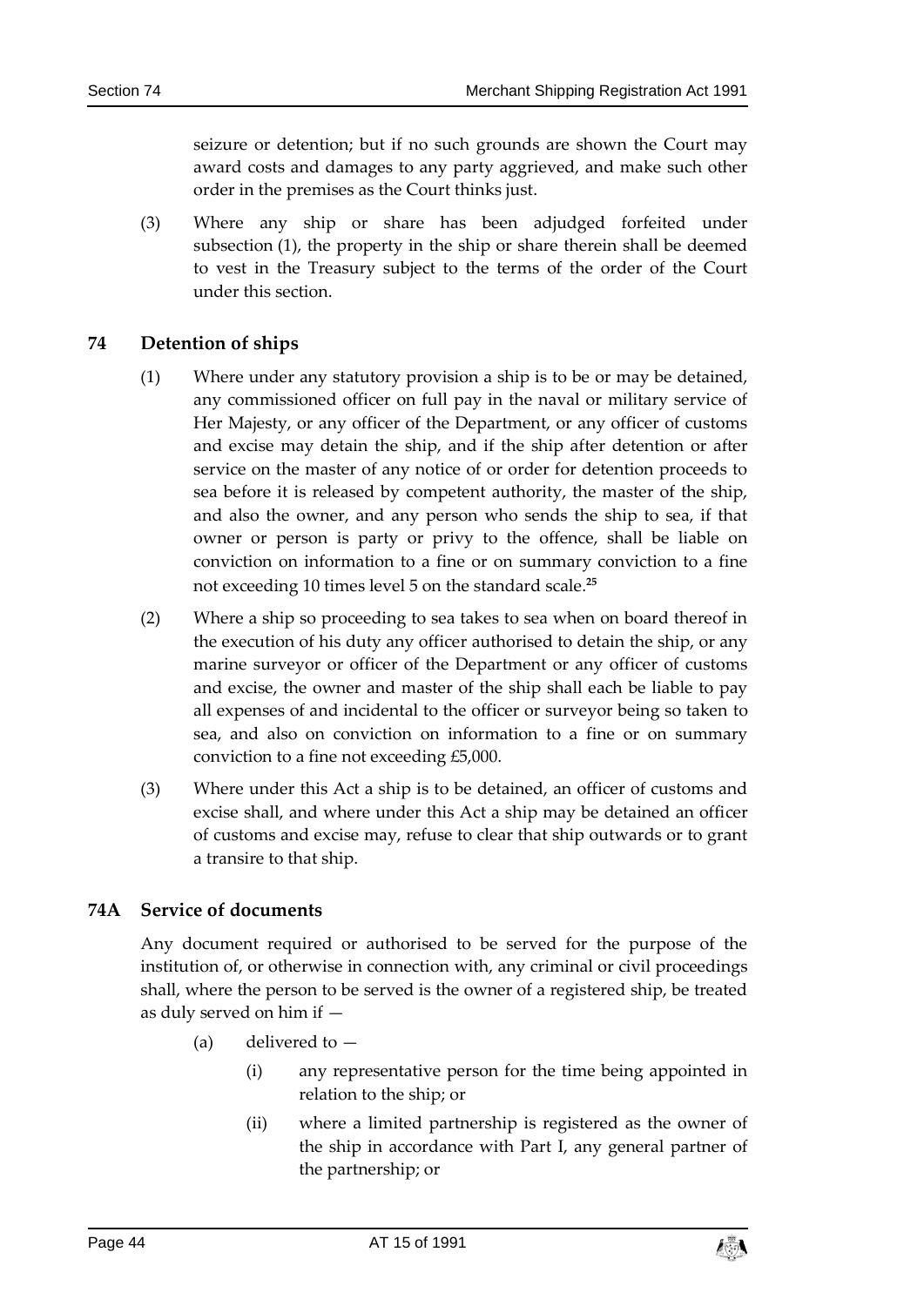seizure or detention; but if no such grounds are shown the Court may award costs and damages to any party aggrieved, and make such other order in the premises as the Court thinks just.

(3) Where any ship or share has been adjudged forfeited under subsection (1), the property in the ship or share therein shall be deemed to vest in the Treasury subject to the terms of the order of the Court under this section.

## 74 Detention of ships

(1) Where under any statutory provision a ship is to be or may be detained, any commissioned officer on full pay in the naval or military service of Her Majesty, or any officer of the Department, or any officer of customs and excise may detain the ship, and if the ship after detention or after service on the master of any notice of or order for detention proceeds to sea before it is released by competent authority, the master of the ship, and also the owner, and any person who sends the ship to sea, if that owner or person is party or privy to the offence, shall be liable on conviction on information to a fine or on summary conviction to a fine not exceeding 10 times level 5 on the standard scale.[25]

(2) Where a ship so proceeding to sea takes to sea when on board thereof in the execution of his duty any officer authorised to detain the ship, or any marine surveyor or officer of the Department or any officer of customs and excise, the owner and master of the ship shall each be liable to pay all expenses of and incidental to the officer or surveyor being so taken to sea, and also on conviction on information to a fine or on summary conviction to a fine not exceeding £5,000.

(3) Where under this Act a ship is to be detained, an officer of customs and excise shall, and where under this Act a ship may be detained an officer of customs and excise may, refuse to clear that ship outwards or to grant a transire to that ship.

## 74A Service of documents

Any document required or authorised to be served for the purpose of the institution of, or otherwise in connection with, any criminal or civil proceedings shall, where the person to be served is the owner of a registered ship, be treated as duly served on him if —

(a) delivered to —

(i) any representative person for the time being appointed in relation to the ship; or

(ii) where a limited partnership is registered as the owner of the ship in accordance with Part I, any general partner of the partnership; or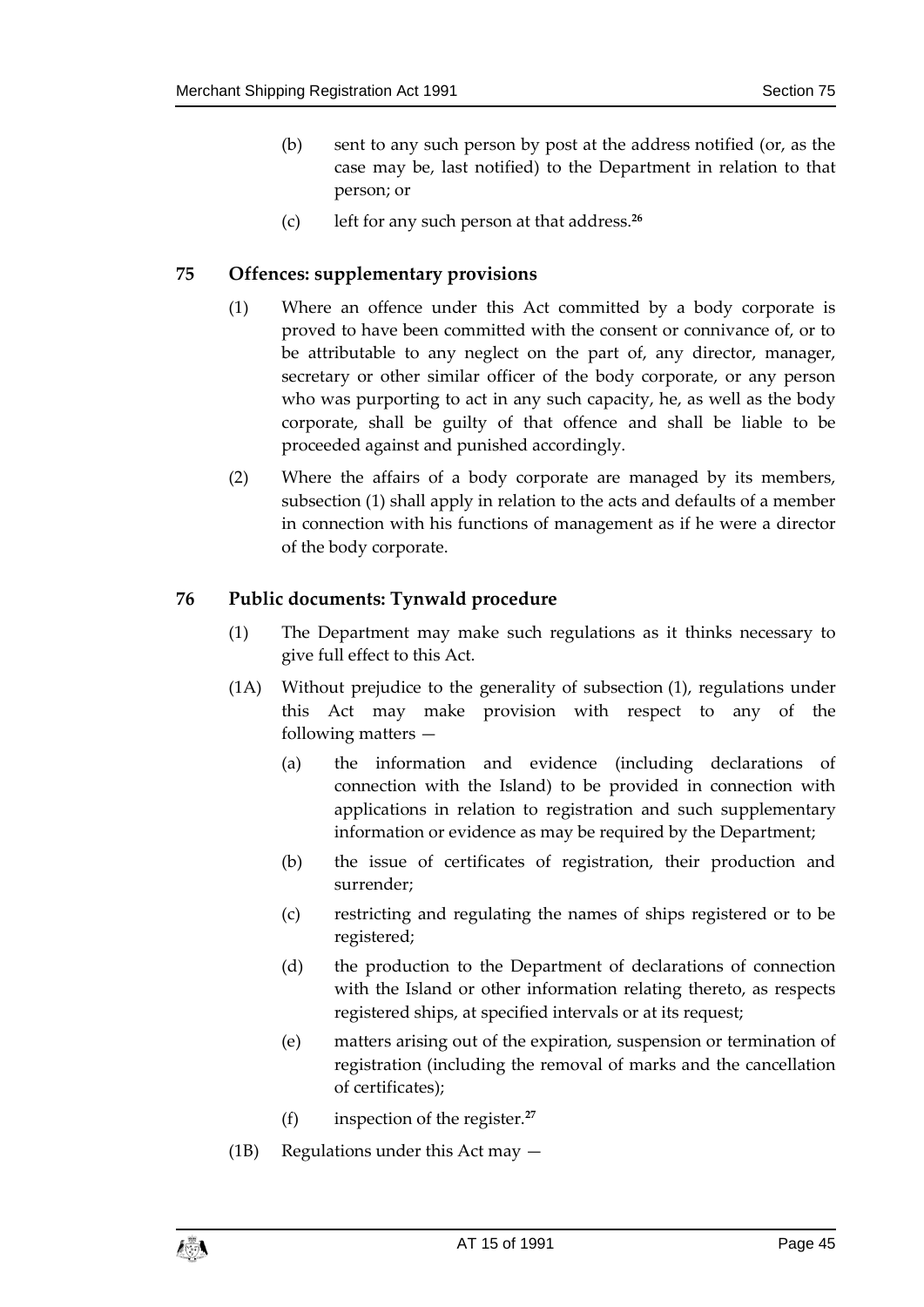(b) sent to any such person by post at the address notified (or, as the case may be, last notified) to the Department in relation to that person; or

(c) left for any such person at that address.[26]

### 75 Offences: supplementary provisions

(1) Where an offence under this Act committed by a body corporate is proved to have been committed with the consent or connivance of, or to be attributable to any neglect on the part of, any director, manager, secretary or other similar officer of the body corporate, or any person who was purporting to act in any such capacity, he, as well as the body corporate, shall be guilty of that offence and shall be liable to be proceeded against and punished accordingly.

(2) Where the affairs of a body corporate are managed by its members, subsection (1) shall apply in relation to the acts and defaults of a member in connection with his functions of management as if he were a director of the body corporate.

### 76 Public documents: Tynwald procedure

(1) The Department may make such regulations as it thinks necessary to give full effect to this Act.

(1A) Without prejudice to the generality of subsection (1), regulations under this Act may make provision with respect to any of the following matters —

(a) the information and evidence (including declarations of connection with the Island) to be provided in connection with applications in relation to registration and such supplementary information or evidence as may be required by the Department;

(b) the issue of certificates of registration, their production and surrender;

(c) restricting and regulating the names of ships registered or to be registered;

(d) the production to the Department of declarations of connection with the Island or other information relating thereto, as respects registered ships, at specified intervals or at its request;

(e) matters arising out of the expiration, suspension or termination of registration (including the removal of marks and the cancellation of certificates);

(f) inspection of the register.[27]

(1B) Regulations under this Act may —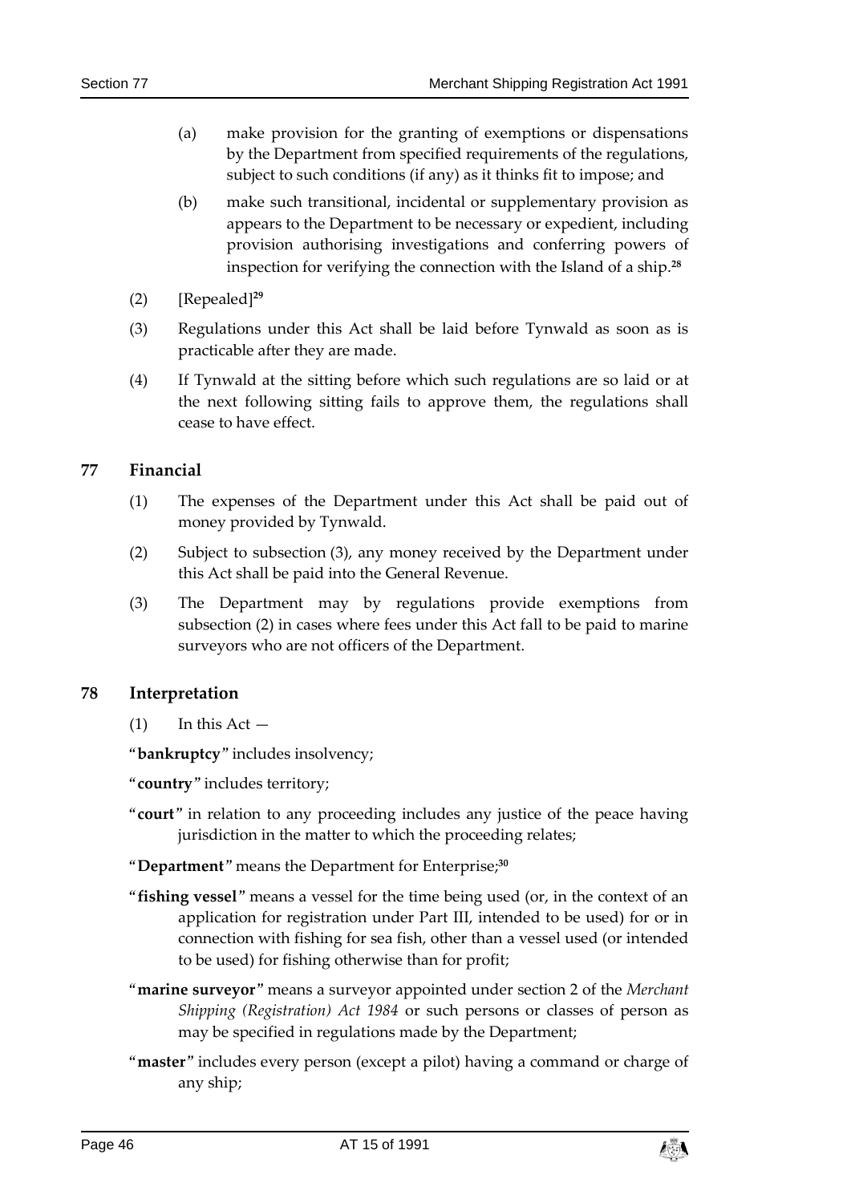(a) make provision for the granting of exemptions or dispensations by the Department from specified requirements of the regulations, subject to such conditions (if any) as it thinks fit to impose; and

(b) make such transitional, incidental or supplementary provision as appears to the Department to be necessary or expedient, including provision authorising investigations and conferring powers of inspection for verifying the connection with the Island of a ship.[28]

(2) [Repealed][29]

(3) Regulations under this Act shall be laid before Tynwald as soon as is practicable after they are made.

(4) If Tynwald at the sitting before which such regulations are so laid or at the next following sitting fails to approve them, the regulations shall cease to have effect.

## 77 Financial

(1) The expenses of the Department under this Act shall be paid out of money provided by Tynwald.

(2) Subject to subsection (3), any money received by the Department under this Act shall be paid into the General Revenue.

(3) The Department may by regulations provide exemptions from subsection (2) in cases where fees under this Act fall to be paid to marine surveyors who are not officers of the Department.

## 78 Interpretation

(1) In this Act —

"**bankruptcy**" includes insolvency;

"**country**" includes territory;

"**court**" in relation to any proceeding includes any justice of the peace having jurisdiction in the matter to which the proceeding relates;

"**Department**" means the Department for Enterprise;[30]

"**fishing vessel**" means a vessel for the time being used (or, in the context of an application for registration under Part III, intended to be used) for or in connection with fishing for sea fish, other than a vessel used (or intended to be used) for fishing otherwise than for profit;

"**marine surveyor**" means a surveyor appointed under section 2 of the *Merchant Shipping (Registration) Act 1984* or such persons or classes of person as may be specified in regulations made by the Department;

"**master**" includes every person (except a pilot) having a command or charge of any ship;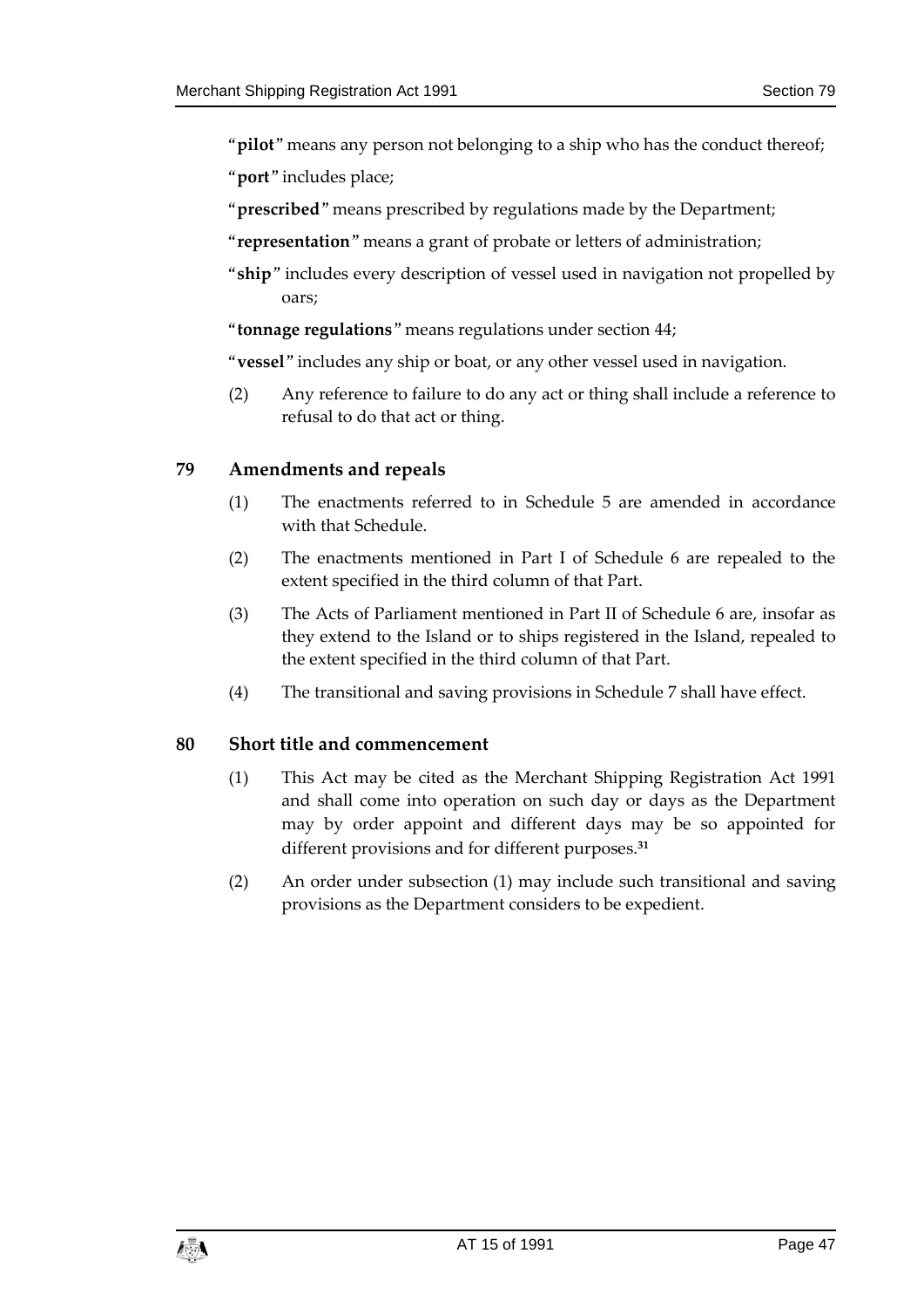"**pilot**" means any person not belonging to a ship who has the conduct thereof;

"**port**" includes place;

"**prescribed**" means prescribed by regulations made by the Department;

"**representation**" means a grant of probate or letters of administration;

"**ship**" includes every description of vessel used in navigation not propelled by oars;

"**tonnage regulations**" means regulations under section 44;

"**vessel**" includes any ship or boat, or any other vessel used in navigation.

(2) Any reference to failure to do any act or thing shall include a reference to refusal to do that act or thing.

## 79 Amendments and repeals

(1) The enactments referred to in Schedule 5 are amended in accordance with that Schedule.

(2) The enactments mentioned in Part I of Schedule 6 are repealed to the extent specified in the third column of that Part.

(3) The Acts of Parliament mentioned in Part II of Schedule 6 are, insofar as they extend to the Island or to ships registered in the Island, repealed to the extent specified in the third column of that Part.

(4) The transitional and saving provisions in Schedule 7 shall have effect.

## 80 Short title and commencement

(1) This Act may be cited as the Merchant Shipping Registration Act 1991 and shall come into operation on such day or days as the Department may by order appoint and different days may be so appointed for different provisions and for different purposes.[31]

(2) An order under subsection (1) may include such transitional and saving provisions as the Department considers to be expedient.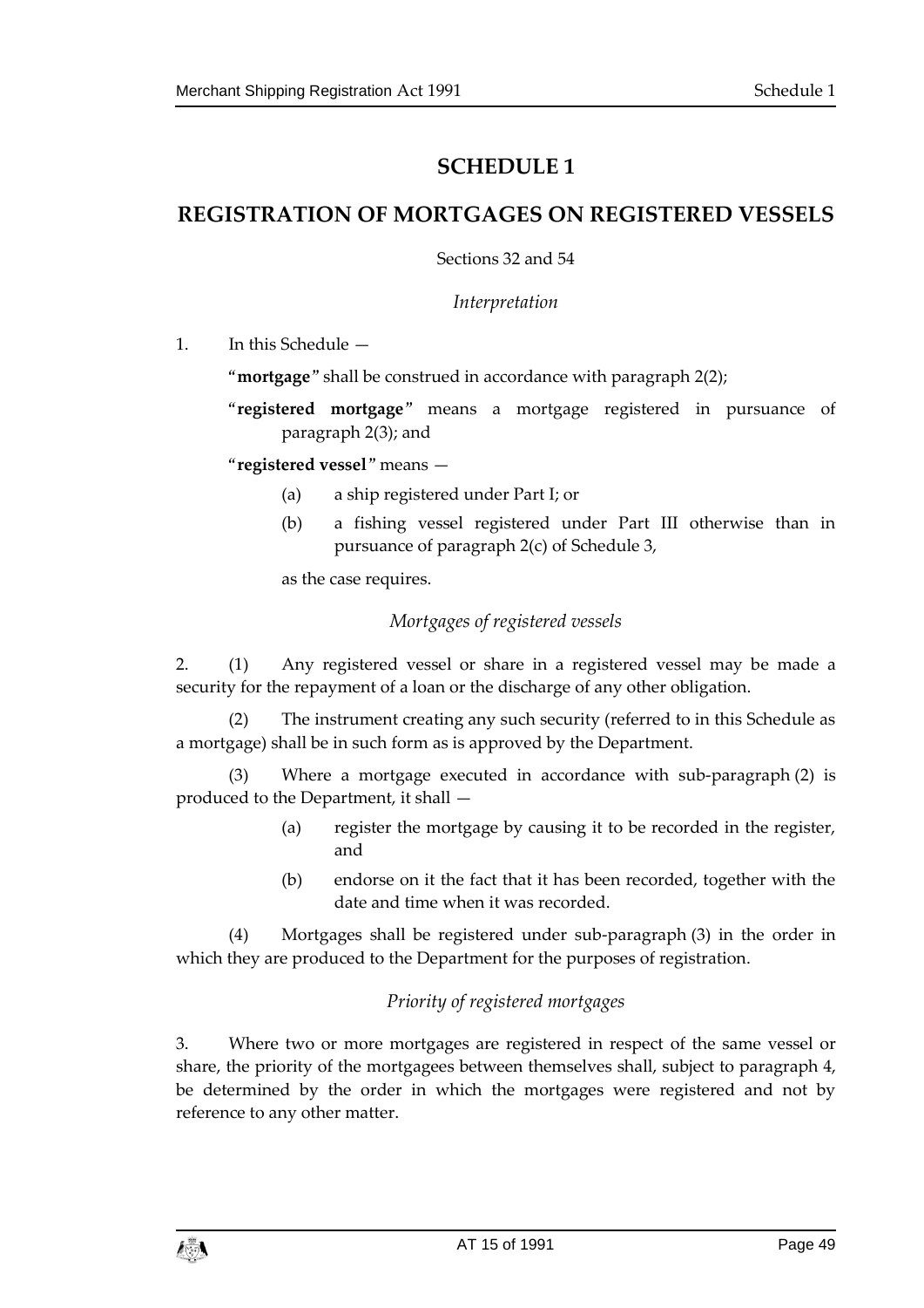# SCHEDULE 1

## REGISTRATION OF MORTGAGES ON REGISTERED VESSELS

Sections 32 and 54

*Interpretation*

1. In this Schedule —

"**mortgage**" shall be construed in accordance with paragraph 2(2);

"**registered mortgage**" means a mortgage registered in pursuance of paragraph 2(3); and

"**registered vessel**" means —

(a) a ship registered under Part I; or

(b) a fishing vessel registered under Part III otherwise than in pursuance of paragraph 2(c) of Schedule 3,

as the case requires.

*Mortgages of registered vessels*

2. (1) Any registered vessel or share in a registered vessel may be made a security for the repayment of a loan or the discharge of any other obligation.

(2) The instrument creating any such security (referred to in this Schedule as a mortgage) shall be in such form as is approved by the Department.

(3) Where a mortgage executed in accordance with sub-paragraph (2) is produced to the Department, it shall —

(a) register the mortgage by causing it to be recorded in the register, and

(b) endorse on it the fact that it has been recorded, together with the date and time when it was recorded.

(4) Mortgages shall be registered under sub-paragraph (3) in the order in which they are produced to the Department for the purposes of registration.

*Priority of registered mortgages*

3. Where two or more mortgages are registered in respect of the same vessel or share, the priority of the mortgagees between themselves shall, subject to paragraph 4, be determined by the order in which the mortgages were registered and not by reference to any other matter.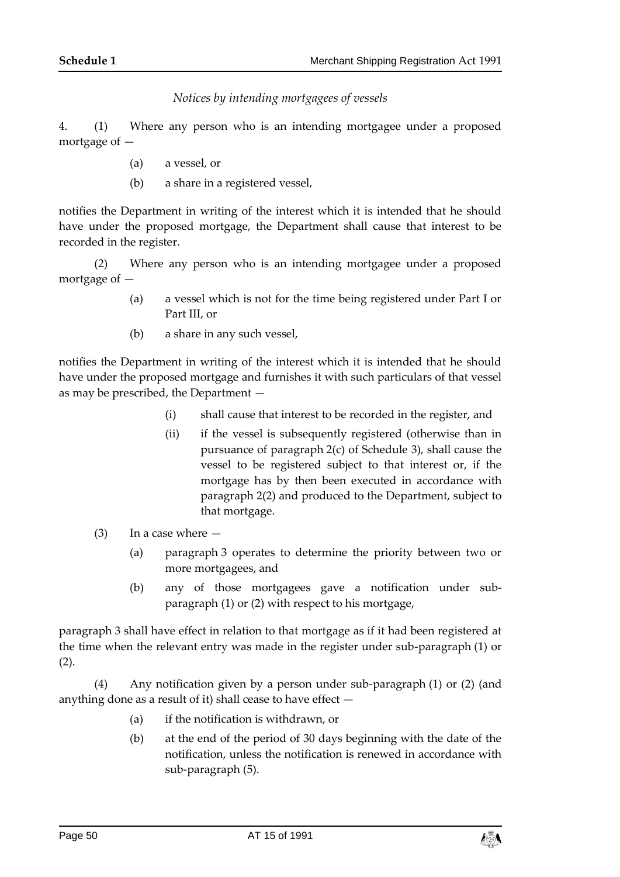*Notices by intending mortgagees of vessels*

4. (1) Where any person who is an intending mortgagee under a proposed mortgage of —

(a) a vessel, or

(b) a share in a registered vessel,

notifies the Department in writing of the interest which it is intended that he should have under the proposed mortgage, the Department shall cause that interest to be recorded in the register.

(2) Where any person who is an intending mortgagee under a proposed mortgage of —

(a) a vessel which is not for the time being registered under Part I or Part III, or

(b) a share in any such vessel,

notifies the Department in writing of the interest which it is intended that he should have under the proposed mortgage and furnishes it with such particulars of that vessel as may be prescribed, the Department —

(i) shall cause that interest to be recorded in the register, and

(ii) if the vessel is subsequently registered (otherwise than in pursuance of paragraph 2(c) of Schedule 3), shall cause the vessel to be registered subject to that interest or, if the mortgage has by then been executed in accordance with paragraph 2(2) and produced to the Department, subject to that mortgage.

(3) In a case where —

(a) paragraph 3 operates to determine the priority between two or more mortgagees, and

(b) any of those mortgagees gave a notification under sub-paragraph (1) or (2) with respect to his mortgage,

paragraph 3 shall have effect in relation to that mortgage as if it had been registered at the time when the relevant entry was made in the register under sub-paragraph (1) or (2).

(4) Any notification given by a person under sub-paragraph (1) or (2) (and anything done as a result of it) shall cease to have effect —

(a) if the notification is withdrawn, or

(b) at the end of the period of 30 days beginning with the date of the notification, unless the notification is renewed in accordance with sub-paragraph (5).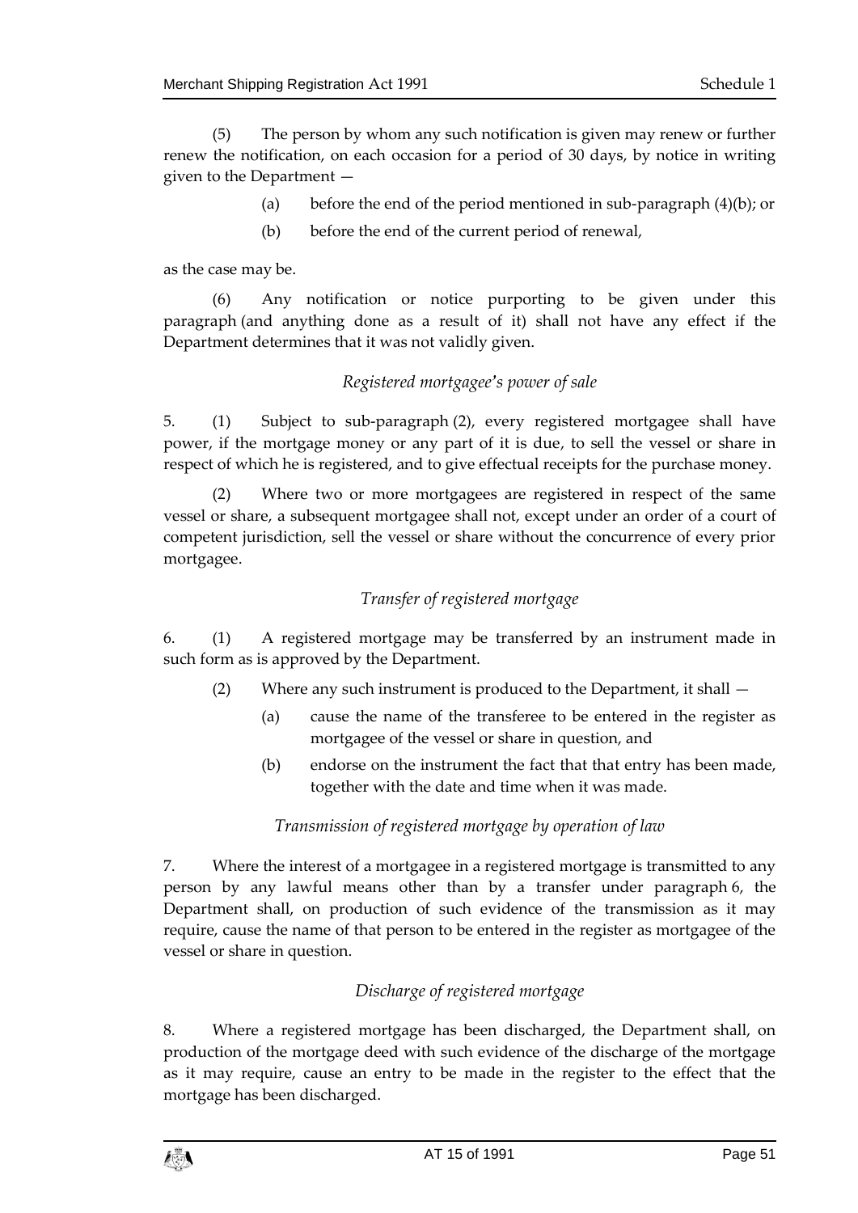(5) The person by whom any such notification is given may renew or further renew the notification, on each occasion for a period of 30 days, by notice in writing given to the Department —

(a) before the end of the period mentioned in sub-paragraph (4)(b); or

(b) before the end of the current period of renewal,

as the case may be.

(6) Any notification or notice purporting to be given under this paragraph (and anything done as a result of it) shall not have any effect if the Department determines that it was not validly given.

*Registered mortgagee's power of sale*

5. (1) Subject to sub-paragraph (2), every registered mortgagee shall have power, if the mortgage money or any part of it is due, to sell the vessel or share in respect of which he is registered, and to give effectual receipts for the purchase money.

(2) Where two or more mortgagees are registered in respect of the same vessel or share, a subsequent mortgagee shall not, except under an order of a court of competent jurisdiction, sell the vessel or share without the concurrence of every prior mortgagee.

*Transfer of registered mortgage*

6. (1) A registered mortgage may be transferred by an instrument made in such form as is approved by the Department.

(2) Where any such instrument is produced to the Department, it shall —

(a) cause the name of the transferee to be entered in the register as mortgagee of the vessel or share in question, and

(b) endorse on the instrument the fact that that entry has been made, together with the date and time when it was made.

*Transmission of registered mortgage by operation of law*

7. Where the interest of a mortgagee in a registered mortgage is transmitted to any person by any lawful means other than by a transfer under paragraph 6, the Department shall, on production of such evidence of the transmission as it may require, cause the name of that person to be entered in the register as mortgagee of the vessel or share in question.

*Discharge of registered mortgage*

8. Where a registered mortgage has been discharged, the Department shall, on production of the mortgage deed with such evidence of the discharge of the mortgage as it may require, cause an entry to be made in the register to the effect that the mortgage has been discharged.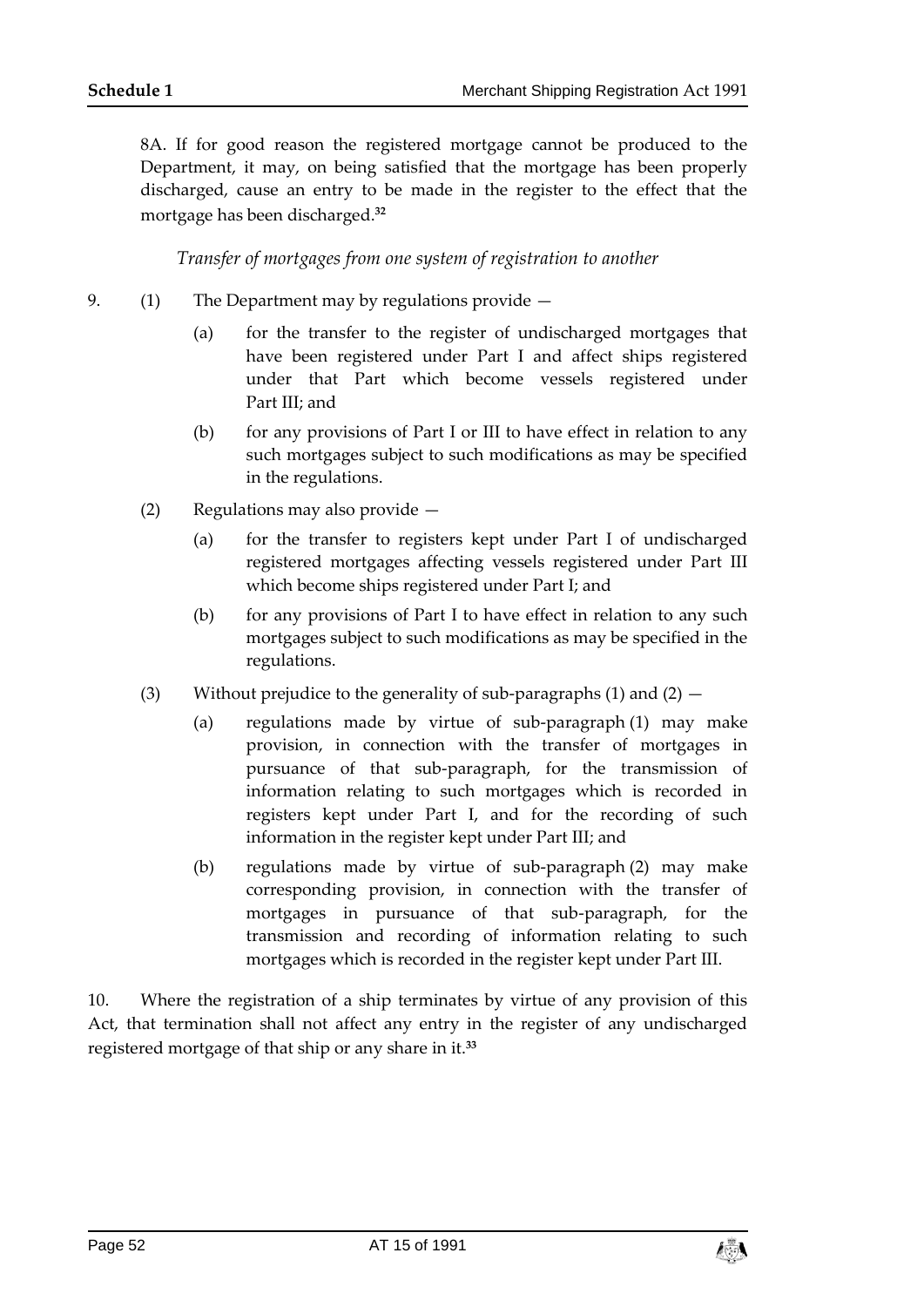8A. If for good reason the registered mortgage cannot be produced to the Department, it may, on being satisfied that the mortgage has been properly discharged, cause an entry to be made in the register to the effect that the mortgage has been discharged.[32]

*Transfer of mortgages from one system of registration to another*

9. (1) The Department may by regulations provide —

   (a) for the transfer to the register of undischarged mortgages that have been registered under Part I and affect ships registered under that Part which become vessels registered under Part III; and

   (b) for any provisions of Part I or III to have effect in relation to any such mortgages subject to such modifications as may be specified in the regulations.

   (2) Regulations may also provide —

   (a) for the transfer to registers kept under Part I of undischarged registered mortgages affecting vessels registered under Part III which become ships registered under Part I; and

   (b) for any provisions of Part I to have effect in relation to any such mortgages subject to such modifications as may be specified in the regulations.

   (3) Without prejudice to the generality of sub-paragraphs (1) and (2) —

   (a) regulations made by virtue of sub-paragraph (1) may make provision, in connection with the transfer of mortgages in pursuance of that sub-paragraph, for the transmission of information relating to such mortgages which is recorded in registers kept under Part I, and for the recording of such information in the register kept under Part III; and

   (b) regulations made by virtue of sub-paragraph (2) may make corresponding provision, in connection with the transfer of mortgages in pursuance of that sub-paragraph, for the transmission and recording of information relating to such mortgages which is recorded in the register kept under Part III.

10. Where the registration of a ship terminates by virtue of any provision of this Act, that termination shall not affect any entry in the register of any undischarged registered mortgage of that ship or any share in it.[33]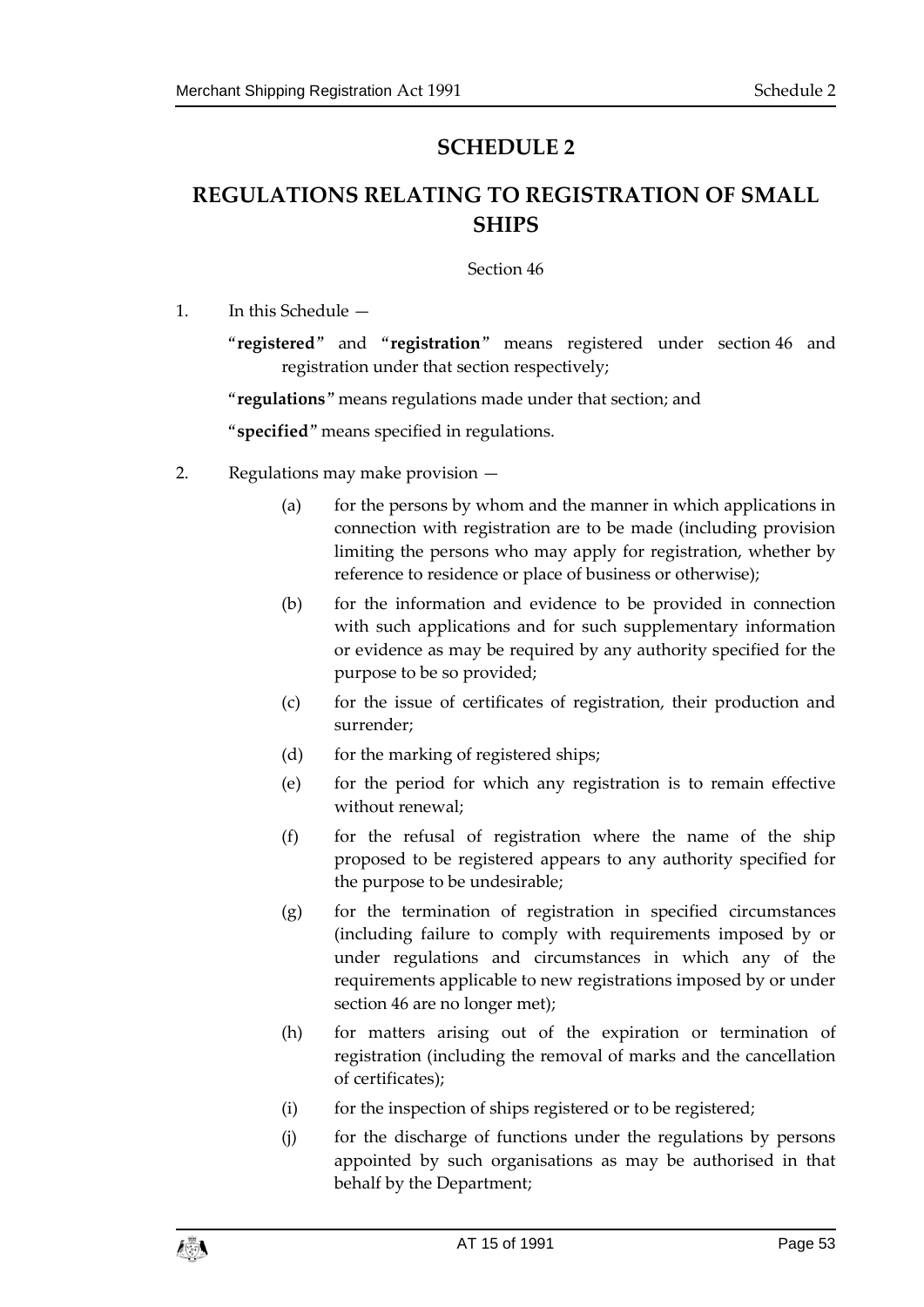# SCHEDULE 2

# REGULATIONS RELATING TO REGISTRATION OF SMALL SHIPS

Section 46

1. In this Schedule —

   "**registered**" and "**registration**" means registered under section 46 and registration under that section respectively;

   "**regulations**" means regulations made under that section; and

   "**specified**" means specified in regulations.

2. Regulations may make provision —

   (a) for the persons by whom and the manner in which applications in connection with registration are to be made (including provision limiting the persons who may apply for registration, whether by reference to residence or place of business or otherwise);

   (b) for the information and evidence to be provided in connection with such applications and for such supplementary information or evidence as may be required by any authority specified for the purpose to be so provided;

   (c) for the issue of certificates of registration, their production and surrender;

   (d) for the marking of registered ships;

   (e) for the period for which any registration is to remain effective without renewal;

   (f) for the refusal of registration where the name of the ship proposed to be registered appears to any authority specified for the purpose to be undesirable;

   (g) for the termination of registration in specified circumstances (including failure to comply with requirements imposed by or under regulations and circumstances in which any of the requirements applicable to new registrations imposed by or under section 46 are no longer met);

   (h) for matters arising out of the expiration or termination of registration (including the removal of marks and the cancellation of certificates);

   (i) for the inspection of ships registered or to be registered;

   (j) for the discharge of functions under the regulations by persons appointed by such organisations as may be authorised in that behalf by the Department;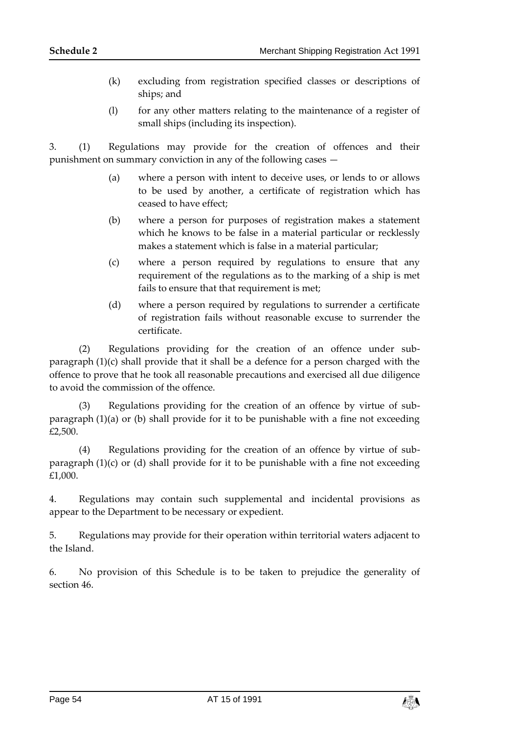(k) excluding from registration specified classes or descriptions of ships; and

(l) for any other matters relating to the maintenance of a register of small ships (including its inspection).

3. (1) Regulations may provide for the creation of offences and their punishment on summary conviction in any of the following cases —

(a) where a person with intent to deceive uses, or lends to or allows to be used by another, a certificate of registration which has ceased to have effect;

(b) where a person for purposes of registration makes a statement which he knows to be false in a material particular or recklessly makes a statement which is false in a material particular;

(c) where a person required by regulations to ensure that any requirement of the regulations as to the marking of a ship is met fails to ensure that that requirement is met;

(d) where a person required by regulations to surrender a certificate of registration fails without reasonable excuse to surrender the certificate.

(2) Regulations providing for the creation of an offence under sub-paragraph (1)(c) shall provide that it shall be a defence for a person charged with the offence to prove that he took all reasonable precautions and exercised all due diligence to avoid the commission of the offence.

(3) Regulations providing for the creation of an offence by virtue of sub-paragraph (1)(a) or (b) shall provide for it to be punishable with a fine not exceeding £2,500.

(4) Regulations providing for the creation of an offence by virtue of sub-paragraph (1)(c) or (d) shall provide for it to be punishable with a fine not exceeding £1,000.

4. Regulations may contain such supplemental and incidental provisions as appear to the Department to be necessary or expedient.

5. Regulations may provide for their operation within territorial waters adjacent to the Island.

6. No provision of this Schedule is to be taken to prejudice the generality of section 46.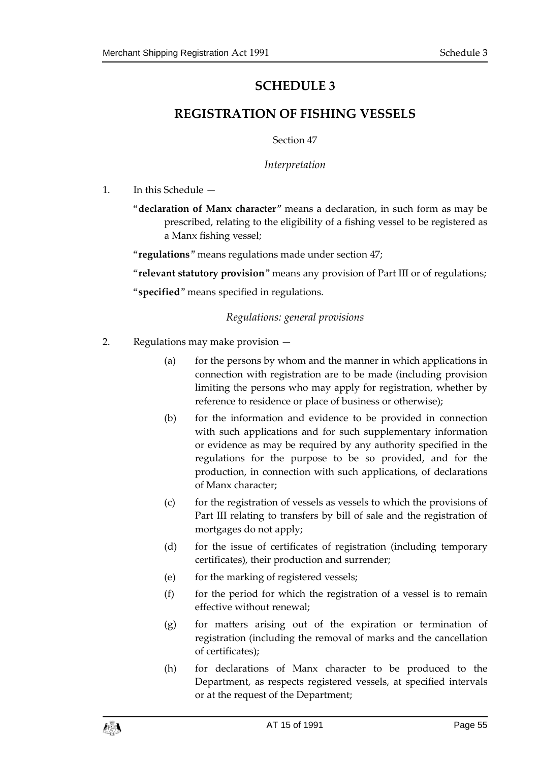# SCHEDULE 3

## REGISTRATION OF FISHING VESSELS

Section 47

*Interpretation*

1. In this Schedule —

   "**declaration of Manx character**" means a declaration, in such form as may be prescribed, relating to the eligibility of a fishing vessel to be registered as a Manx fishing vessel;

   "**regulations**" means regulations made under section 47;

   "**relevant statutory provision**" means any provision of Part III or of regulations;

   "**specified**" means specified in regulations.

*Regulations: general provisions*

2. Regulations may make provision —

   (a) for the persons by whom and the manner in which applications in connection with registration are to be made (including provision limiting the persons who may apply for registration, whether by reference to residence or place of business or otherwise);

   (b) for the information and evidence to be provided in connection with such applications and for such supplementary information or evidence as may be required by any authority specified in the regulations for the purpose to be so provided, and for the production, in connection with such applications, of declarations of Manx character;

   (c) for the registration of vessels as vessels to which the provisions of Part III relating to transfers by bill of sale and the registration of mortgages do not apply;

   (d) for the issue of certificates of registration (including temporary certificates), their production and surrender;

   (e) for the marking of registered vessels;

   (f) for the period for which the registration of a vessel is to remain effective without renewal;

   (g) for matters arising out of the expiration or termination of registration (including the removal of marks and the cancellation of certificates);

   (h) for declarations of Manx character to be produced to the Department, as respects registered vessels, at specified intervals or at the request of the Department;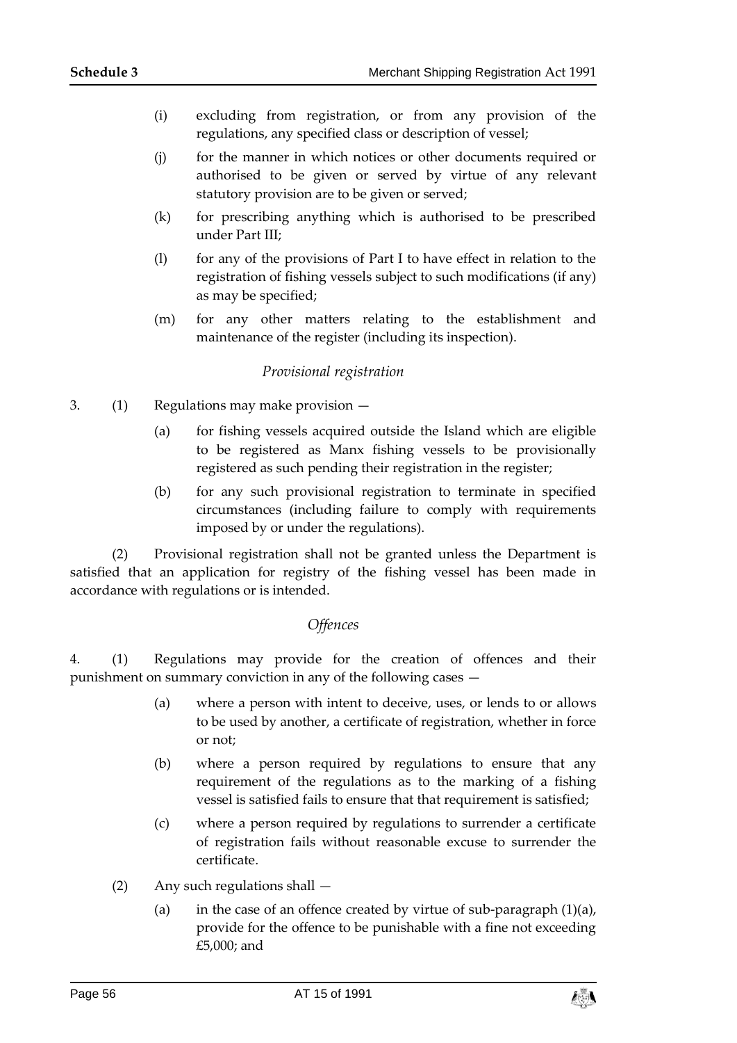(i) excluding from registration, or from any provision of the regulations, any specified class or description of vessel;

(j) for the manner in which notices or other documents required or authorised to be given or served by virtue of any relevant statutory provision are to be given or served;

(k) for prescribing anything which is authorised to be prescribed under Part III;

(l) for any of the provisions of Part I to have effect in relation to the registration of fishing vessels subject to such modifications (if any) as may be specified;

(m) for any other matters relating to the establishment and maintenance of the register (including its inspection).

*Provisional registration*

3. (1) Regulations may make provision —

(a) for fishing vessels acquired outside the Island which are eligible to be registered as Manx fishing vessels to be provisionally registered as such pending their registration in the register;

(b) for any such provisional registration to terminate in specified circumstances (including failure to comply with requirements imposed by or under the regulations).

(2) Provisional registration shall not be granted unless the Department is satisfied that an application for registry of the fishing vessel has been made in accordance with regulations or is intended.

*Offences*

4. (1) Regulations may provide for the creation of offences and their punishment on summary conviction in any of the following cases —

(a) where a person with intent to deceive, uses, or lends to or allows to be used by another, a certificate of registration, whether in force or not;

(b) where a person required by regulations to ensure that any requirement of the regulations as to the marking of a fishing vessel is satisfied fails to ensure that that requirement is satisfied;

(c) where a person required by regulations to surrender a certificate of registration fails without reasonable excuse to surrender the certificate.

(2) Any such regulations shall —

(a) in the case of an offence created by virtue of sub-paragraph (1)(a), provide for the offence to be punishable with a fine not exceeding £5,000; and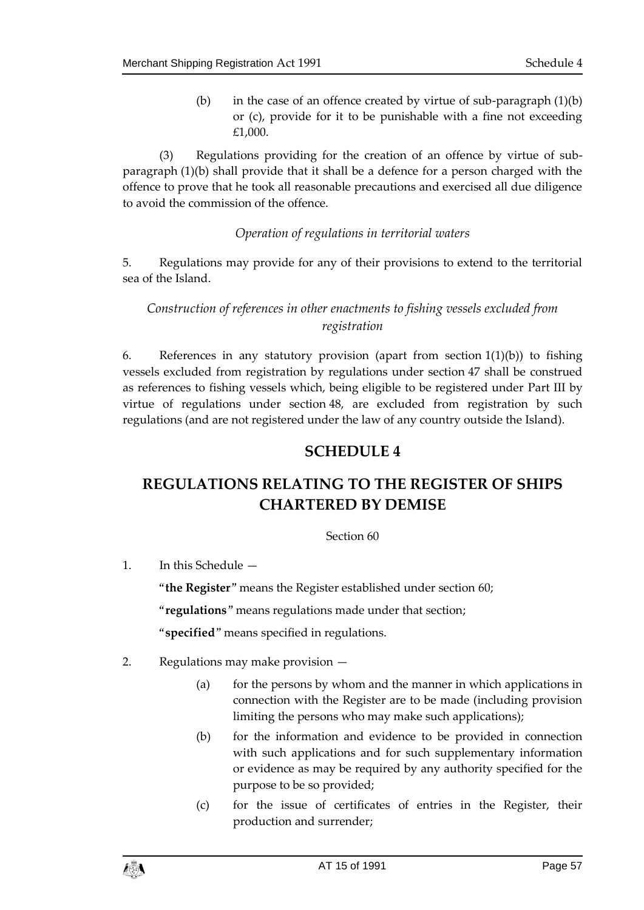(b) in the case of an offence created by virtue of sub-paragraph (1)(b) or (c), provide for it to be punishable with a fine not exceeding £1,000.

(3) Regulations providing for the creation of an offence by virtue of sub-paragraph (1)(b) shall provide that it shall be a defence for a person charged with the offence to prove that he took all reasonable precautions and exercised all due diligence to avoid the commission of the offence.

*Operation of regulations in territorial waters*

5. Regulations may provide for any of their provisions to extend to the territorial sea of the Island.

*Construction of references in other enactments to fishing vessels excluded from registration*

6. References in any statutory provision (apart from section 1(1)(b)) to fishing vessels excluded from registration by regulations under section 47 shall be construed as references to fishing vessels which, being eligible to be registered under Part III by virtue of regulations under section 48, are excluded from registration by such regulations (and are not registered under the law of any country outside the Island).

## SCHEDULE 4

## REGULATIONS RELATING TO THE REGISTER OF SHIPS CHARTERED BY DEMISE

Section 60

1. In this Schedule —

"**the Register**" means the Register established under section 60;

"**regulations**" means regulations made under that section;

"**specified**" means specified in regulations.

2. Regulations may make provision —

(a) for the persons by whom and the manner in which applications in connection with the Register are to be made (including provision limiting the persons who may make such applications);

(b) for the information and evidence to be provided in connection with such applications and for such supplementary information or evidence as may be required by any authority specified for the purpose to be so provided;

(c) for the issue of certificates of entries in the Register, their production and surrender;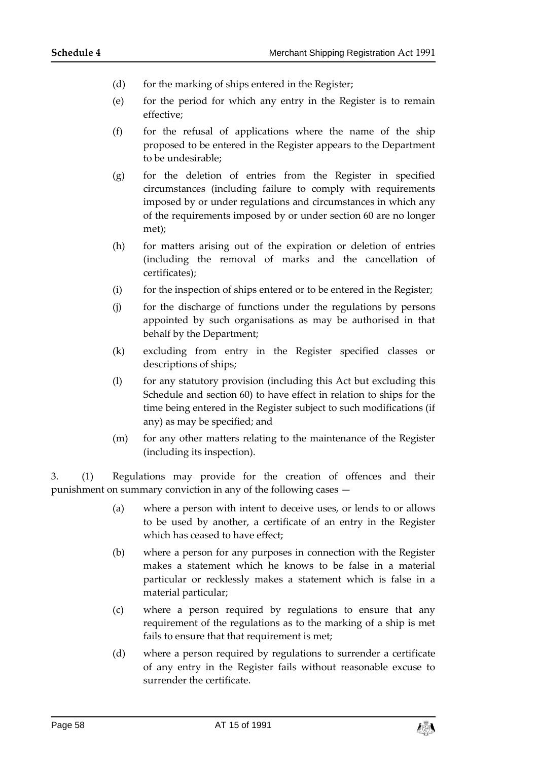(d) for the marking of ships entered in the Register;

(e) for the period for which any entry in the Register is to remain effective;

(f) for the refusal of applications where the name of the ship proposed to be entered in the Register appears to the Department to be undesirable;

(g) for the deletion of entries from the Register in specified circumstances (including failure to comply with requirements imposed by or under regulations and circumstances in which any of the requirements imposed by or under section 60 are no longer met);

(h) for matters arising out of the expiration or deletion of entries (including the removal of marks and the cancellation of certificates);

(i) for the inspection of ships entered or to be entered in the Register;

(j) for the discharge of functions under the regulations by persons appointed by such organisations as may be authorised in that behalf by the Department;

(k) excluding from entry in the Register specified classes or descriptions of ships;

(l) for any statutory provision (including this Act but excluding this Schedule and section 60) to have effect in relation to ships for the time being entered in the Register subject to such modifications (if any) as may be specified; and

(m) for any other matters relating to the maintenance of the Register (including its inspection).

3. (1) Regulations may provide for the creation of offences and their punishment on summary conviction in any of the following cases —

(a) where a person with intent to deceive uses, or lends to or allows to be used by another, a certificate of an entry in the Register which has ceased to have effect;

(b) where a person for any purposes in connection with the Register makes a statement which he knows to be false in a material particular or recklessly makes a statement which is false in a material particular;

(c) where a person required by regulations to ensure that any requirement of the regulations as to the marking of a ship is met fails to ensure that that requirement is met;

(d) where a person required by regulations to surrender a certificate of any entry in the Register fails without reasonable excuse to surrender the certificate.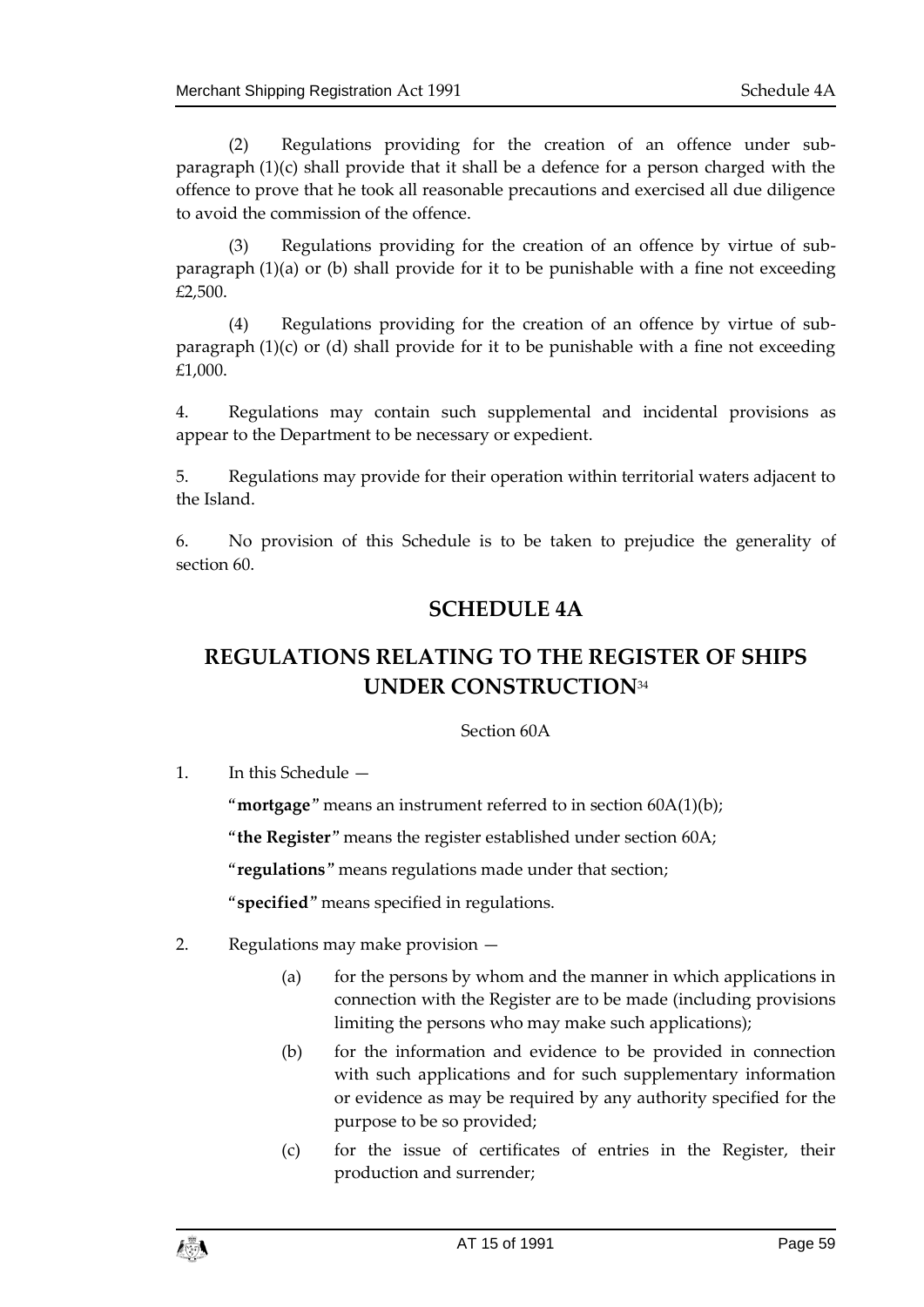(2) Regulations providing for the creation of an offence under sub-paragraph (1)(c) shall provide that it shall be a defence for a person charged with the offence to prove that he took all reasonable precautions and exercised all due diligence to avoid the commission of the offence.

(3) Regulations providing for the creation of an offence by virtue of sub-paragraph (1)(a) or (b) shall provide for it to be punishable with a fine not exceeding £2,500.

(4) Regulations providing for the creation of an offence by virtue of sub-paragraph (1)(c) or (d) shall provide for it to be punishable with a fine not exceeding £1,000.

4. Regulations may contain such supplemental and incidental provisions as appear to the Department to be necessary or expedient.

5. Regulations may provide for their operation within territorial waters adjacent to the Island.

6. No provision of this Schedule is to be taken to prejudice the generality of section 60.

## SCHEDULE 4A

## REGULATIONS RELATING TO THE REGISTER OF SHIPS UNDER CONSTRUCTION[34]

Section 60A

1. In this Schedule —

"**mortgage**" means an instrument referred to in section 60A(1)(b);

"**the Register**" means the register established under section 60A;

"**regulations**" means regulations made under that section;

"**specified**" means specified in regulations.

2. Regulations may make provision —

   (a) for the persons by whom and the manner in which applications in connection with the Register are to be made (including provisions limiting the persons who may make such applications);

   (b) for the information and evidence to be provided in connection with such applications and for such supplementary information or evidence as may be required by any authority specified for the purpose to be so provided;

   (c) for the issue of certificates of entries in the Register, their production and surrender;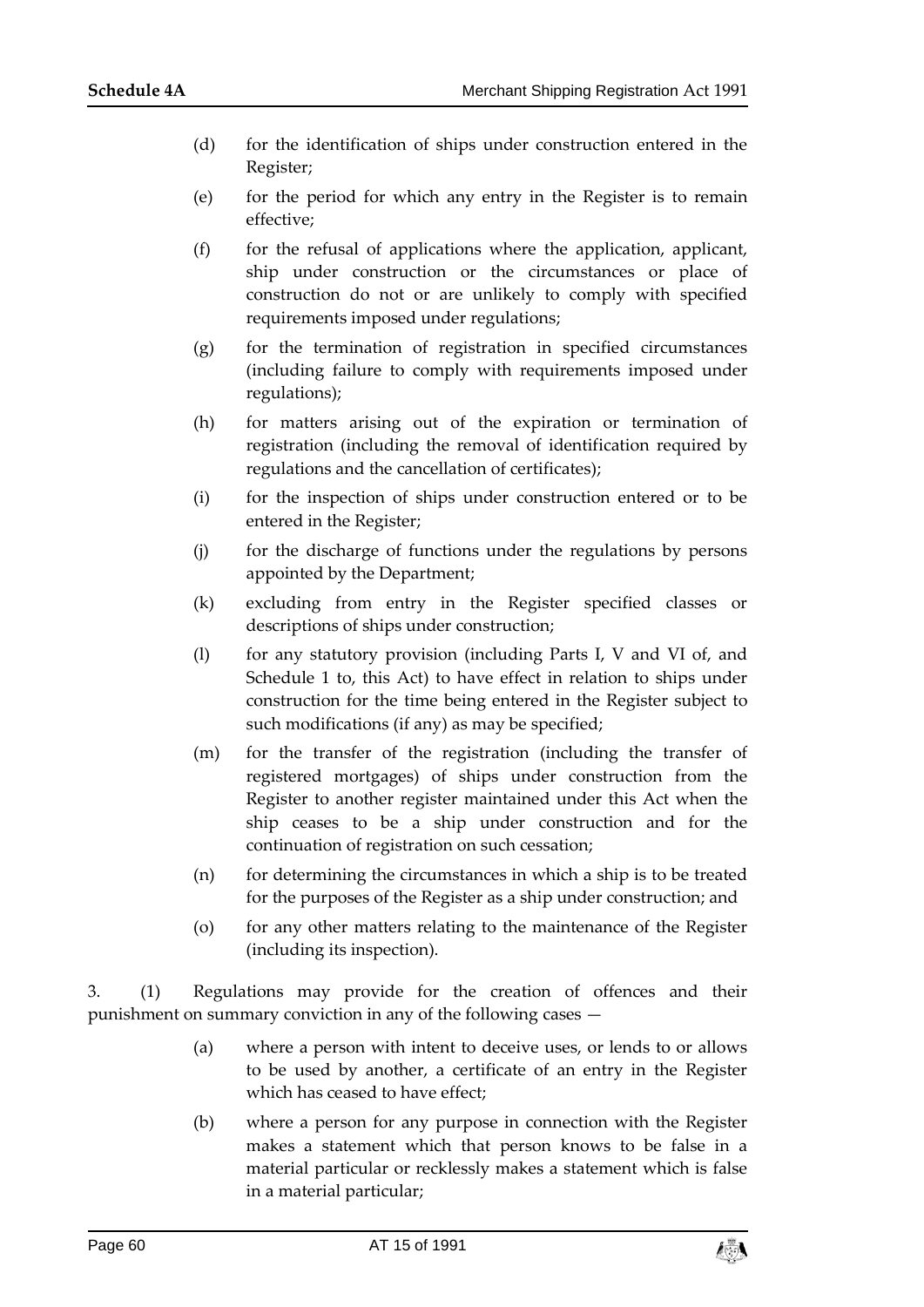(d) for the identification of ships under construction entered in the Register;

(e) for the period for which any entry in the Register is to remain effective;

(f) for the refusal of applications where the application, applicant, ship under construction or the circumstances or place of construction do not or are unlikely to comply with specified requirements imposed under regulations;

(g) for the termination of registration in specified circumstances (including failure to comply with requirements imposed under regulations);

(h) for matters arising out of the expiration or termination of registration (including the removal of identification required by regulations and the cancellation of certificates);

(i) for the inspection of ships under construction entered or to be entered in the Register;

(j) for the discharge of functions under the regulations by persons appointed by the Department;

(k) excluding from entry in the Register specified classes or descriptions of ships under construction;

(l) for any statutory provision (including Parts I, V and VI of, and Schedule 1 to, this Act) to have effect in relation to ships under construction for the time being entered in the Register subject to such modifications (if any) as may be specified;

(m) for the transfer of the registration (including the transfer of registered mortgages) of ships under construction from the Register to another register maintained under this Act when the ship ceases to be a ship under construction and for the continuation of registration on such cessation;

(n) for determining the circumstances in which a ship is to be treated for the purposes of the Register as a ship under construction; and

(o) for any other matters relating to the maintenance of the Register (including its inspection).

3. (1) Regulations may provide for the creation of offences and their punishment on summary conviction in any of the following cases —

(a) where a person with intent to deceive uses, or lends to or allows to be used by another, a certificate of an entry in the Register which has ceased to have effect;

(b) where a person for any purpose in connection with the Register makes a statement which that person knows to be false in a material particular or recklessly makes a statement which is false in a material particular;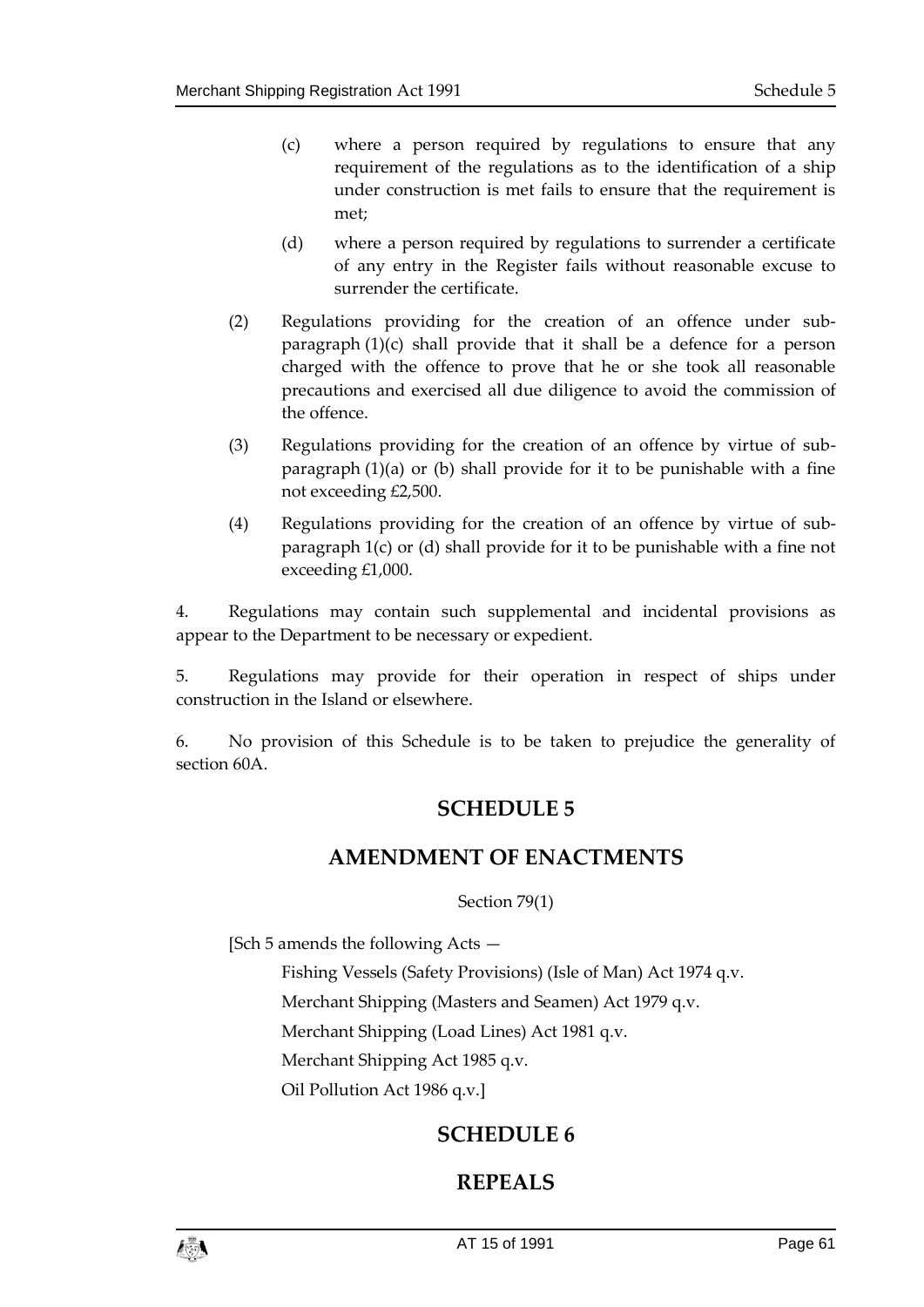(c) where a person required by regulations to ensure that any requirement of the regulations as to the identification of a ship under construction is met fails to ensure that the requirement is met;

(d) where a person required by regulations to surrender a certificate of any entry in the Register fails without reasonable excuse to surrender the certificate.

(2) Regulations providing for the creation of an offence under sub-paragraph (1)(c) shall provide that it shall be a defence for a person charged with the offence to prove that he or she took all reasonable precautions and exercised all due diligence to avoid the commission of the offence.

(3) Regulations providing for the creation of an offence by virtue of sub-paragraph (1)(a) or (b) shall provide for it to be punishable with a fine not exceeding £2,500.

(4) Regulations providing for the creation of an offence by virtue of sub-paragraph 1(c) or (d) shall provide for it to be punishable with a fine not exceeding £1,000.

4. Regulations may contain such supplemental and incidental provisions as appear to the Department to be necessary or expedient.

5. Regulations may provide for their operation in respect of ships under construction in the Island or elsewhere.

6. No provision of this Schedule is to be taken to prejudice the generality of section 60A.

## SCHEDULE 5

## AMENDMENT OF ENACTMENTS

Section 79(1)

[Sch 5 amends the following Acts —

Fishing Vessels (Safety Provisions) (Isle of Man) Act 1974 q.v.

Merchant Shipping (Masters and Seamen) Act 1979 q.v.

Merchant Shipping (Load Lines) Act 1981 q.v.

Merchant Shipping Act 1985 q.v.

Oil Pollution Act 1986 q.v.]

## SCHEDULE 6

## REPEALS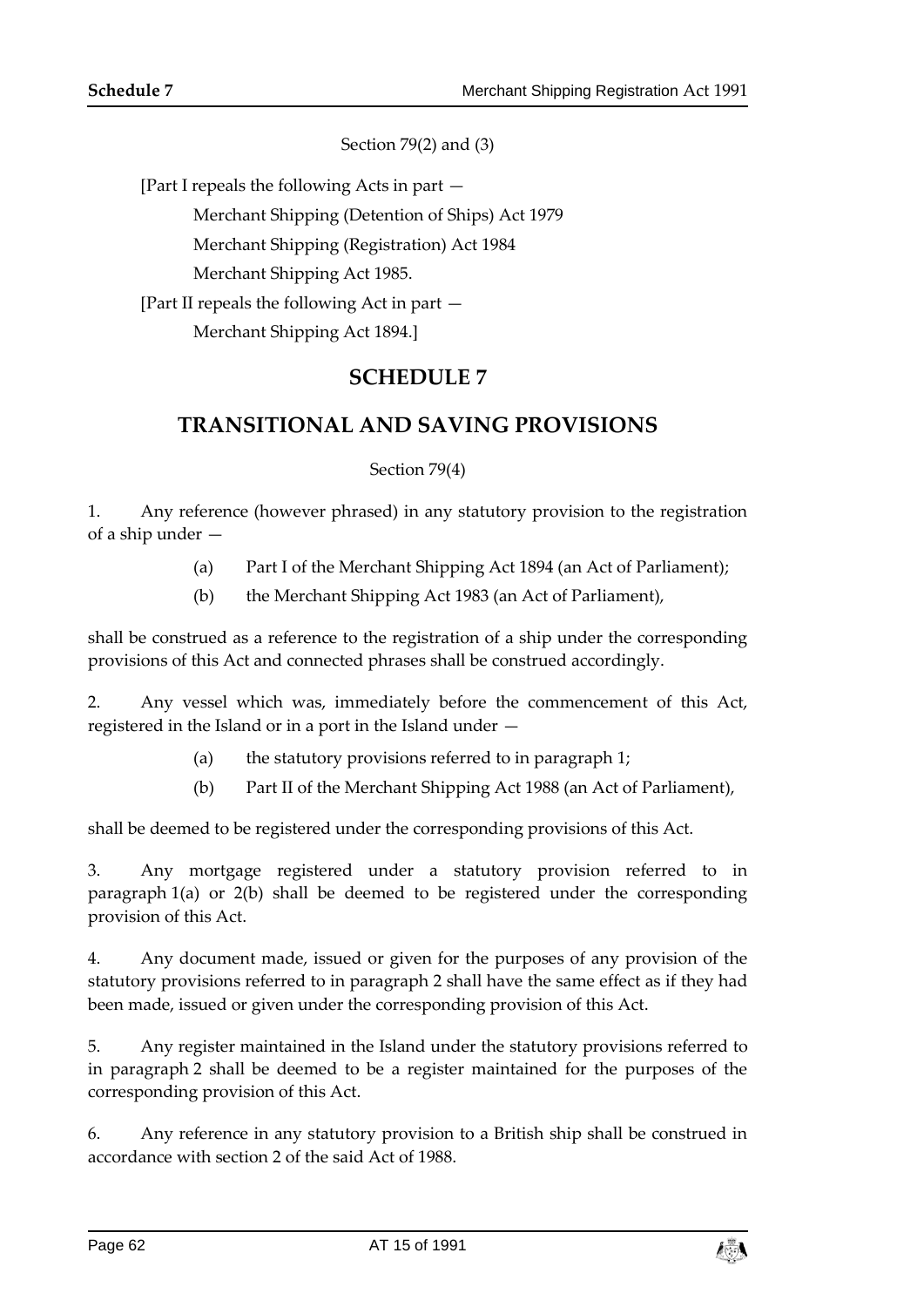Section 79(2) and (3)

[Part I repeals the following Acts in part —

Merchant Shipping (Detention of Ships) Act 1979

Merchant Shipping (Registration) Act 1984

Merchant Shipping Act 1985.

[Part II repeals the following Act in part —

Merchant Shipping Act 1894.]

# SCHEDULE 7

# TRANSITIONAL AND SAVING PROVISIONS

Section 79(4)

1. Any reference (however phrased) in any statutory provision to the registration of a ship under —

   (a) Part I of the Merchant Shipping Act 1894 (an Act of Parliament);

   (b) the Merchant Shipping Act 1983 (an Act of Parliament),

shall be construed as a reference to the registration of a ship under the corresponding provisions of this Act and connected phrases shall be construed accordingly.

2. Any vessel which was, immediately before the commencement of this Act, registered in the Island or in a port in the Island under —

   (a) the statutory provisions referred to in paragraph 1;

   (b) Part II of the Merchant Shipping Act 1988 (an Act of Parliament),

shall be deemed to be registered under the corresponding provisions of this Act.

3. Any mortgage registered under a statutory provision referred to in paragraph 1(a) or 2(b) shall be deemed to be registered under the corresponding provision of this Act.

4. Any document made, issued or given for the purposes of any provision of the statutory provisions referred to in paragraph 2 shall have the same effect as if they had been made, issued or given under the corresponding provision of this Act.

5. Any register maintained in the Island under the statutory provisions referred to in paragraph 2 shall be deemed to be a register maintained for the purposes of the corresponding provision of this Act.

6. Any reference in any statutory provision to a British ship shall be construed in accordance with section 2 of the said Act of 1988.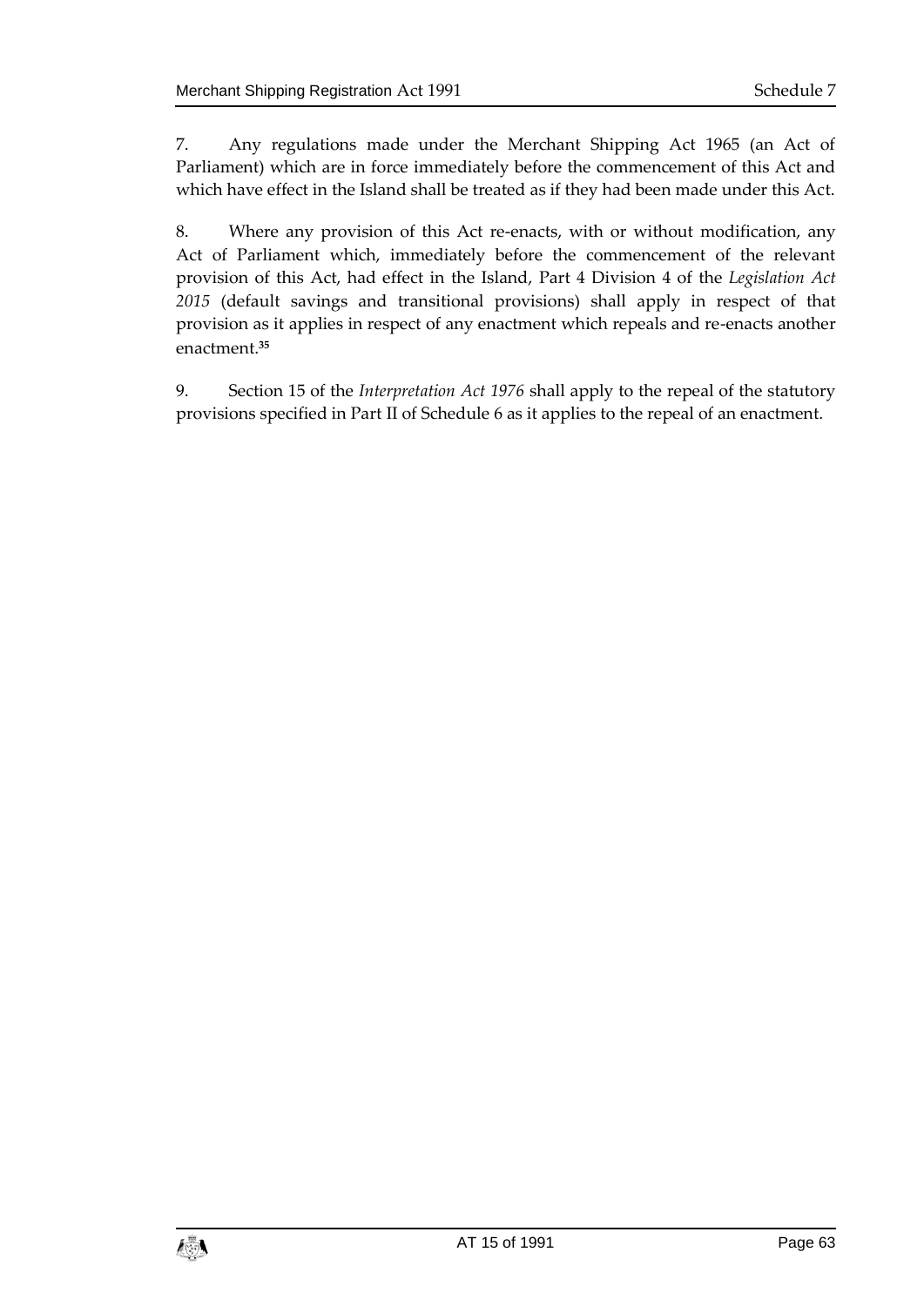7. Any regulations made under the Merchant Shipping Act 1965 (an Act of Parliament) which are in force immediately before the commencement of this Act and which have effect in the Island shall be treated as if they had been made under this Act.

8. Where any provision of this Act re-enacts, with or without modification, any Act of Parliament which, immediately before the commencement of the relevant provision of this Act, had effect in the Island, Part 4 Division 4 of the *Legislation Act 2015* (default savings and transitional provisions) shall apply in respect of that provision as it applies in respect of any enactment which repeals and re-enacts another enactment.[35]

9. Section 15 of the *Interpretation Act 1976* shall apply to the repeal of the statutory provisions specified in Part II of Schedule 6 as it applies to the repeal of an enactment.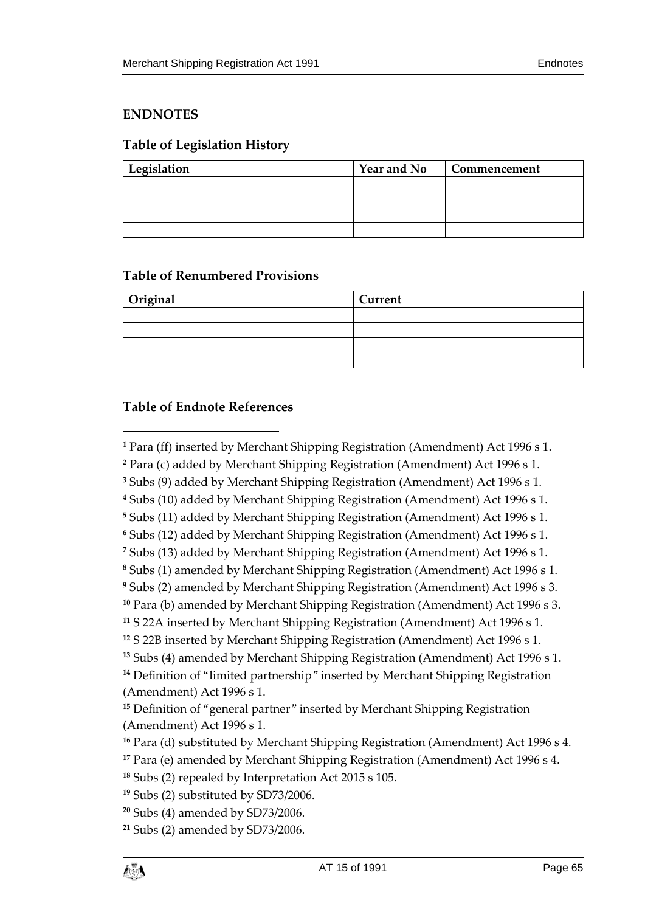## ENDNOTES

### Table of Legislation History

| Legislation | Year and No | Commencement |
|---|---|---|
| | | |
| | | |
| | | |
| | | |

### Table of Renumbered Provisions

| Original | Current |
|---|---|
| | |
| | |
| | |
| | |

### Table of Endnote References

[1] Para (ff) inserted by Merchant Shipping Registration (Amendment) Act 1996 s 1.

[2] Para (c) added by Merchant Shipping Registration (Amendment) Act 1996 s 1.

[3] Subs (9) added by Merchant Shipping Registration (Amendment) Act 1996 s 1.

[4] Subs (10) added by Merchant Shipping Registration (Amendment) Act 1996 s 1.

[5] Subs (11) added by Merchant Shipping Registration (Amendment) Act 1996 s 1.

[6] Subs (12) added by Merchant Shipping Registration (Amendment) Act 1996 s 1.

[7] Subs (13) added by Merchant Shipping Registration (Amendment) Act 1996 s 1.

[8] Subs (1) amended by Merchant Shipping Registration (Amendment) Act 1996 s 1.

[9] Subs (2) amended by Merchant Shipping Registration (Amendment) Act 1996 s 3.

[10] Para (b) amended by Merchant Shipping Registration (Amendment) Act 1996 s 3.

[11] S 22A inserted by Merchant Shipping Registration (Amendment) Act 1996 s 1.

[12] S 22B inserted by Merchant Shipping Registration (Amendment) Act 1996 s 1.

[13] Subs (4) amended by Merchant Shipping Registration (Amendment) Act 1996 s 1.

[14] Definition of "limited partnership" inserted by Merchant Shipping Registration (Amendment) Act 1996 s 1.

[15] Definition of "general partner" inserted by Merchant Shipping Registration (Amendment) Act 1996 s 1.

[16] Para (d) substituted by Merchant Shipping Registration (Amendment) Act 1996 s 4.

[17] Para (e) amended by Merchant Shipping Registration (Amendment) Act 1996 s 4.

[18] Subs (2) repealed by Interpretation Act 2015 s 105.

[19] Subs (2) substituted by SD73/2006.

[20] Subs (4) amended by SD73/2006.

[21] Subs (2) amended by SD73/2006.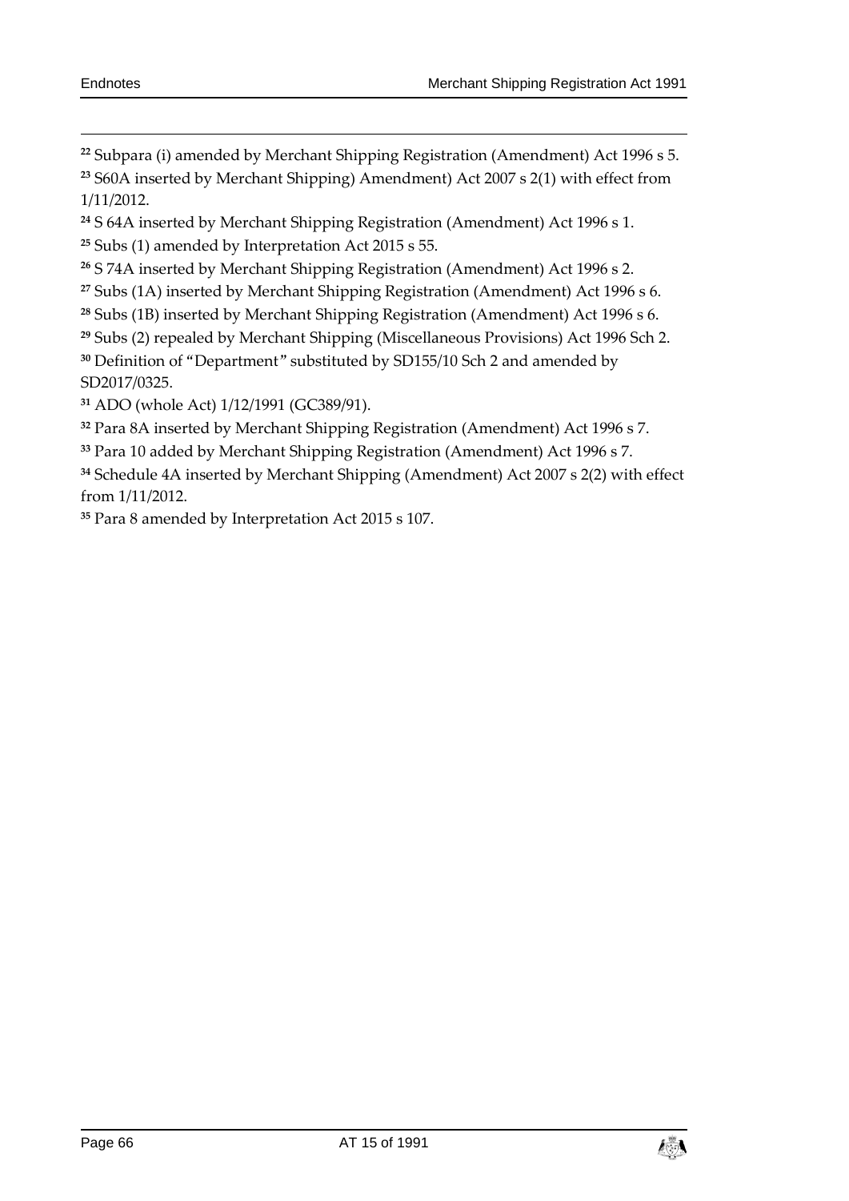[22] Subpara (i) amended by Merchant Shipping Registration (Amendment) Act 1996 s 5.

[23] S60A inserted by Merchant Shipping) Amendment) Act 2007 s 2(1) with effect from 1/11/2012.

[24] S 64A inserted by Merchant Shipping Registration (Amendment) Act 1996 s 1.

[25] Subs (1) amended by Interpretation Act 2015 s 55.

[26] S 74A inserted by Merchant Shipping Registration (Amendment) Act 1996 s 2.

[27] Subs (1A) inserted by Merchant Shipping Registration (Amendment) Act 1996 s 6.

[28] Subs (1B) inserted by Merchant Shipping Registration (Amendment) Act 1996 s 6.

[29] Subs (2) repealed by Merchant Shipping (Miscellaneous Provisions) Act 1996 Sch 2.

[30] Definition of "Department" substituted by SD155/10 Sch 2 and amended by SD2017/0325.

[31] ADO (whole Act) 1/12/1991 (GC389/91).

[32] Para 8A inserted by Merchant Shipping Registration (Amendment) Act 1996 s 7.

[33] Para 10 added by Merchant Shipping Registration (Amendment) Act 1996 s 7.

[34] Schedule 4A inserted by Merchant Shipping (Amendment) Act 2007 s 2(2) with effect from 1/11/2012.

[35] Para 8 amended by Interpretation Act 2015 s 107.